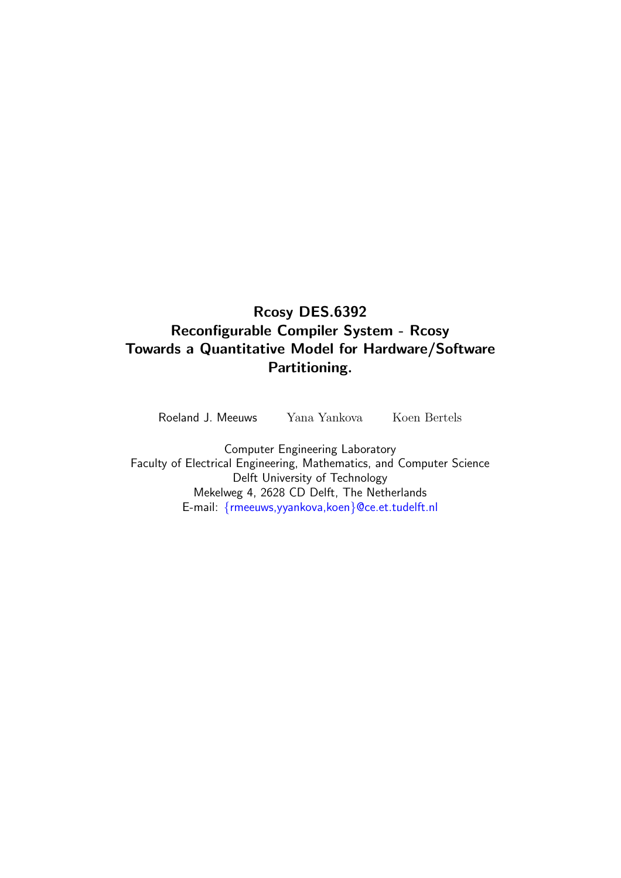# Rcosy DES.6392
# Reconfigurable Compiler System - Rcosy
# Towards a Quantitative Model for Hardware/Software Partitioning.

Roeland J. Meeuws  Yana Yankova  Koen Bertels

Computer Engineering Laboratory
Faculty of Electrical Engineering, Mathematics, and Computer Science
Delft University of Technology
Mekelweg 4, 2628 CD Delft, The Netherlands
E-mail: {rmeeuws,yyankova,koen}@ce.et.tudelft.nl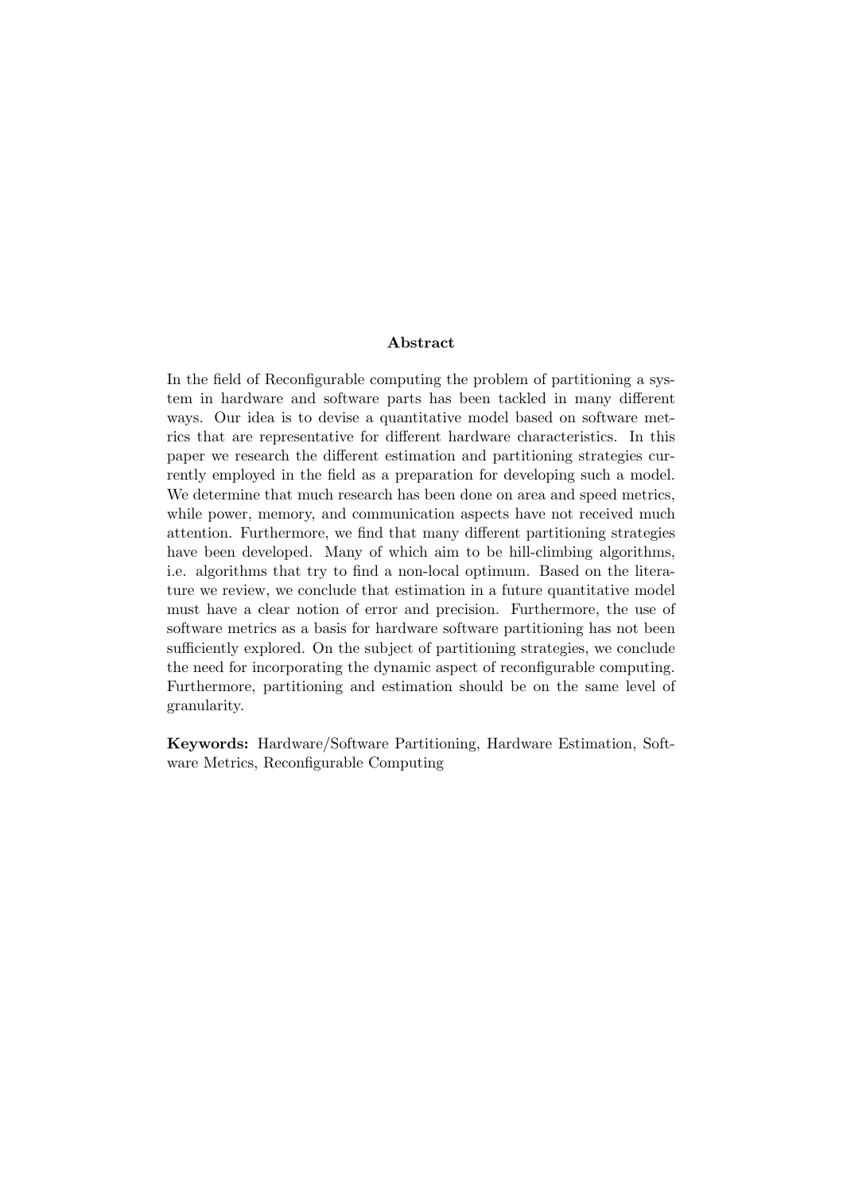## Abstract

In the field of Reconfigurable computing the problem of partitioning a system in hardware and software parts has been tackled in many different ways. Our idea is to devise a quantitative model based on software metrics that are representative for different hardware characteristics. In this paper we research the different estimation and partitioning strategies currently employed in the field as a preparation for developing such a model. We determine that much research has been done on area and speed metrics, while power, memory, and communication aspects have not received much attention. Furthermore, we find that many different partitioning strategies have been developed. Many of which aim to be hill-climbing algorithms, i.e. algorithms that try to find a non-local optimum. Based on the literature we review, we conclude that estimation in a future quantitative model must have a clear notion of error and precision. Furthermore, the use of software metrics as a basis for hardware software partitioning has not been sufficiently explored. On the subject of partitioning strategies, we conclude the need for incorporating the dynamic aspect of reconfigurable computing. Furthermore, partitioning and estimation should be on the same level of granularity.

**Keywords:** Hardware/Software Partitioning, Hardware Estimation, Software Metrics, Reconfigurable Computing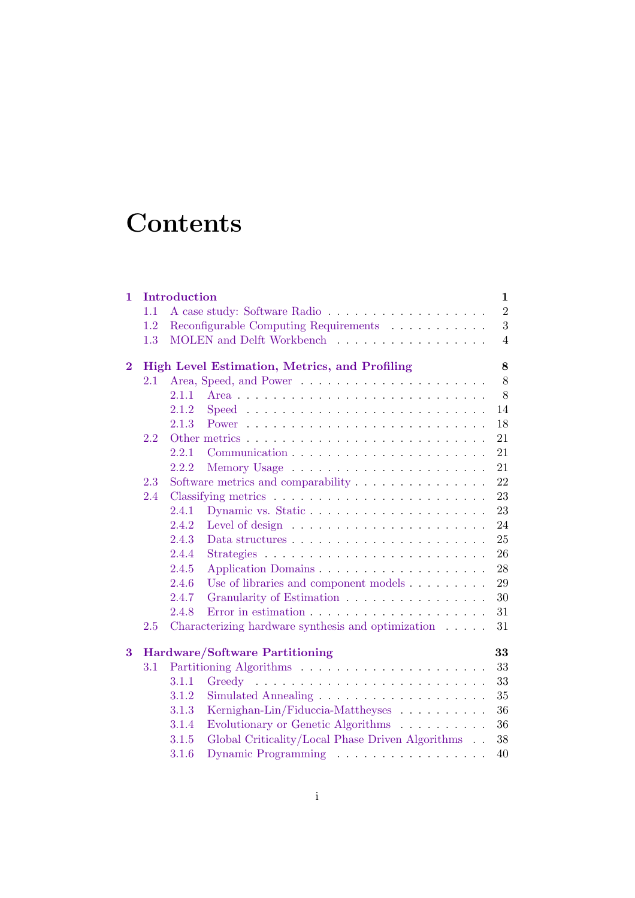# Contents

- **1 Introduction** — **1**
  - 1.1 A case study: Software Radio — 2
  - 1.2 Reconfigurable Computing Requirements — 3
  - 1.3 MOLEN and Delft Workbench — 4
- **2 High Level Estimation, Metrics, and Profiling** — **8**
  - 2.1 Area, Speed, and Power — 8
    - 2.1.1 Area — 8
    - 2.1.2 Speed — 14
    - 2.1.3 Power — 18
  - 2.2 Other metrics — 21
    - 2.2.1 Communication — 21
    - 2.2.2 Memory Usage — 21
  - 2.3 Software metrics and comparability — 22
  - 2.4 Classifying metrics — 23
    - 2.4.1 Dynamic vs. Static — 23
    - 2.4.2 Level of design — 24
    - 2.4.3 Data structures — 25
    - 2.4.4 Strategies — 26
    - 2.4.5 Application Domains — 28
    - 2.4.6 Use of libraries and component models — 29
    - 2.4.7 Granularity of Estimation — 30
    - 2.4.8 Error in estimation — 31
  - 2.5 Characterizing hardware synthesis and optimization — 31
- **3 Hardware/Software Partitioning** — **33**
  - 3.1 Partitioning Algorithms — 33
    - 3.1.1 Greedy — 33
    - 3.1.2 Simulated Annealing — 35
    - 3.1.3 Kernighan-Lin/Fiduccia-Mattheyses — 36
    - 3.1.4 Evolutionary or Genetic Algorithms — 36
    - 3.1.5 Global Criticality/Local Phase Driven Algorithms — 38
    - 3.1.6 Dynamic Programming — 40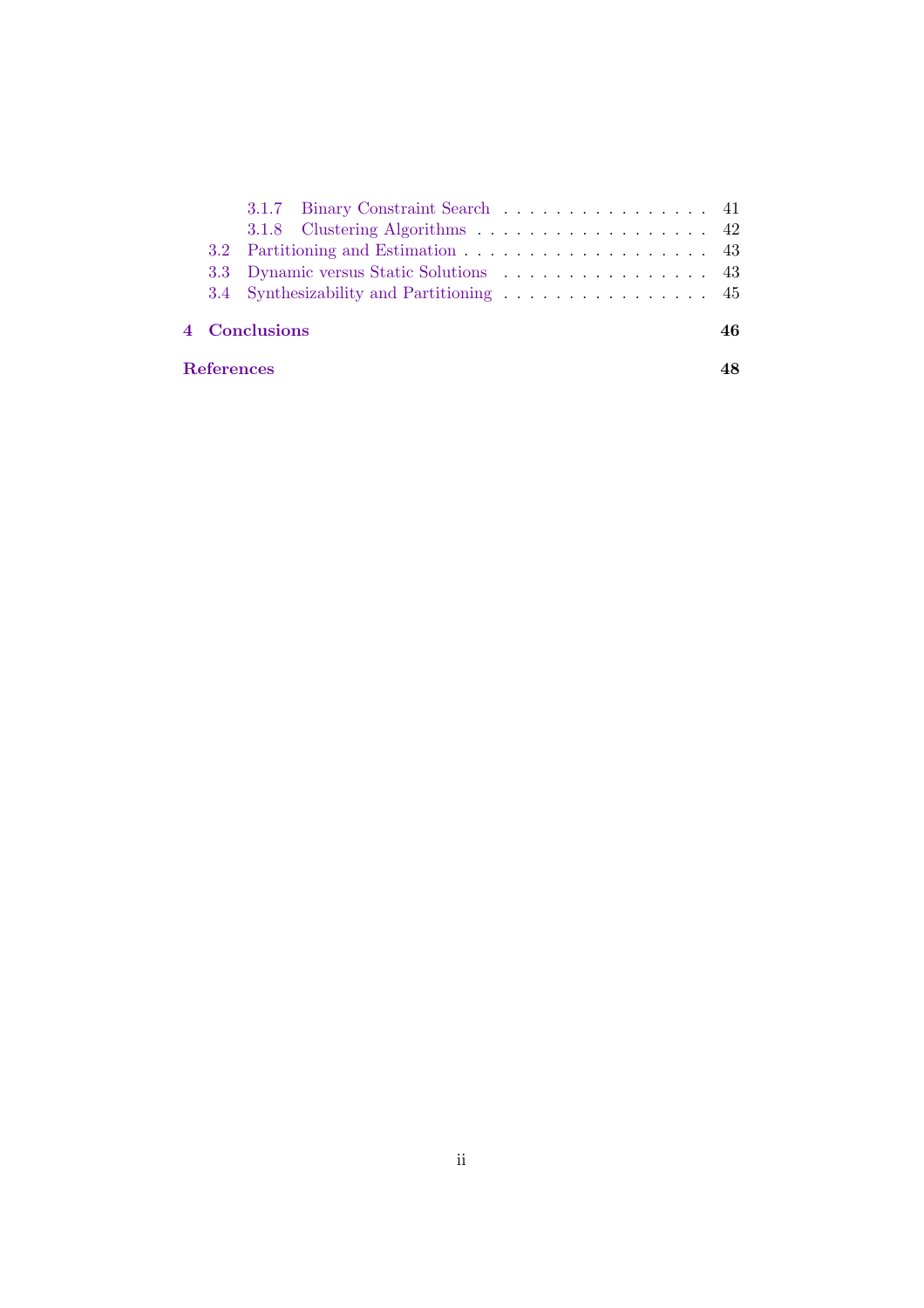- 3.1.7 Binary Constraint Search . . . . . . . . . . . . . . . . . 41
- 3.1.8 Clustering Algorithms . . . . . . . . . . . . . . . . . . . 42
- 3.2 Partitioning and Estimation . . . . . . . . . . . . . . . . . . . . 43
- 3.3 Dynamic versus Static Solutions . . . . . . . . . . . . . . . . . 43
- 3.4 Synthesizability and Partitioning . . . . . . . . . . . . . . . . . 45

**4 Conclusions** **46**

**References** **48**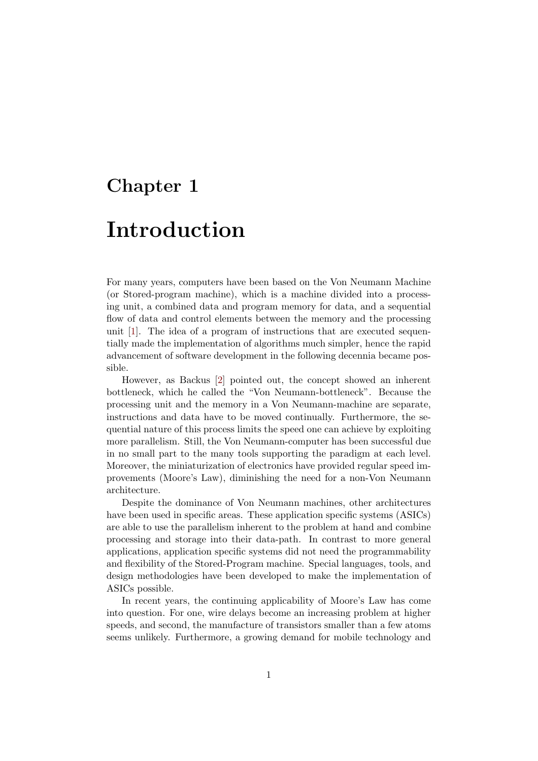# Chapter 1

# Introduction

For many years, computers have been based on the Von Neumann Machine (or Stored-program machine), which is a machine divided into a processing unit, a combined data and program memory for data, and a sequential flow of data and control elements between the memory and the processing unit [1]. The idea of a program of instructions that are executed sequentially made the implementation of algorithms much simpler, hence the rapid advancement of software development in the following decennia became possible.

However, as Backus [2] pointed out, the concept showed an inherent bottleneck, which he called the "Von Neumann-bottleneck". Because the processing unit and the memory in a Von Neumann-machine are separate, instructions and data have to be moved continually. Furthermore, the sequential nature of this process limits the speed one can achieve by exploiting more parallelism. Still, the Von Neumann-computer has been successful due in no small part to the many tools supporting the paradigm at each level. Moreover, the miniaturization of electronics have provided regular speed improvements (Moore's Law), diminishing the need for a non-Von Neumann architecture.

Despite the dominance of Von Neumann machines, other architectures have been used in specific areas. These application specific systems (ASICs) are able to use the parallelism inherent to the problem at hand and combine processing and storage into their data-path. In contrast to more general applications, application specific systems did not need the programmability and flexibility of the Stored-Program machine. Special languages, tools, and design methodologies have been developed to make the implementation of ASICs possible.

In recent years, the continuing applicability of Moore's Law has come into question. For one, wire delays become an increasing problem at higher speeds, and second, the manufacture of transistors smaller than a few atoms seems unlikely. Furthermore, a growing demand for mobile technology and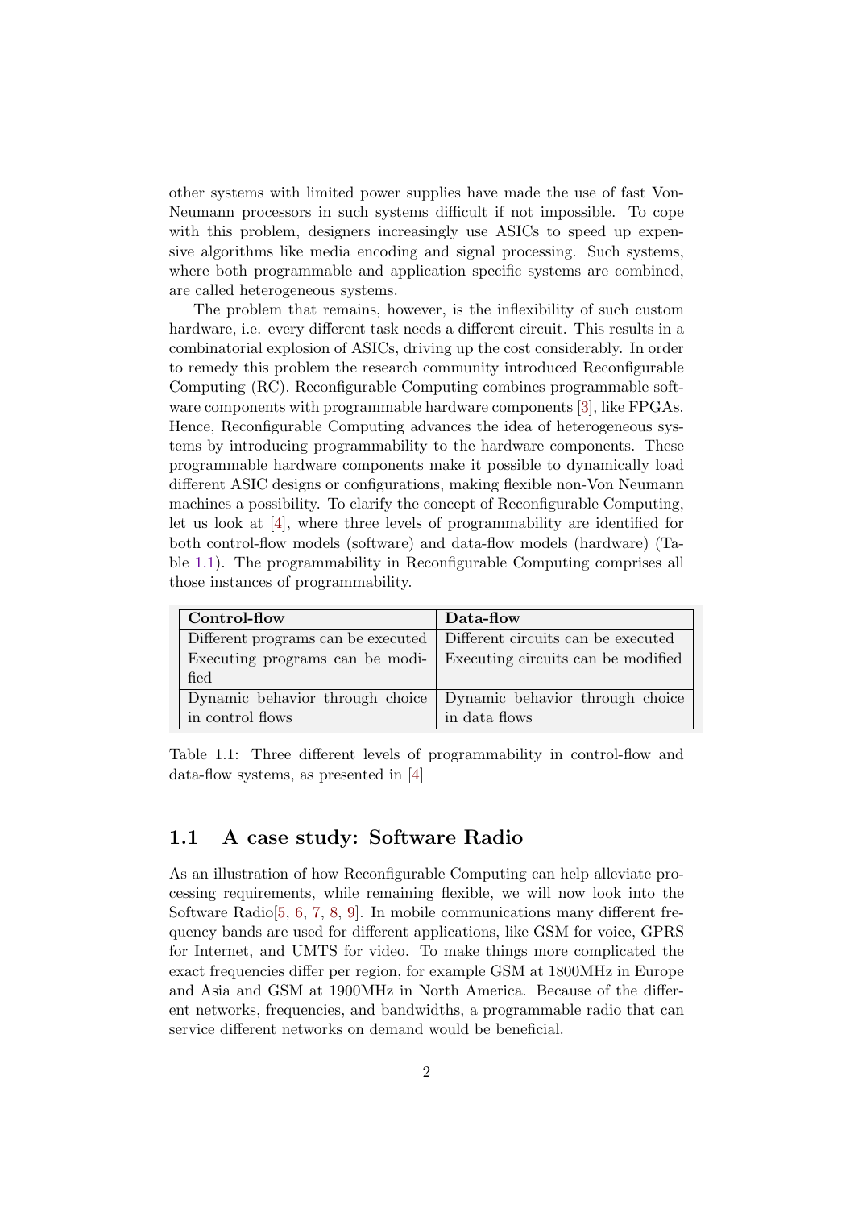other systems with limited power supplies have made the use of fast Von-Neumann processors in such systems difficult if not impossible. To cope with this problem, designers increasingly use ASICs to speed up expensive algorithms like media encoding and signal processing. Such systems, where both programmable and application specific systems are combined, are called heterogeneous systems.

The problem that remains, however, is the inflexibility of such custom hardware, i.e. every different task needs a different circuit. This results in a combinatorial explosion of ASICs, driving up the cost considerably. In order to remedy this problem the research community introduced Reconfigurable Computing (RC). Reconfigurable Computing combines programmable software components with programmable hardware components [3], like FPGAs. Hence, Reconfigurable Computing advances the idea of heterogeneous systems by introducing programmability to the hardware components. These programmable hardware components make it possible to dynamically load different ASIC designs or configurations, making flexible non-Von Neumann machines a possibility. To clarify the concept of Reconfigurable Computing, let us look at [4], where three levels of programmability are identified for both control-flow models (software) and data-flow models (hardware) (Table 1.1). The programmability in Reconfigurable Computing comprises all those instances of programmability.

| **Control-flow** | **Data-flow** |
|---|---|
| Different programs can be executed | Different circuits can be executed |
| Executing programs can be modified | Executing circuits can be modified |
| Dynamic behavior through choice in control flows | Dynamic behavior through choice in data flows |

Table 1.1: Three different levels of programmability in control-flow and data-flow systems, as presented in [4]

## 1.1 A case study: Software Radio

As an illustration of how Reconfigurable Computing can help alleviate processing requirements, while remaining flexible, we will now look into the Software Radio[5, 6, 7, 8, 9]. In mobile communications many different frequency bands are used for different applications, like GSM for voice, GPRS for Internet, and UMTS for video. To make things more complicated the exact frequencies differ per region, for example GSM at 1800MHz in Europe and Asia and GSM at 1900MHz in North America. Because of the different networks, frequencies, and bandwidths, a programmable radio that can service different networks on demand would be beneficial.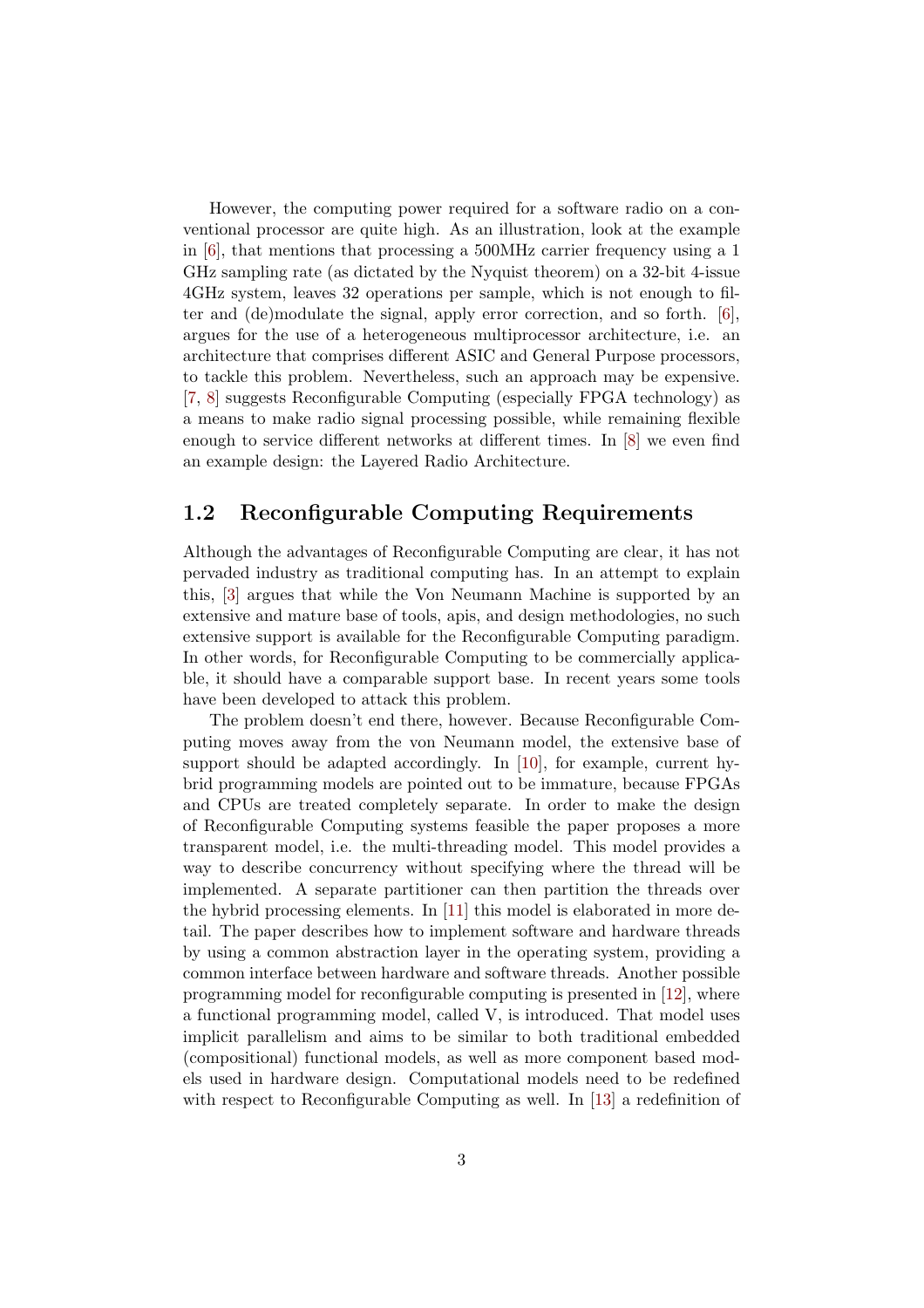However, the computing power required for a software radio on a conventional processor are quite high. As an illustration, look at the example in [6], that mentions that processing a 500MHz carrier frequency using a 1 GHz sampling rate (as dictated by the Nyquist theorem) on a 32-bit 4-issue 4GHz system, leaves 32 operations per sample, which is not enough to filter and (de)modulate the signal, apply error correction, and so forth. [6], argues for the use of a heterogeneous multiprocessor architecture, i.e. an architecture that comprises different ASIC and General Purpose processors, to tackle this problem. Nevertheless, such an approach may be expensive. [7, 8] suggests Reconfigurable Computing (especially FPGA technology) as a means to make radio signal processing possible, while remaining flexible enough to service different networks at different times. In [8] we even find an example design: the Layered Radio Architecture.

## 1.2 Reconfigurable Computing Requirements

Although the advantages of Reconfigurable Computing are clear, it has not pervaded industry as traditional computing has. In an attempt to explain this, [3] argues that while the Von Neumann Machine is supported by an extensive and mature base of tools, apis, and design methodologies, no such extensive support is available for the Reconfigurable Computing paradigm. In other words, for Reconfigurable Computing to be commercially applicable, it should have a comparable support base. In recent years some tools have been developed to attack this problem.

The problem doesn't end there, however. Because Reconfigurable Computing moves away from the von Neumann model, the extensive base of support should be adapted accordingly. In [10], for example, current hybrid programming models are pointed out to be immature, because FPGAs and CPUs are treated completely separate. In order to make the design of Reconfigurable Computing systems feasible the paper proposes a more transparent model, i.e. the multi-threading model. This model provides a way to describe concurrency without specifying where the thread will be implemented. A separate partitioner can then partition the threads over the hybrid processing elements. In [11] this model is elaborated in more detail. The paper describes how to implement software and hardware threads by using a common abstraction layer in the operating system, providing a common interface between hardware and software threads. Another possible programming model for reconfigurable computing is presented in [12], where a functional programming model, called V, is introduced. That model uses implicit parallelism and aims to be similar to both traditional embedded (compositional) functional models, as well as more component based models used in hardware design. Computational models need to be redefined with respect to Reconfigurable Computing as well. In [13] a redefinition of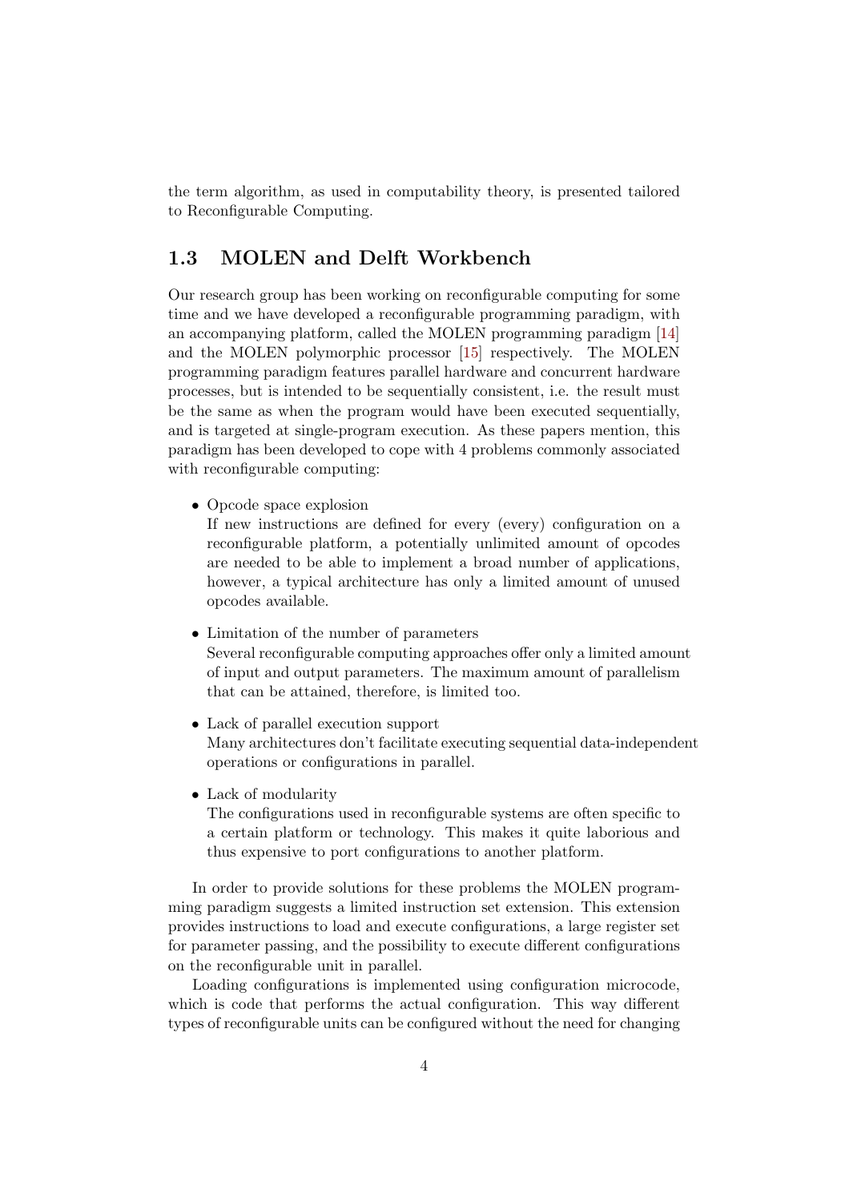the term algorithm, as used in computability theory, is presented tailored to Reconfigurable Computing.

## 1.3 MOLEN and Delft Workbench

Our research group has been working on reconfigurable computing for some time and we have developed a reconfigurable programming paradigm, with an accompanying platform, called the MOLEN programming paradigm [14] and the MOLEN polymorphic processor [15] respectively. The MOLEN programming paradigm features parallel hardware and concurrent hardware processes, but is intended to be sequentially consistent, i.e. the result must be the same as when the program would have been executed sequentially, and is targeted at single-program execution. As these papers mention, this paradigm has been developed to cope with 4 problems commonly associated with reconfigurable computing:

- Opcode space explosion
  If new instructions are defined for every (every) configuration on a reconfigurable platform, a potentially unlimited amount of opcodes are needed to be able to implement a broad number of applications, however, a typical architecture has only a limited amount of unused opcodes available.

- Limitation of the number of parameters
  Several reconfigurable computing approaches offer only a limited amount of input and output parameters. The maximum amount of parallelism that can be attained, therefore, is limited too.

- Lack of parallel execution support
  Many architectures don't facilitate executing sequential data-independent operations or configurations in parallel.

- Lack of modularity
  The configurations used in reconfigurable systems are often specific to a certain platform or technology. This makes it quite laborious and thus expensive to port configurations to another platform.

In order to provide solutions for these problems the MOLEN programming paradigm suggests a limited instruction set extension. This extension provides instructions to load and execute configurations, a large register set for parameter passing, and the possibility to execute different configurations on the reconfigurable unit in parallel.

Loading configurations is implemented using configuration microcode, which is code that performs the actual configuration. This way different types of reconfigurable units can be configured without the need for changing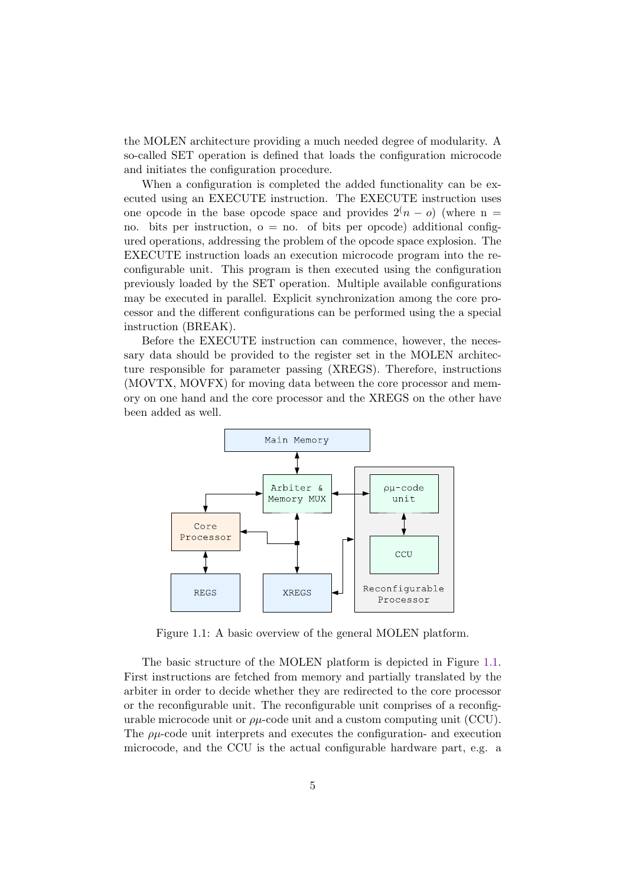the MOLEN architecture providing a much needed degree of modularity. A so-called SET operation is defined that loads the configuration microcode and initiates the configuration procedure.

When a configuration is completed the added functionality can be executed using an EXECUTE instruction. The EXECUTE instruction uses one opcode in the base opcode space and provides $2^(n - o)$ (where n = no. bits per instruction, o = no. of bits per opcode) additional configured operations, addressing the problem of the opcode space explosion. The EXECUTE instruction loads an execution microcode program into the reconfigurable unit. This program is then executed using the configuration previously loaded by the SET operation. Multiple available configurations may be executed in parallel. Explicit synchronization among the core processor and the different configurations can be performed using the a special instruction (BREAK).

Before the EXECUTE instruction can commence, however, the necessary data should be provided to the register set in the MOLEN architecture responsible for parameter passing (XREGS). Therefore, instructions (MOVTX, MOVFX) for moving data between the core processor and memory on one hand and the core processor and the XREGS on the other have been added as well.

Figure 1.1: A basic overview of the general MOLEN platform.

The basic structure of the MOLEN platform is depicted in Figure 1.1. First instructions are fetched from memory and partially translated by the arbiter in order to decide whether they are redirected to the core processor or the reconfigurable unit. The reconfigurable unit comprises of a reconfigurable microcode unit or $\rho\mu$-code unit and a custom computing unit (CCU). The $\rho\mu$-code unit interprets and executes the configuration- and execution microcode, and the CCU is the actual configurable hardware part, e.g. a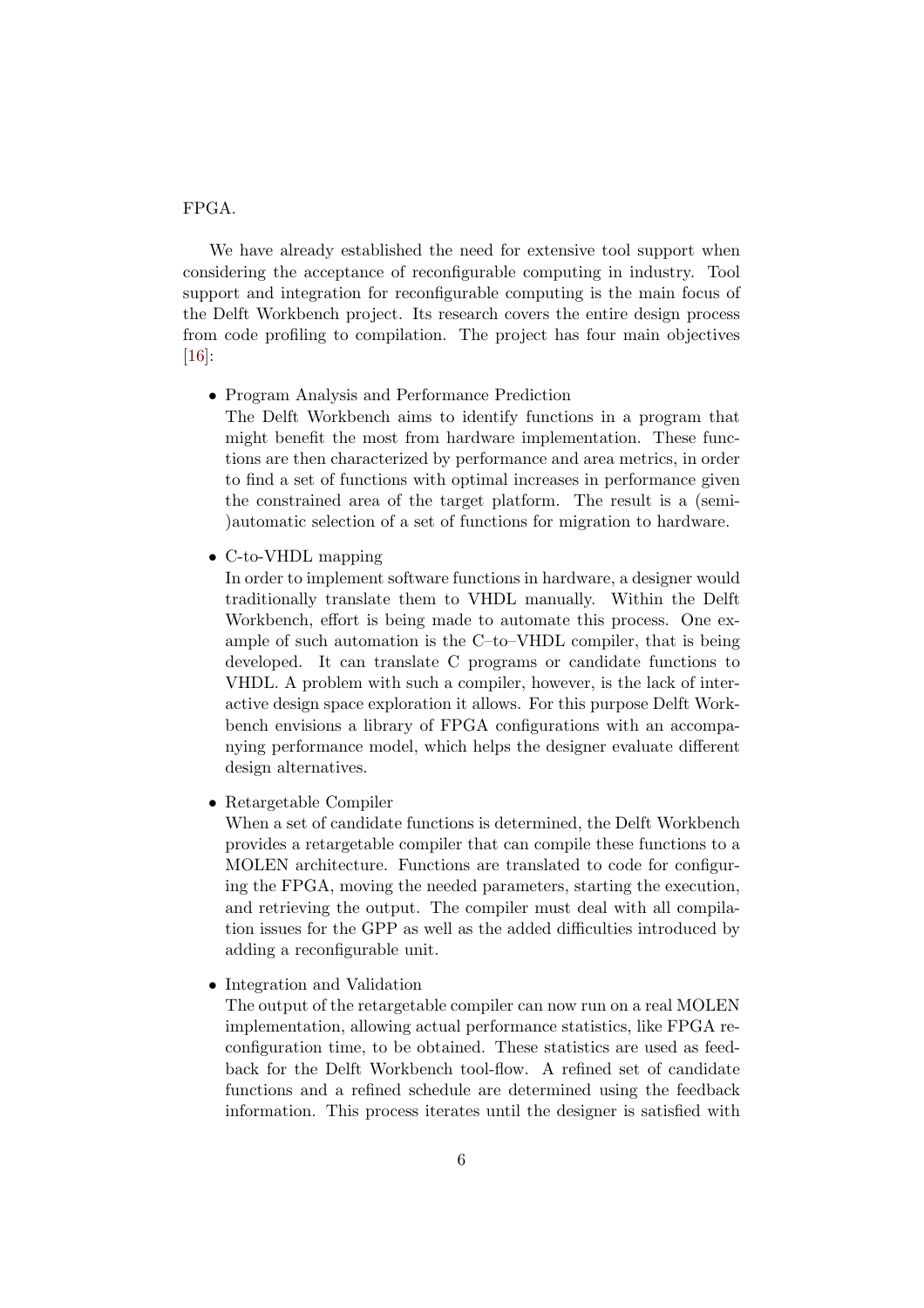FPGA.

We have already established the need for extensive tool support when considering the acceptance of reconfigurable computing in industry. Tool support and integration for reconfigurable computing is the main focus of the Delft Workbench project. Its research covers the entire design process from code profiling to compilation. The project has four main objectives [16]:

- Program Analysis and Performance Prediction
  The Delft Workbench aims to identify functions in a program that might benefit the most from hardware implementation. These functions are then characterized by performance and area metrics, in order to find a set of functions with optimal increases in performance given the constrained area of the target platform. The result is a (semi-)automatic selection of a set of functions for migration to hardware.

- C-to-VHDL mapping
  In order to implement software functions in hardware, a designer would traditionally translate them to VHDL manually. Within the Delft Workbench, effort is being made to automate this process. One example of such automation is the C–to–VHDL compiler, that is being developed. It can translate C programs or candidate functions to VHDL. A problem with such a compiler, however, is the lack of interactive design space exploration it allows. For this purpose Delft Workbench envisions a library of FPGA configurations with an accompanying performance model, which helps the designer evaluate different design alternatives.

- Retargetable Compiler
  When a set of candidate functions is determined, the Delft Workbench provides a retargetable compiler that can compile these functions to a MOLEN architecture. Functions are translated to code for configuring the FPGA, moving the needed parameters, starting the execution, and retrieving the output. The compiler must deal with all compilation issues for the GPP as well as the added difficulties introduced by adding a reconfigurable unit.

- Integration and Validation
  The output of the retargetable compiler can now run on a real MOLEN implementation, allowing actual performance statistics, like FPGA reconfiguration time, to be obtained. These statistics are used as feedback for the Delft Workbench tool-flow. A refined set of candidate functions and a refined schedule are determined using the feedback information. This process iterates until the designer is satisfied with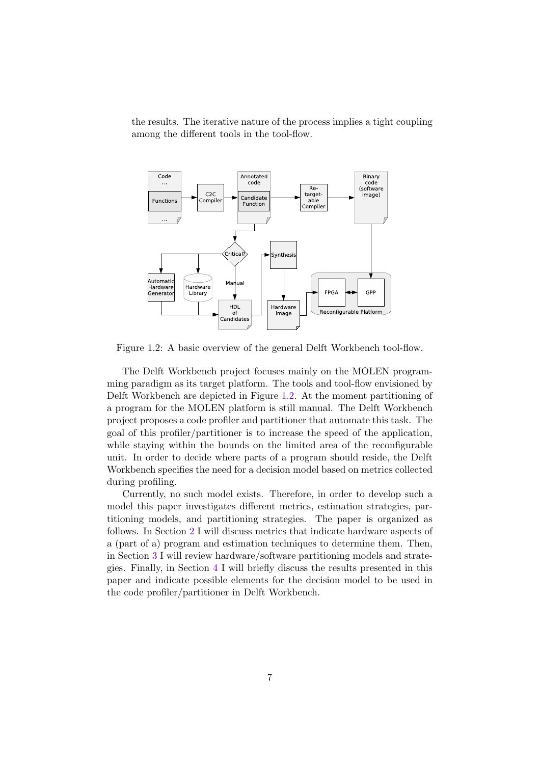the results. The iterative nature of the process implies a tight coupling among the different tools in the tool-flow.

Figure 1.2: A basic overview of the general Delft Workbench tool-flow.

The Delft Workbench project focuses mainly on the MOLEN programming paradigm as its target platform. The tools and tool-flow envisioned by Delft Workbench are depicted in Figure 1.2. At the moment partitioning of a program for the MOLEN platform is still manual. The Delft Workbench project proposes a code profiler and partitioner that automate this task. The goal of this profiler/partitioner is to increase the speed of the application, while staying within the bounds on the limited area of the reconfigurable unit. In order to decide where parts of a program should reside, the Delft Workbench specifies the need for a decision model based on metrics collected during profiling.

Currently, no such model exists. Therefore, in order to develop such a model this paper investigates different metrics, estimation strategies, partitioning models, and partitioning strategies. The paper is organized as follows. In Section 2 I will discuss metrics that indicate hardware aspects of a (part of a) program and estimation techniques to determine them. Then, in Section 3 I will review hardware/software partitioning models and strategies. Finally, in Section 4 I will briefly discuss the results presented in this paper and indicate possible elements for the decision model to be used in the code profiler/partitioner in Delft Workbench.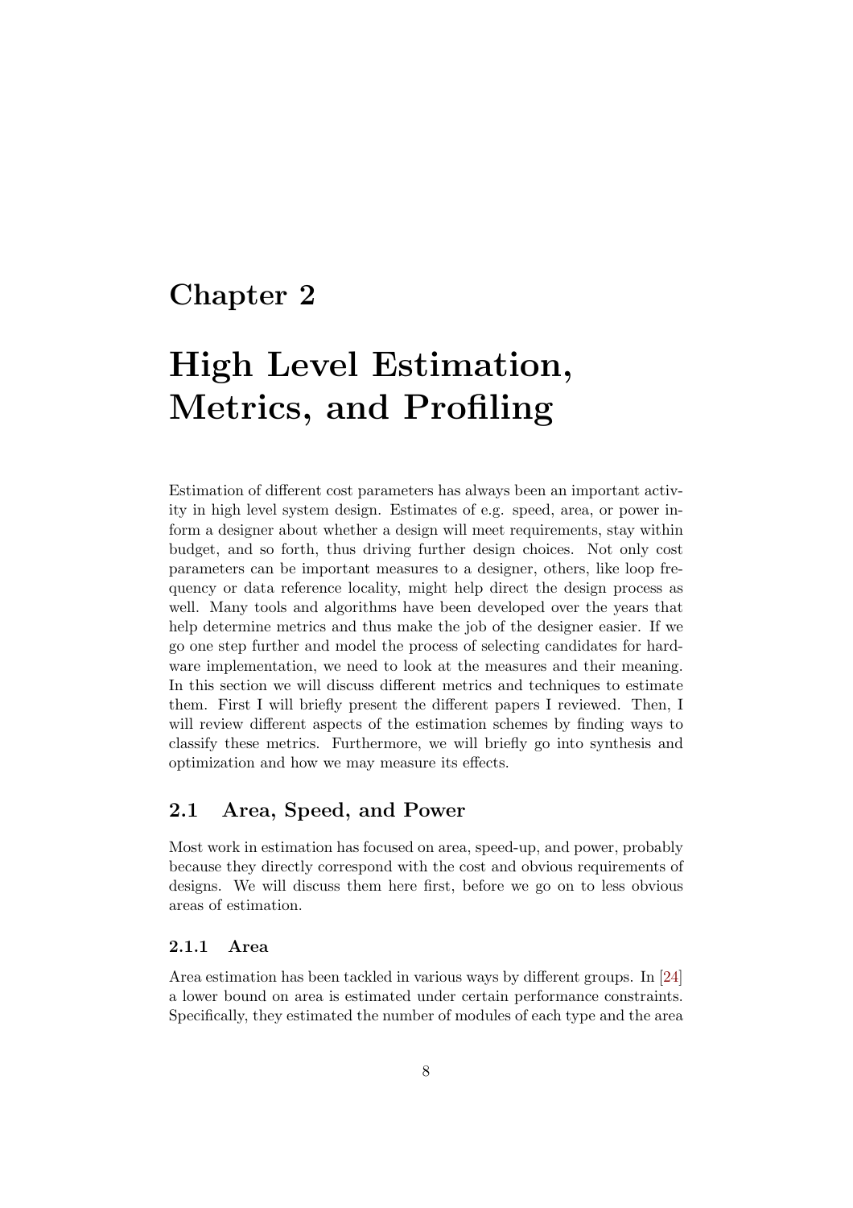# Chapter 2

# High Level Estimation, Metrics, and Profiling

Estimation of different cost parameters has always been an important activity in high level system design. Estimates of e.g. speed, area, or power inform a designer about whether a design will meet requirements, stay within budget, and so forth, thus driving further design choices. Not only cost parameters can be important measures to a designer, others, like loop frequency or data reference locality, might help direct the design process as well. Many tools and algorithms have been developed over the years that help determine metrics and thus make the job of the designer easier. If we go one step further and model the process of selecting candidates for hardware implementation, we need to look at the measures and their meaning. In this section we will discuss different metrics and techniques to estimate them. First I will briefly present the different papers I reviewed. Then, I will review different aspects of the estimation schemes by finding ways to classify these metrics. Furthermore, we will briefly go into synthesis and optimization and how we may measure its effects.

## 2.1 Area, Speed, and Power

Most work in estimation has focused on area, speed-up, and power, probably because they directly correspond with the cost and obvious requirements of designs. We will discuss them here first, before we go on to less obvious areas of estimation.

### 2.1.1 Area

Area estimation has been tackled in various ways by different groups. In [24] a lower bound on area is estimated under certain performance constraints. Specifically, they estimated the number of modules of each type and the area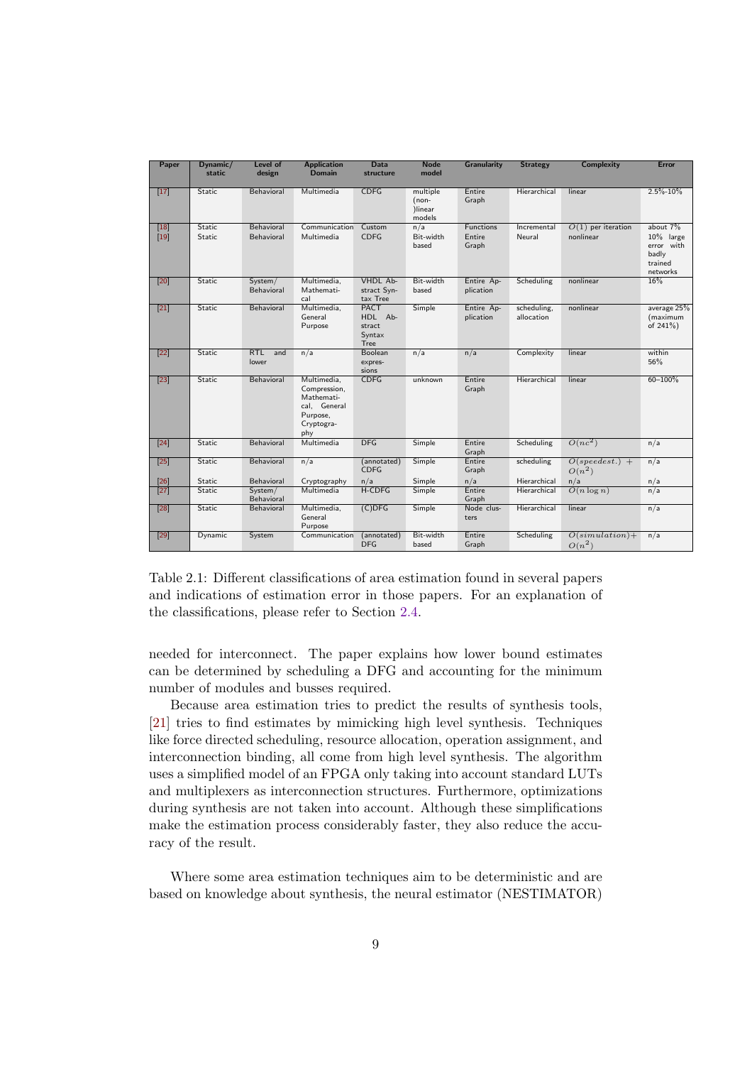| Paper | Dynamic/ static | Level of design | Application Domain | Data structure | Node model | Granularity | Strategy | Complexity | Error |
|---|---|---|---|---|---|---|---|---|---|
| [17] | Static | Behavioral | Multimedia | CDFG | multiple (non-)linear models | Entire Graph | Hierarchical | linear | 2.5%-10% |
| [18] | Static | Behavioral | Communication | Custom | n/a | Functions | Incremental | $O(1)$ per iteration | about 7% |
| [19] | Static | Behavioral | Multimedia | CDFG | Bit-width based | Entire Graph | Neural | nonlinear | 10% large error with badly trained networks |
| [20] | Static | System/ Behavioral | Multimedia, Mathematical | VHDL Abstract Syntax Tree | Bit-width based | Entire Application | Scheduling | nonlinear | 16% |
| [21] | Static | Behavioral | Multimedia, General Purpose | PACT HDL Abstract Syntax Tree | Simple | Entire Application | scheduling, allocation | nonlinear | average 25% (maximum of 241%) |
| [22] | Static | RTL and lower | n/a | Boolean expressions | n/a | n/a | Complexity | linear | within 56% |
| [23] | Static | Behavioral | Multimedia, Compression, Mathematical, General Purpose, Cryptography | CDFG | unknown | Entire Graph | Hierarchical | linear | 60–100% |
| [24] | Static | Behavioral | Multimedia | DFG | Simple | Entire Graph | Scheduling | $O(nc^2)$ | n/a |
| [25] | Static | Behavioral | n/a | (annotated) CDFG | Simple | Entire Graph | scheduling | $O(speedest.) + O(n^2)$ | n/a |
| [26] | Static | Behavioral | Cryptography | n/a | Simple | n/a | Hierarchical | n/a | n/a |
| [27] | Static | System/ Behavioral | Multimedia | H-CDFG | Simple | Entire Graph | Hierarchical | $O(n \log n)$ | n/a |
| [28] | Static | Behavioral | Multimedia, General Purpose | (C)DFG | Simple | Node clusters | Hierarchical | linear | n/a |
| [29] | Dynamic | System | Communication | (annotated) DFG | Bit-width based | Entire Graph | Scheduling | $O(simulation) + O(n^2)$ | n/a |

Table 2.1: Different classifications of area estimation found in several papers and indications of estimation error in those papers. For an explanation of the classifications, please refer to Section 2.4.

needed for interconnect. The paper explains how lower bound estimates can be determined by scheduling a DFG and accounting for the minimum number of modules and busses required.

Because area estimation tries to predict the results of synthesis tools, [21] tries to find estimates by mimicking high level synthesis. Techniques like force directed scheduling, resource allocation, operation assignment, and interconnection binding, all come from high level synthesis. The algorithm uses a simplified model of an FPGA only taking into account standard LUTs and multiplexers as interconnection structures. Furthermore, optimizations during synthesis are not taken into account. Although these simplifications make the estimation process considerably faster, they also reduce the accuracy of the result.

Where some area estimation techniques aim to be deterministic and are based on knowledge about synthesis, the neural estimator (NESTIMATOR)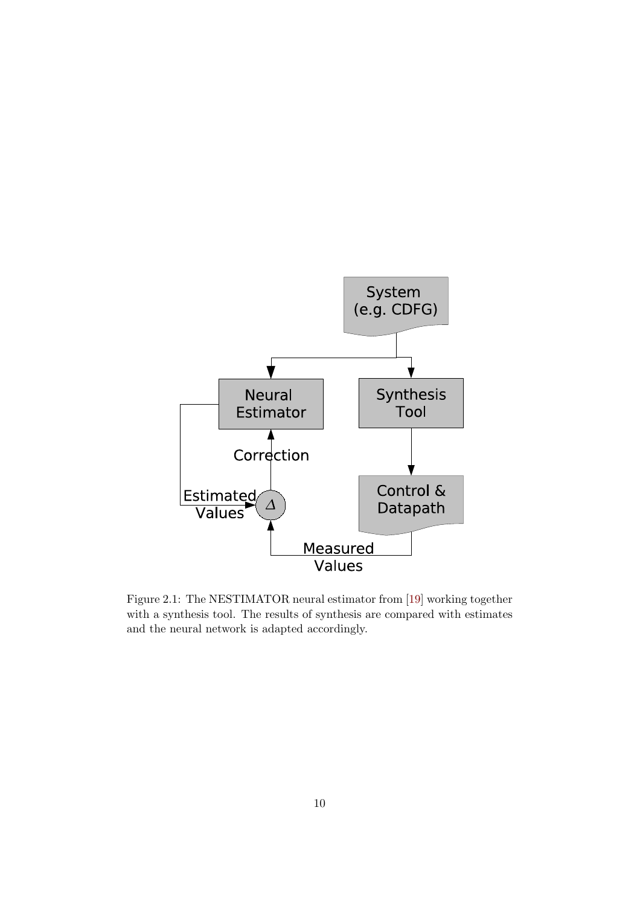Figure 2.1: The NESTIMATOR neural estimator from [19] working together with a synthesis tool. The results of synthesis are compared with estimates and the neural network is adapted accordingly.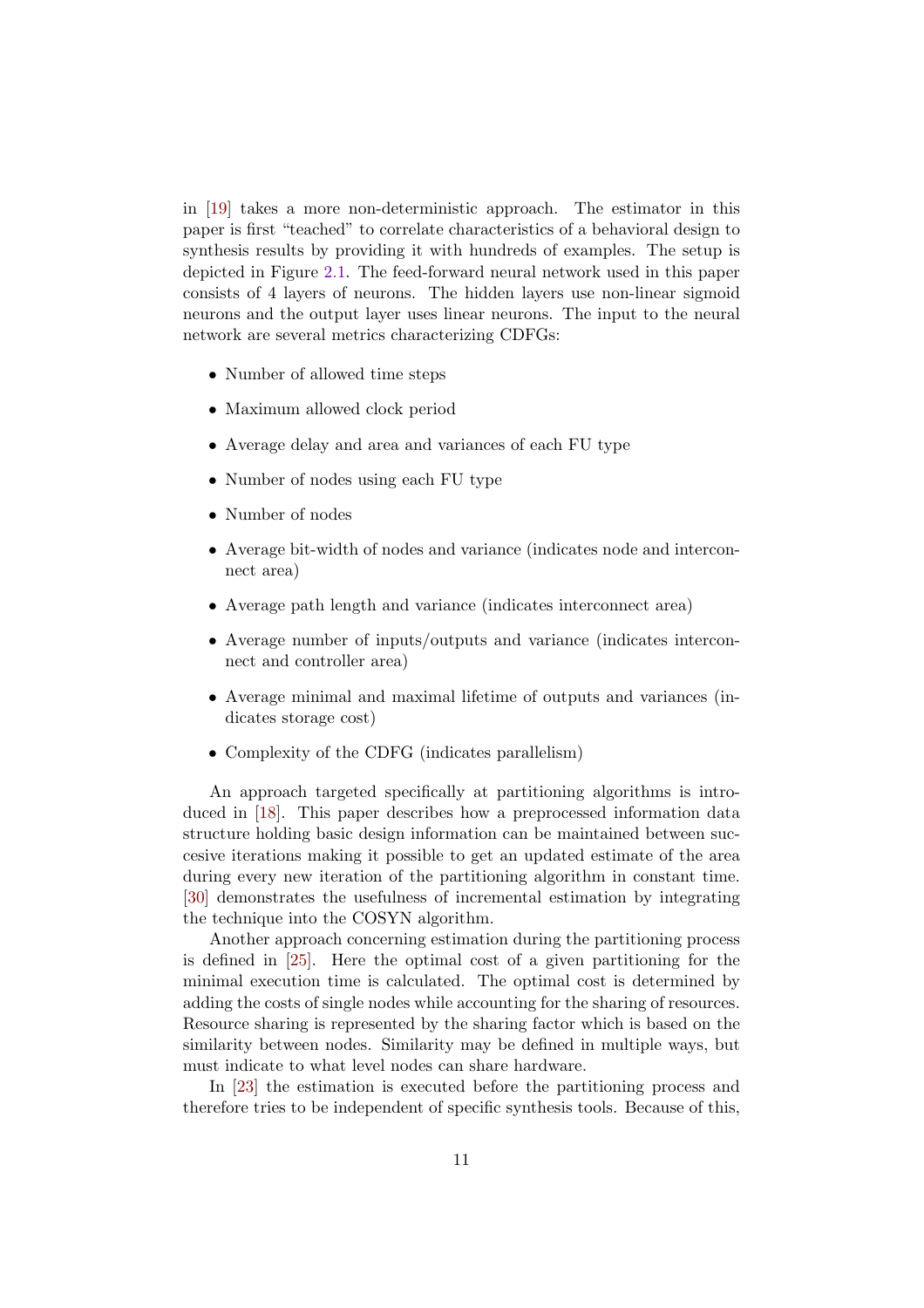in [19] takes a more non-deterministic approach. The estimator in this paper is first "teached" to correlate characteristics of a behavioral design to synthesis results by providing it with hundreds of examples. The setup is depicted in Figure 2.1. The feed-forward neural network used in this paper consists of 4 layers of neurons. The hidden layers use non-linear sigmoid neurons and the output layer uses linear neurons. The input to the neural network are several metrics characterizing CDFGs:

- Number of allowed time steps
- Maximum allowed clock period
- Average delay and area and variances of each FU type
- Number of nodes using each FU type
- Number of nodes
- Average bit-width of nodes and variance (indicates node and interconnect area)
- Average path length and variance (indicates interconnect area)
- Average number of inputs/outputs and variance (indicates interconnect and controller area)
- Average minimal and maximal lifetime of outputs and variances (indicates storage cost)
- Complexity of the CDFG (indicates parallelism)

An approach targeted specifically at partitioning algorithms is introduced in [18]. This paper describes how a preprocessed information data structure holding basic design information can be maintained between succesive iterations making it possible to get an updated estimate of the area during every new iteration of the partitioning algorithm in constant time. [30] demonstrates the usefulness of incremental estimation by integrating the technique into the COSYN algorithm.

Another approach concerning estimation during the partitioning process is defined in [25]. Here the optimal cost of a given partitioning for the minimal execution time is calculated. The optimal cost is determined by adding the costs of single nodes while accounting for the sharing of resources. Resource sharing is represented by the sharing factor which is based on the similarity between nodes. Similarity may be defined in multiple ways, but must indicate to what level nodes can share hardware.

In [23] the estimation is executed before the partitioning process and therefore tries to be independent of specific synthesis tools. Because of this,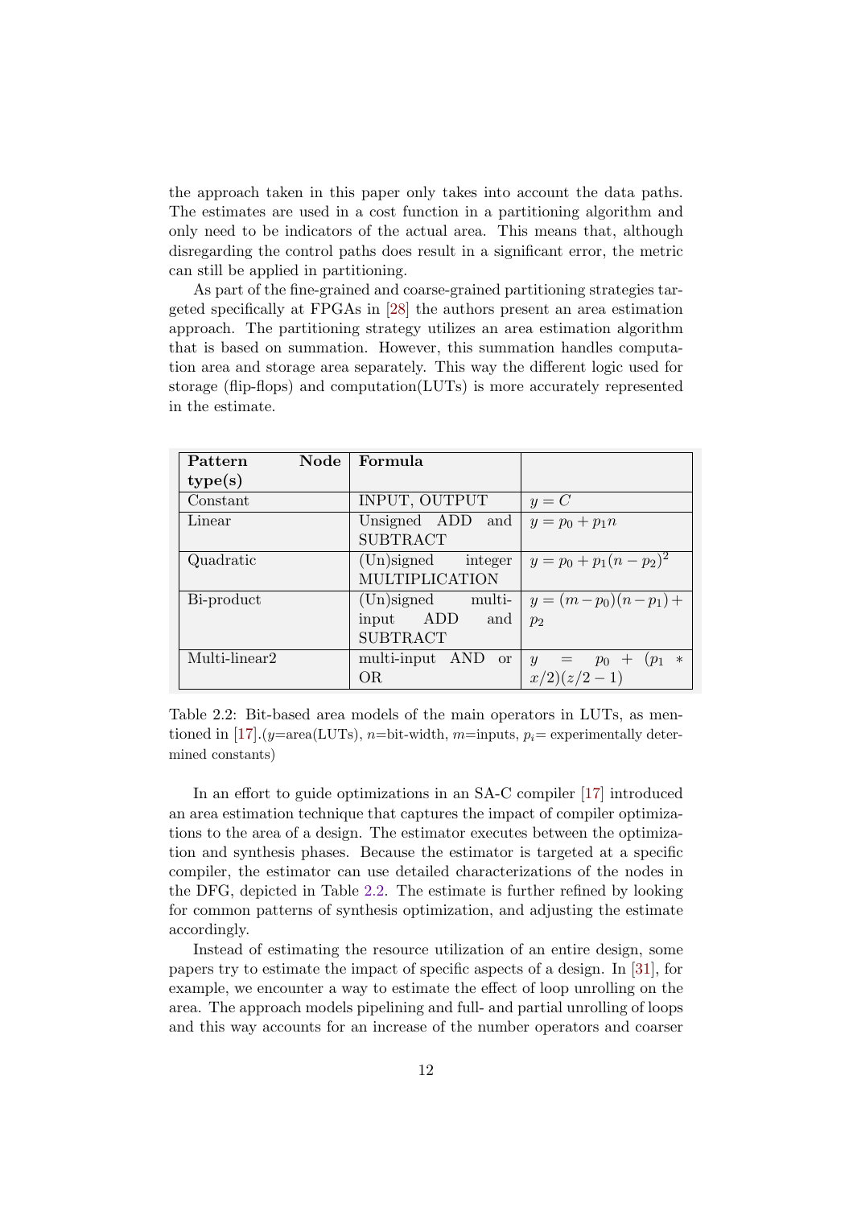the approach taken in this paper only takes into account the data paths. The estimates are used in a cost function in a partitioning algorithm and only need to be indicators of the actual area. This means that, although disregarding the control paths does result in a significant error, the metric can still be applied in partitioning.

As part of the fine-grained and coarse-grained partitioning strategies targeted specifically at FPGAs in [28] the authors present an area estimation approach. The partitioning strategy utilizes an area estimation algorithm that is based on summation. However, this summation handles computation area and storage area separately. This way the different logic used for storage (flip-flops) and computation(LUTs) is more accurately represented in the estimate.

| **Pattern Node type(s)** | **Formula** | |
|---|---|---|
| Constant | INPUT, OUTPUT | $y = C$ |
| Linear | Unsigned ADD and SUBTRACT | $y = p_0 + p_1 n$ |
| Quadratic | (Un)signed integer MULTIPLICATION | $y = p_0 + p_1(n - p_2)^2$ |
| Bi-product | (Un)signed multi-input ADD and SUBTRACT | $y = (m - p_0)(n - p_1) + p_2$ |
| Multi-linear2 | multi-input AND or OR | $y = p_0 + (p_1 * x/2)(z/2 - 1)$ |

Table 2.2: Bit-based area models of the main operators in LUTs, as mentioned in [17].($y$=area(LUTs), $n$=bit-width, $m$=inputs, $p_i$= experimentally determined constants)

In an effort to guide optimizations in an SA-C compiler [17] introduced an area estimation technique that captures the impact of compiler optimizations to the area of a design. The estimator executes between the optimization and synthesis phases. Because the estimator is targeted at a specific compiler, the estimator can use detailed characterizations of the nodes in the DFG, depicted in Table 2.2. The estimate is further refined by looking for common patterns of synthesis optimization, and adjusting the estimate accordingly.

Instead of estimating the resource utilization of an entire design, some papers try to estimate the impact of specific aspects of a design. In [31], for example, we encounter a way to estimate the effect of loop unrolling on the area. The approach models pipelining and full- and partial unrolling of loops and this way accounts for an increase of the number operators and coarser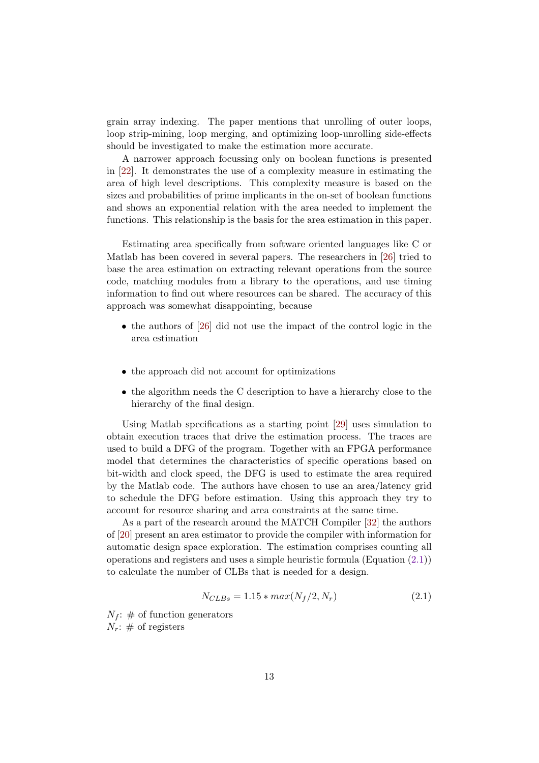grain array indexing. The paper mentions that unrolling of outer loops, loop strip-mining, loop merging, and optimizing loop-unrolling side-effects should be investigated to make the estimation more accurate.

A narrower approach focussing only on boolean functions is presented in [22]. It demonstrates the use of a complexity measure in estimating the area of high level descriptions. This complexity measure is based on the sizes and probabilities of prime implicants in the on-set of boolean functions and shows an exponential relation with the area needed to implement the functions. This relationship is the basis for the area estimation in this paper.

Estimating area specifically from software oriented languages like C or Matlab has been covered in several papers. The researchers in [26] tried to base the area estimation on extracting relevant operations from the source code, matching modules from a library to the operations, and use timing information to find out where resources can be shared. The accuracy of this approach was somewhat disappointing, because

- the authors of [26] did not use the impact of the control logic in the area estimation
- the approach did not account for optimizations
- the algorithm needs the C description to have a hierarchy close to the hierarchy of the final design.

Using Matlab specifications as a starting point [29] uses simulation to obtain execution traces that drive the estimation process. The traces are used to build a DFG of the program. Together with an FPGA performance model that determines the characteristics of specific operations based on bit-width and clock speed, the DFG is used to estimate the area required by the Matlab code. The authors have chosen to use an area/latency grid to schedule the DFG before estimation. Using this approach they try to account for resource sharing and area constraints at the same time.

As a part of the research around the MATCH Compiler [32] the authors of [20] present an area estimator to provide the compiler with information for automatic design space exploration. The estimation comprises counting all operations and registers and uses a simple heuristic formula (Equation (2.1)) to calculate the number of CLBs that is needed for a design.

$$N_{CLBs} = 1.15 * max(N_f/2, N_r) \tag{2.1}$$

$N_f$: # of function generators
$N_r$: # of registers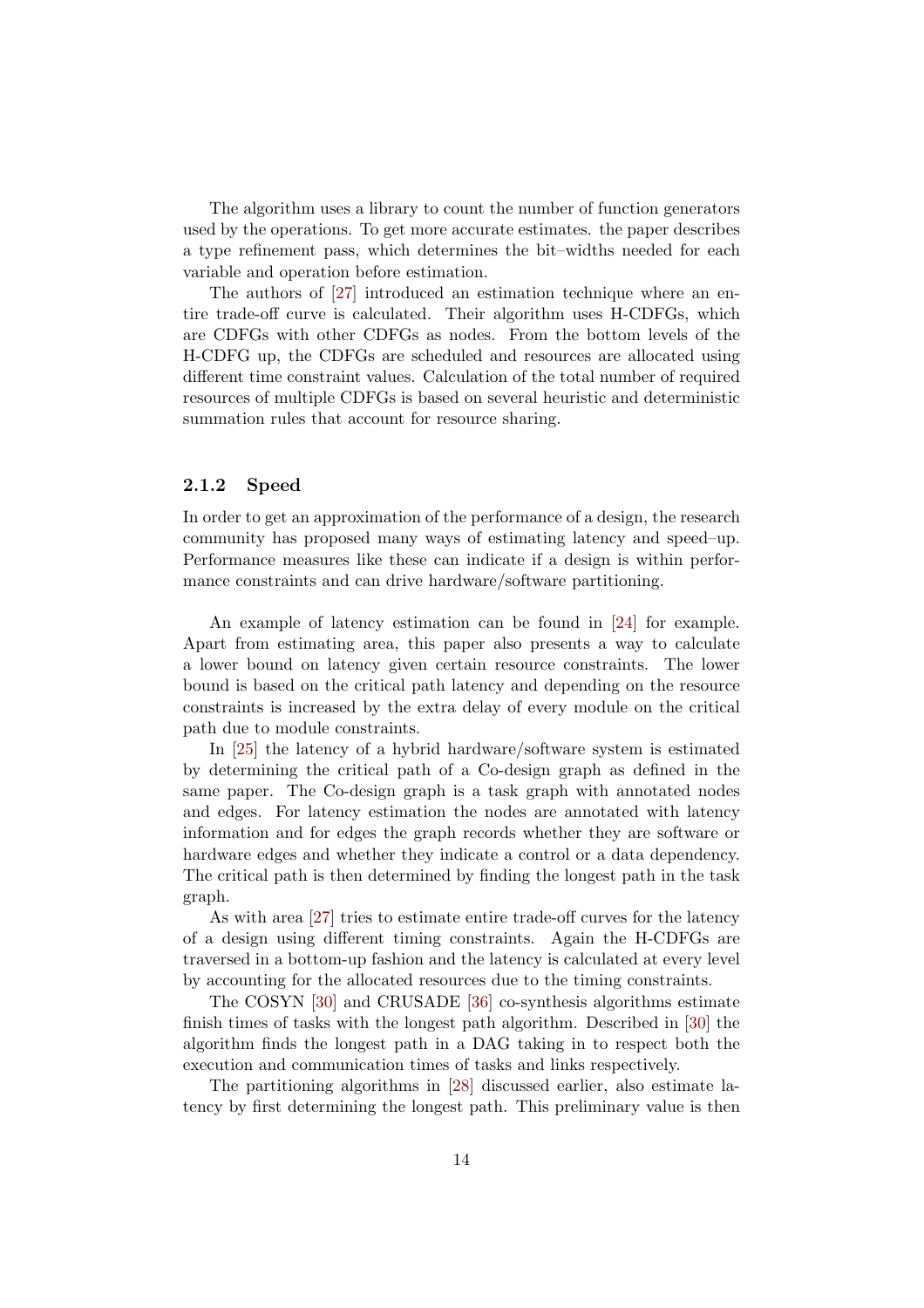The algorithm uses a library to count the number of function generators used by the operations. To get more accurate estimates. the paper describes a type refinement pass, which determines the bit–widths needed for each variable and operation before estimation.

The authors of [27] introduced an estimation technique where an entire trade-off curve is calculated. Their algorithm uses H-CDFGs, which are CDFGs with other CDFGs as nodes. From the bottom levels of the H-CDFG up, the CDFGs are scheduled and resources are allocated using different time constraint values. Calculation of the total number of required resources of multiple CDFGs is based on several heuristic and deterministic summation rules that account for resource sharing.

### 2.1.2 Speed

In order to get an approximation of the performance of a design, the research community has proposed many ways of estimating latency and speed–up. Performance measures like these can indicate if a design is within performance constraints and can drive hardware/software partitioning.

An example of latency estimation can be found in [24] for example. Apart from estimating area, this paper also presents a way to calculate a lower bound on latency given certain resource constraints. The lower bound is based on the critical path latency and depending on the resource constraints is increased by the extra delay of every module on the critical path due to module constraints.

In [25] the latency of a hybrid hardware/software system is estimated by determining the critical path of a Co-design graph as defined in the same paper. The Co-design graph is a task graph with annotated nodes and edges. For latency estimation the nodes are annotated with latency information and for edges the graph records whether they are software or hardware edges and whether they indicate a control or a data dependency. The critical path is then determined by finding the longest path in the task graph.

As with area [27] tries to estimate entire trade-off curves for the latency of a design using different timing constraints. Again the H-CDFGs are traversed in a bottom-up fashion and the latency is calculated at every level by accounting for the allocated resources due to the timing constraints.

The COSYN [30] and CRUSADE [36] co-synthesis algorithms estimate finish times of tasks with the longest path algorithm. Described in [30] the algorithm finds the longest path in a DAG taking in to respect both the execution and communication times of tasks and links respectively.

The partitioning algorithms in [28] discussed earlier, also estimate latency by first determining the longest path. This preliminary value is then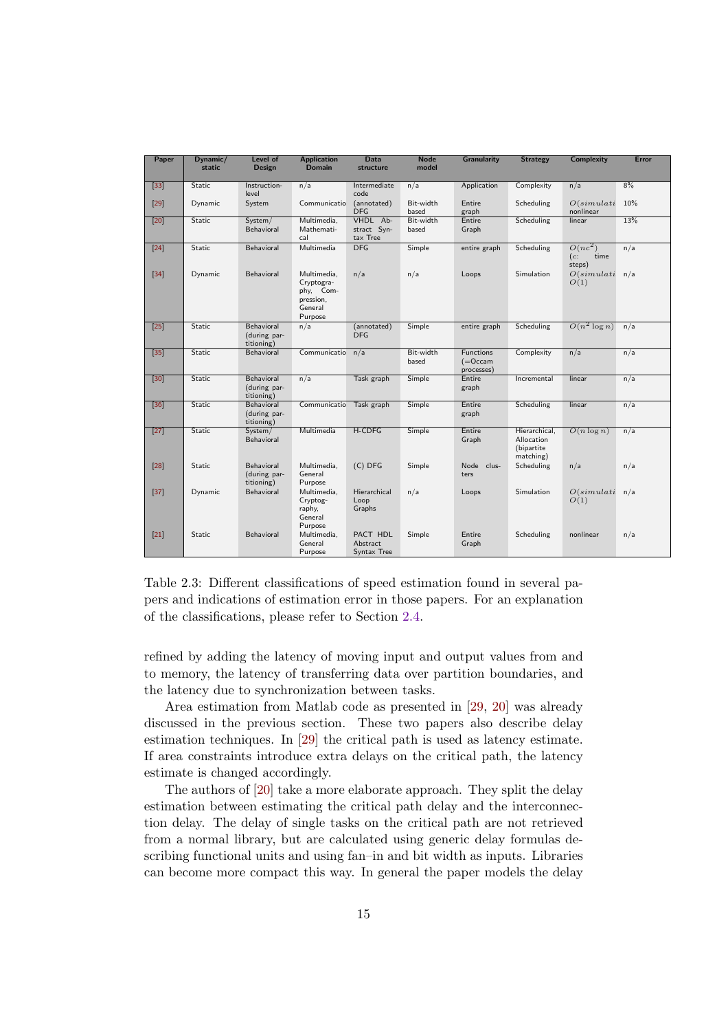| Paper | Dynamic/static | Level of Design | Application Domain | Data structure | Node model | Granularity | Strategy | Complexity | Error |
|---|---|---|---|---|---|---|---|---|---|
| [33] | Static | Instruction-level | n/a | Intermediate code | n/a | Application | Complexity | n/a | 8% |
| [29] | Dynamic | System | Communicatio | (annotated) DFG | Bit-width based | Entire graph | Scheduling | $O(simulati$ nonlinear | 10% |
| [20] | Static | System/ Behavioral | Multimedia, Mathematical | VHDL Abstract Syntax Tree | Bit-width based | Entire Graph | Scheduling | linear | 13% |
| [24] | Static | Behavioral | Multimedia | DFG | Simple | entire graph | Scheduling | $O(nc^2)$ ($c$: time steps) | n/a |
| [34] | Dynamic | Behavioral | Multimedia, Cryptography, Compression, General Purpose | n/a | n/a | Loops | Simulation | $O(simulati$ $O(1)$ | n/a |
| [25] | Static | Behavioral (during partitioning) | n/a | (annotated) DFG | Simple | entire graph | Scheduling | $O(n^2 \log n)$ | n/a |
| [35] | Static | Behavioral | Communicatio | n/a | Bit-width based | Functions (=Occam processes) | Complexity | n/a | n/a |
| [30] | Static | Behavioral (during partitioning) | n/a | Task graph | Simple | Entire graph | Incremental | linear | n/a |
| [36] | Static | Behavioral (during partitioning) | Communicatio | Task graph | Simple | Entire graph | Scheduling | linear | n/a |
| [27] | Static | System/ Behavioral | Multimedia | H-CDFG | Simple | Entire Graph | Hierarchical, Allocation (bipartite matching) | $O(n \log n)$ | n/a |
| [28] | Static | Behavioral (during partitioning) | Multimedia, General Purpose | (C) DFG | Simple | Node clusters | Scheduling | n/a | n/a |
| [37] | Dynamic | Behavioral | Multimedia, Cryptography, General Purpose | Hierarchical Loop Graphs | n/a | Loops | Simulation | $O(simulati$ $O(1)$ | n/a |
| [21] | Static | Behavioral | Multimedia, General Purpose | PACT HDL Abstract Syntax Tree | Simple | Entire Graph | Scheduling | nonlinear | n/a |

Table 2.3: Different classifications of speed estimation found in several papers and indications of estimation error in those papers. For an explanation of the classifications, please refer to Section 2.4.

refined by adding the latency of moving input and output values from and to memory, the latency of transferring data over partition boundaries, and the latency due to synchronization between tasks.

Area estimation from Matlab code as presented in [29, 20] was already discussed in the previous section. These two papers also describe delay estimation techniques. In [29] the critical path is used as latency estimate. If area constraints introduce extra delays on the critical path, the latency estimate is changed accordingly.

The authors of [20] take a more elaborate approach. They split the delay estimation between estimating the critical path delay and the interconnection delay. The delay of single tasks on the critical path are not retrieved from a normal library, but are calculated using generic delay formulas describing functional units and using fan–in and bit width as inputs. Libraries can become more compact this way. In general the paper models the delay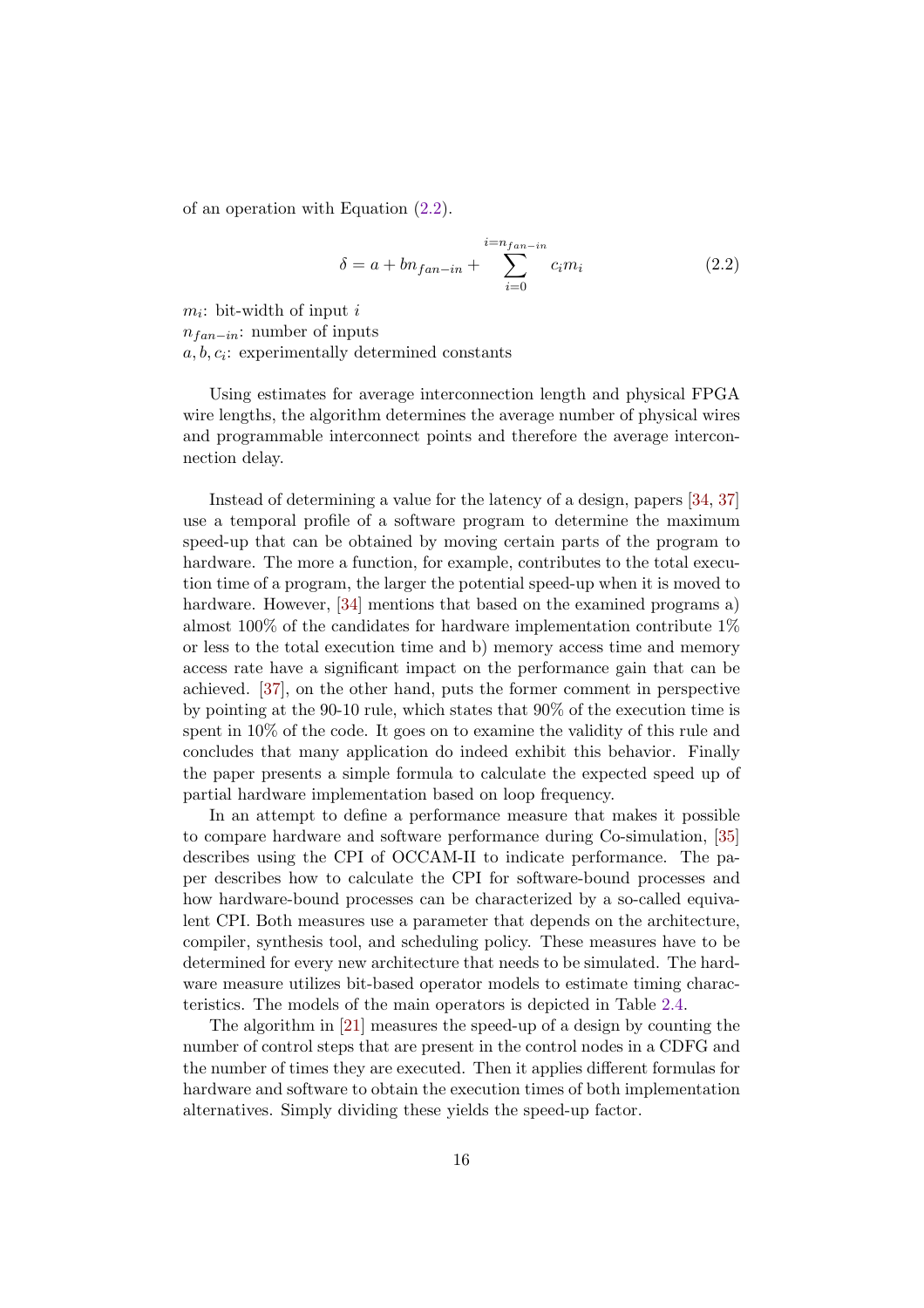of an operation with Equation (2.2).

$$\delta = a + b n_{fan-in} + \sum_{i=0}^{i=n_{fan-in}} c_i m_i \tag{2.2}$$

$m_i$: bit-width of input $i$
$n_{fan-in}$: number of inputs
$a, b, c_i$: experimentally determined constants

Using estimates for average interconnection length and physical FPGA wire lengths, the algorithm determines the average number of physical wires and programmable interconnect points and therefore the average interconnection delay.

Instead of determining a value for the latency of a design, papers [34, 37] use a temporal profile of a software program to determine the maximum speed-up that can be obtained by moving certain parts of the program to hardware. The more a function, for example, contributes to the total execution time of a program, the larger the potential speed-up when it is moved to hardware. However, [34] mentions that based on the examined programs a) almost 100% of the candidates for hardware implementation contribute 1% or less to the total execution time and b) memory access time and memory access rate have a significant impact on the performance gain that can be achieved. [37], on the other hand, puts the former comment in perspective by pointing at the 90-10 rule, which states that 90% of the execution time is spent in 10% of the code. It goes on to examine the validity of this rule and concludes that many application do indeed exhibit this behavior. Finally the paper presents a simple formula to calculate the expected speed up of partial hardware implementation based on loop frequency.

In an attempt to define a performance measure that makes it possible to compare hardware and software performance during Co-simulation, [35] describes using the CPI of OCCAM-II to indicate performance. The paper describes how to calculate the CPI for software-bound processes and how hardware-bound processes can be characterized by a so-called equivalent CPI. Both measures use a parameter that depends on the architecture, compiler, synthesis tool, and scheduling policy. These measures have to be determined for every new architecture that needs to be simulated. The hardware measure utilizes bit-based operator models to estimate timing characteristics. The models of the main operators is depicted in Table 2.4.

The algorithm in [21] measures the speed-up of a design by counting the number of control steps that are present in the control nodes in a CDFG and the number of times they are executed. Then it applies different formulas for hardware and software to obtain the execution times of both implementation alternatives. Simply dividing these yields the speed-up factor.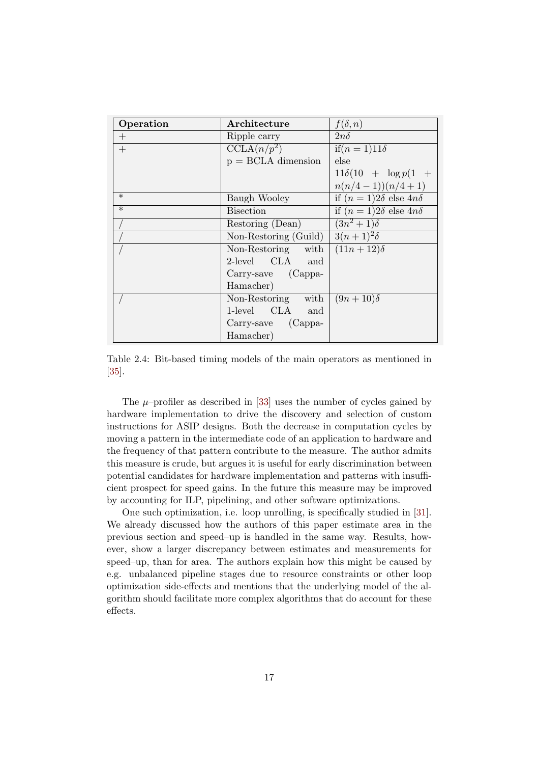| Operation | Architecture | $f(\delta, n)$ |
|---|---|---|
| $+$ | Ripple carry | $2n\delta$ |
| $+$ | CCLA$(n/p^2)$ p = BCLA dimension | if$(n=1)11\delta$ else $11\delta(10 + \log p(1 + n(n/4-1))(n/4+1)$ |
| $*$ | Baugh Wooley | if $(n=1)2\delta$ else $4n\delta$ |
| $*$ | Bisection | if $(n=1)2\delta$ else $4n\delta$ |
| $/$ | Restoring (Dean) | $(3n^2+1)\delta$ |
| $/$ | Non-Restoring (Guild) | $3(n+1)^2\delta$ |
| $/$ | Non-Restoring with 2-level CLA and Carry-save (Cappa-Hamacher) | $(11n+12)\delta$ |
| $/$ | Non-Restoring with 1-level CLA and Carry-save (Cappa-Hamacher) | $(9n+10)\delta$ |

Table 2.4: Bit-based timing models of the main operators as mentioned in [35].

The $\mu$–profiler as described in [33] uses the number of cycles gained by hardware implementation to drive the discovery and selection of custom instructions for ASIP designs. Both the decrease in computation cycles by moving a pattern in the intermediate code of an application to hardware and the frequency of that pattern contribute to the measure. The author admits this measure is crude, but argues it is useful for early discrimination between potential candidates for hardware implementation and patterns with insufficient prospect for speed gains. In the future this measure may be improved by accounting for ILP, pipelining, and other software optimizations.

One such optimization, i.e. loop unrolling, is specifically studied in [31]. We already discussed how the authors of this paper estimate area in the previous section and speed–up is handled in the same way. Results, however, show a larger discrepancy between estimates and measurements for speed–up, than for area. The authors explain how this might be caused by e.g. unbalanced pipeline stages due to resource constraints or other loop optimization side-effects and mentions that the underlying model of the algorithm should facilitate more complex algorithms that do account for these effects.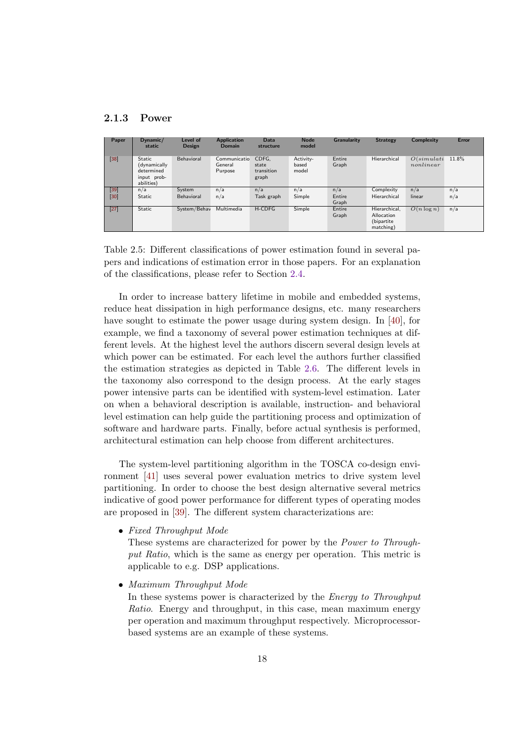### 2.1.3 Power

| Paper | Dynamic/ static | Level of Design | Application Domain | Data structure | Node model | Granularity | Strategy | Complexity | Error |
|---|---|---|---|---|---|---|---|---|---|
| [38] | Static (dynamically determined input probabilities) | Behavioral | Communicatio General Purpose | CDFG, state transition graph | Activity-based model | Entire Graph | Hierarchical | $O(simulati$ $nonlinear$ | 11.8% |
| [39] | n/a | System | n/a | n/a | n/a | n/a | Complexity | n/a | n/a |
| [30] | Static | Behavioral | n/a | Task graph | Simple | Entire Graph | Hierarchical | linear | n/a |
| [27] | Static | System/Behav | Multimedia | H-CDFG | Simple | Entire Graph | Hierarchical, Allocation (bipartite matching) | $O(n \log n)$ | n/a |

Table 2.5: Different classifications of power estimation found in several papers and indications of estimation error in those papers. For an explanation of the classifications, please refer to Section 2.4.

In order to increase battery lifetime in mobile and embedded systems, reduce heat dissipation in high performance designs, etc. many researchers have sought to estimate the power usage during system design. In [40], for example, we find a taxonomy of several power estimation techniques at different levels. At the highest level the authors discern several design levels at which power can be estimated. For each level the authors further classified the estimation strategies as depicted in Table 2.6. The different levels in the taxonomy also correspond to the design process. At the early stages power intensive parts can be identified with system-level estimation. Later on when a behavioral description is available, instruction- and behavioral level estimation can help guide the partitioning process and optimization of software and hardware parts. Finally, before actual synthesis is performed, architectural estimation can help choose from different architectures.

The system-level partitioning algorithm in the TOSCA co-design environment [41] uses several power evaluation metrics to drive system level partitioning. In order to choose the best design alternative several metrics indicative of good power performance for different types of operating modes are proposed in [39]. The different system characterizations are:

- *Fixed Throughput Mode*
  These systems are characterized for power by the *Power to Throughput Ratio*, which is the same as energy per operation. This metric is applicable to e.g. DSP applications.
- *Maximum Throughput Mode*
  In these systems power is characterized by the *Energy to Throughput Ratio*. Energy and throughput, in this case, mean maximum energy per operation and maximum throughput respectively. Microprocessor-based systems are an example of these systems.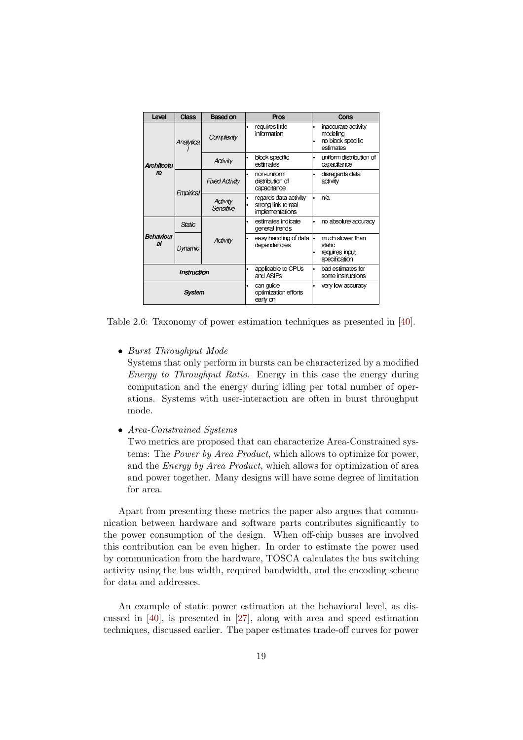| Level | Class | Based on | Pros | Cons |
| --- | --- | --- | --- | --- |
| ***Architecture*** | *Analytical* | *Complexity* | • requires little information | • inaccurate activity modeling<br>• no block specific estimates |
| | | *Activity* | • block specific estimates | • uniform distribution of capacitance |
| | *Empirical* | *Fixed Activity* | • non-uniform distribution of capacitance | • disregards data activity |
| | | *Activity Sensitive* | • regards data activity<br>• strong link to real implementations | • n/a |
| ***Behavioural*** | *Static* | *Activity* | • estimates indicate general trends | • no absolute accuracy |
| | *Dynamic* | | • easy handling of data dependencies | • much slower than static<br>• requires input specification |
| ***Instruction*** | | | • applicable to CPUs and ASIPs | • bad estimates for some instructions |
| ***System*** | | | • can guide optimization efforts early on | • very low accuracy |

Table 2.6: Taxonomy of power estimation techniques as presented in [40].

- *Burst Throughput Mode*
  Systems that only perform in bursts can be characterized by a modified *Energy to Throughput Ratio*. Energy in this case the energy during computation and the energy during idling per total number of operations. Systems with user-interaction are often in burst throughput mode.

- *Area-Constrained Systems*
  Two metrics are proposed that can characterize Area-Constrained systems: The *Power by Area Product*, which allows to optimize for power, and the *Energy by Area Product*, which allows for optimization of area and power together. Many designs will have some degree of limitation for area.

Apart from presenting these metrics the paper also argues that communication between hardware and software parts contributes significantly to the power consumption of the design. When off-chip busses are involved this contribution can be even higher. In order to estimate the power used by communication from the hardware, TOSCA calculates the bus switching activity using the bus width, required bandwidth, and the encoding scheme for data and addresses.

An example of static power estimation at the behavioral level, as discussed in [40], is presented in [27], along with area and speed estimation techniques, discussed earlier. The paper estimates trade-off curves for power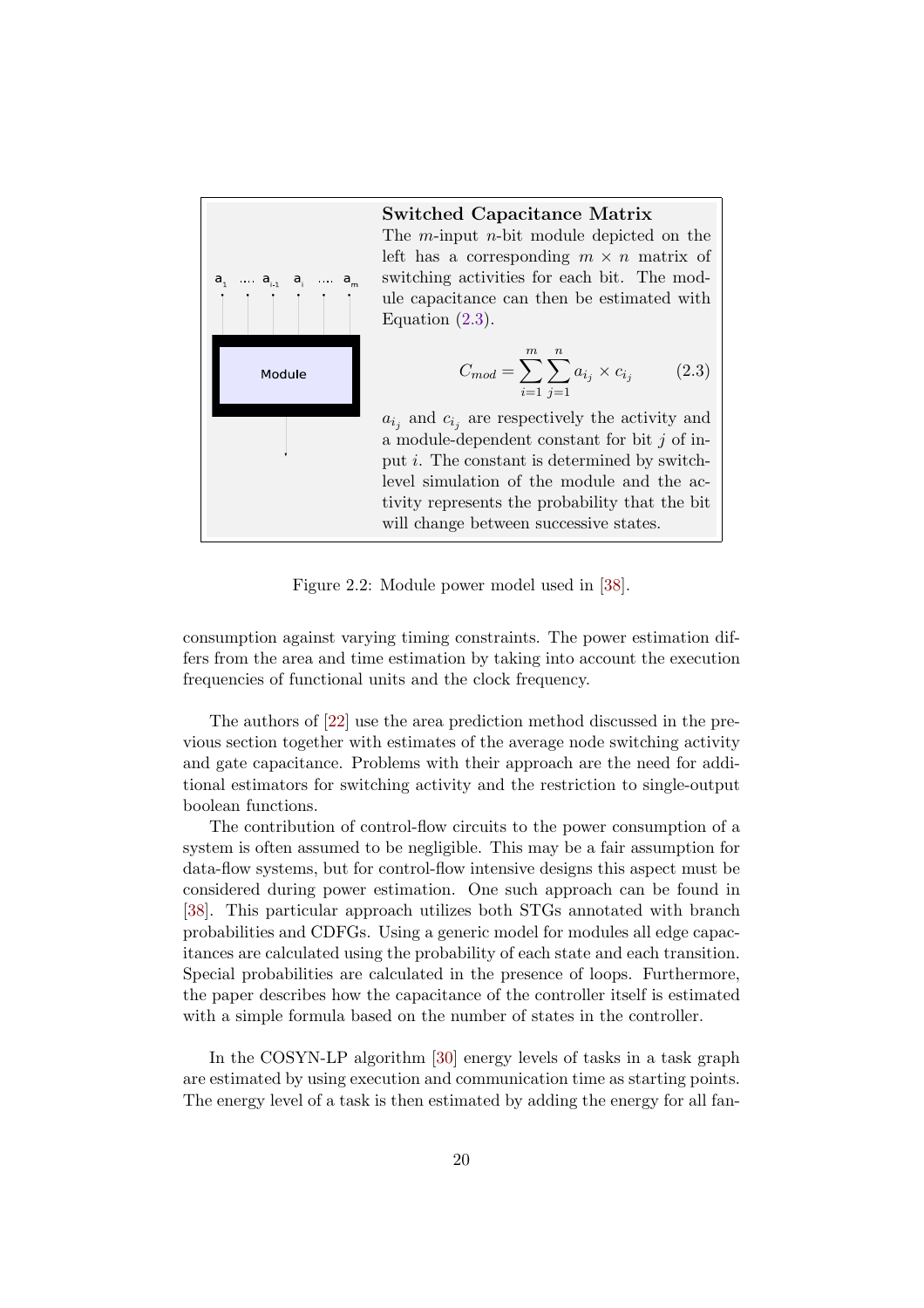**Switched Capacitance Matrix**

The $m$-input $n$-bit module depicted on the left has a corresponding $m \times n$ matrix of switching activities for each bit. The module capacitance can then be estimated with Equation (2.3).

$$C_{mod} = \sum_{i=1}^{m} \sum_{j=1}^{n} a_{i_j} \times c_{i_j} \tag{2.3}$$

$a_{i_j}$ and $c_{i_j}$ are respectively the activity and a module-dependent constant for bit $j$ of input $i$. The constant is determined by switch-level simulation of the module and the activity represents the probability that the bit will change between successive states.

Figure 2.2: Module power model used in [38].

consumption against varying timing constraints. The power estimation differs from the area and time estimation by taking into account the execution frequencies of functional units and the clock frequency.

The authors of [22] use the area prediction method discussed in the previous section together with estimates of the average node switching activity and gate capacitance. Problems with their approach are the need for additional estimators for switching activity and the restriction to single-output boolean functions.

The contribution of control-flow circuits to the power consumption of a system is often assumed to be negligible. This may be a fair assumption for data-flow systems, but for control-flow intensive designs this aspect must be considered during power estimation. One such approach can be found in [38]. This particular approach utilizes both STGs annotated with branch probabilities and CDFGs. Using a generic model for modules all edge capacitances are calculated using the probability of each state and each transition. Special probabilities are calculated in the presence of loops. Furthermore, the paper describes how the capacitance of the controller itself is estimated with a simple formula based on the number of states in the controller.

In the COSYN-LP algorithm [30] energy levels of tasks in a task graph are estimated by using execution and communication time as starting points. The energy level of a task is then estimated by adding the energy for all fan-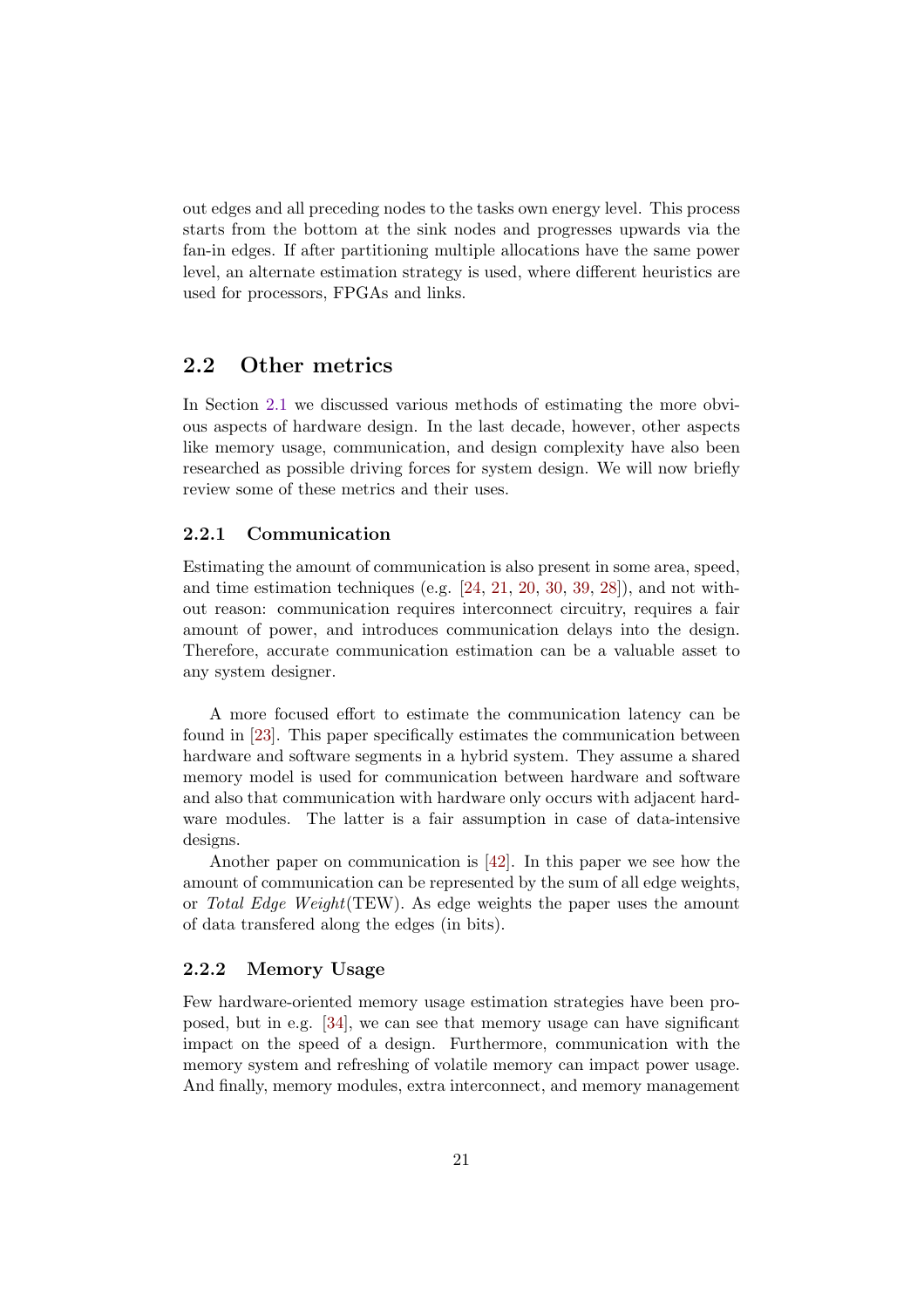out edges and all preceding nodes to the tasks own energy level. This process starts from the bottom at the sink nodes and progresses upwards via the fan-in edges. If after partitioning multiple allocations have the same power level, an alternate estimation strategy is used, where different heuristics are used for processors, FPGAs and links.

## 2.2 Other metrics

In Section 2.1 we discussed various methods of estimating the more obvious aspects of hardware design. In the last decade, however, other aspects like memory usage, communication, and design complexity have also been researched as possible driving forces for system design. We will now briefly review some of these metrics and their uses.

### 2.2.1 Communication

Estimating the amount of communication is also present in some area, speed, and time estimation techniques (e.g. [24, 21, 20, 30, 39, 28]), and not without reason: communication requires interconnect circuitry, requires a fair amount of power, and introduces communication delays into the design. Therefore, accurate communication estimation can be a valuable asset to any system designer.

A more focused effort to estimate the communication latency can be found in [23]. This paper specifically estimates the communication between hardware and software segments in a hybrid system. They assume a shared memory model is used for communication between hardware and software and also that communication with hardware only occurs with adjacent hardware modules. The latter is a fair assumption in case of data-intensive designs.

Another paper on communication is [42]. In this paper we see how the amount of communication can be represented by the sum of all edge weights, or *Total Edge Weight*(TEW). As edge weights the paper uses the amount of data transfered along the edges (in bits).

### 2.2.2 Memory Usage

Few hardware-oriented memory usage estimation strategies have been proposed, but in e.g. [34], we can see that memory usage can have significant impact on the speed of a design. Furthermore, communication with the memory system and refreshing of volatile memory can impact power usage. And finally, memory modules, extra interconnect, and memory management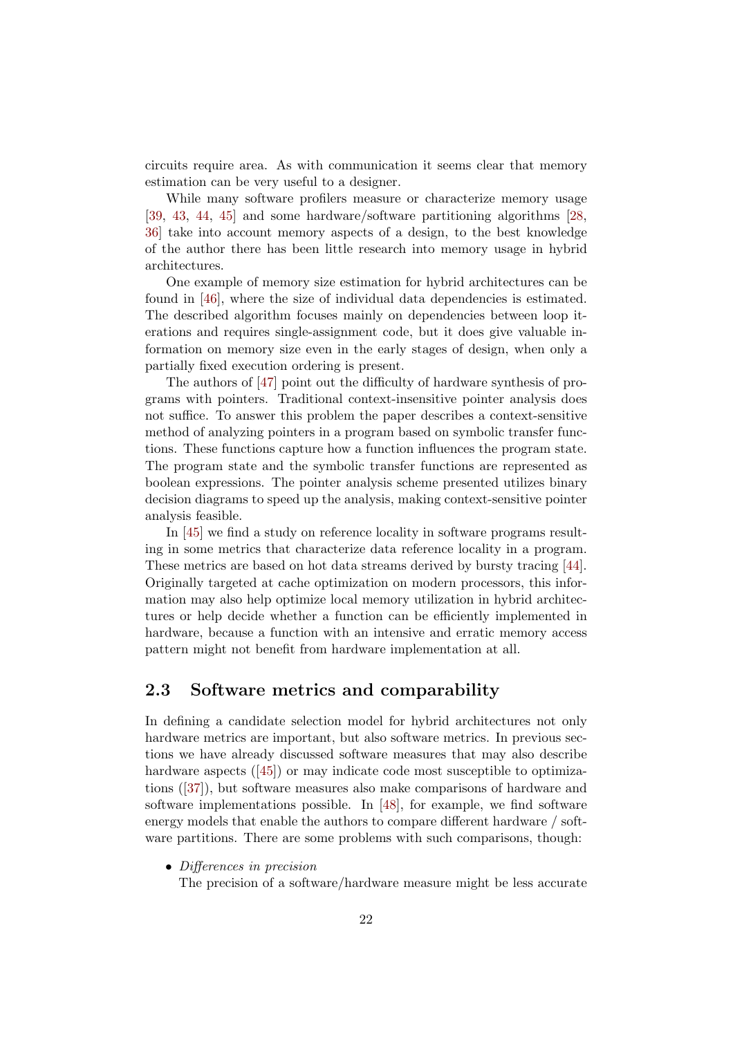circuits require area. As with communication it seems clear that memory estimation can be very useful to a designer.

While many software profilers measure or characterize memory usage [39, 43, 44, 45] and some hardware/software partitioning algorithms [28, 36] take into account memory aspects of a design, to the best knowledge of the author there has been little research into memory usage in hybrid architectures.

One example of memory size estimation for hybrid architectures can be found in [46], where the size of individual data dependencies is estimated. The described algorithm focuses mainly on dependencies between loop iterations and requires single-assignment code, but it does give valuable information on memory size even in the early stages of design, when only a partially fixed execution ordering is present.

The authors of [47] point out the difficulty of hardware synthesis of programs with pointers. Traditional context-insensitive pointer analysis does not suffice. To answer this problem the paper describes a context-sensitive method of analyzing pointers in a program based on symbolic transfer functions. These functions capture how a function influences the program state. The program state and the symbolic transfer functions are represented as boolean expressions. The pointer analysis scheme presented utilizes binary decision diagrams to speed up the analysis, making context-sensitive pointer analysis feasible.

In [45] we find a study on reference locality in software programs resulting in some metrics that characterize data reference locality in a program. These metrics are based on hot data streams derived by bursty tracing [44]. Originally targeted at cache optimization on modern processors, this information may also help optimize local memory utilization in hybrid architectures or help decide whether a function can be efficiently implemented in hardware, because a function with an intensive and erratic memory access pattern might not benefit from hardware implementation at all.

## 2.3 Software metrics and comparability

In defining a candidate selection model for hybrid architectures not only hardware metrics are important, but also software metrics. In previous sections we have already discussed software measures that may also describe hardware aspects ([45]) or may indicate code most susceptible to optimizations ([37]), but software measures also make comparisons of hardware and software implementations possible. In [48], for example, we find software energy models that enable the authors to compare different hardware / software partitions. There are some problems with such comparisons, though:

- *Differences in precision*
  The precision of a software/hardware measure might be less accurate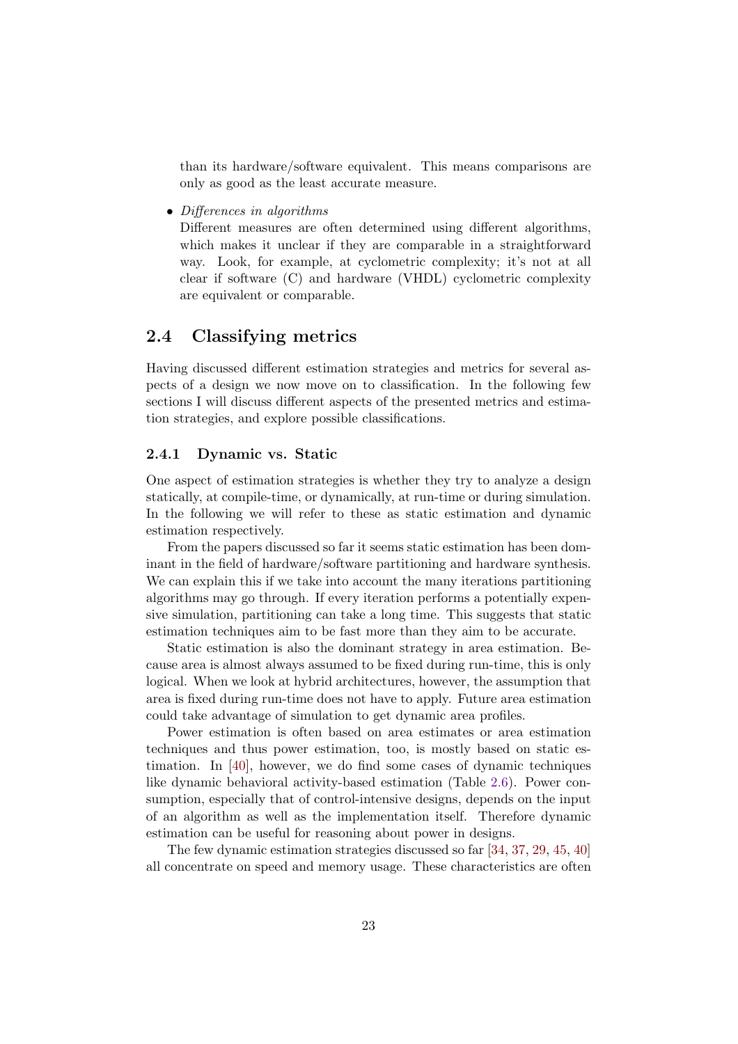than its hardware/software equivalent. This means comparisons are only as good as the least accurate measure.

- *Differences in algorithms*
  Different measures are often determined using different algorithms, which makes it unclear if they are comparable in a straightforward way. Look, for example, at cyclometric complexity; it's not at all clear if software (C) and hardware (VHDL) cyclometric complexity are equivalent or comparable.

## 2.4 Classifying metrics

Having discussed different estimation strategies and metrics for several aspects of a design we now move on to classification. In the following few sections I will discuss different aspects of the presented metrics and estimation strategies, and explore possible classifications.

### 2.4.1 Dynamic vs. Static

One aspect of estimation strategies is whether they try to analyze a design statically, at compile-time, or dynamically, at run-time or during simulation. In the following we will refer to these as static estimation and dynamic estimation respectively.

From the papers discussed so far it seems static estimation has been dominant in the field of hardware/software partitioning and hardware synthesis. We can explain this if we take into account the many iterations partitioning algorithms may go through. If every iteration performs a potentially expensive simulation, partitioning can take a long time. This suggests that static estimation techniques aim to be fast more than they aim to be accurate.

Static estimation is also the dominant strategy in area estimation. Because area is almost always assumed to be fixed during run-time, this is only logical. When we look at hybrid architectures, however, the assumption that area is fixed during run-time does not have to apply. Future area estimation could take advantage of simulation to get dynamic area profiles.

Power estimation is often based on area estimates or area estimation techniques and thus power estimation, too, is mostly based on static estimation. In [40], however, we do find some cases of dynamic techniques like dynamic behavioral activity-based estimation (Table 2.6). Power consumption, especially that of control-intensive designs, depends on the input of an algorithm as well as the implementation itself. Therefore dynamic estimation can be useful for reasoning about power in designs.

The few dynamic estimation strategies discussed so far [34, 37, 29, 45, 40] all concentrate on speed and memory usage. These characteristics are often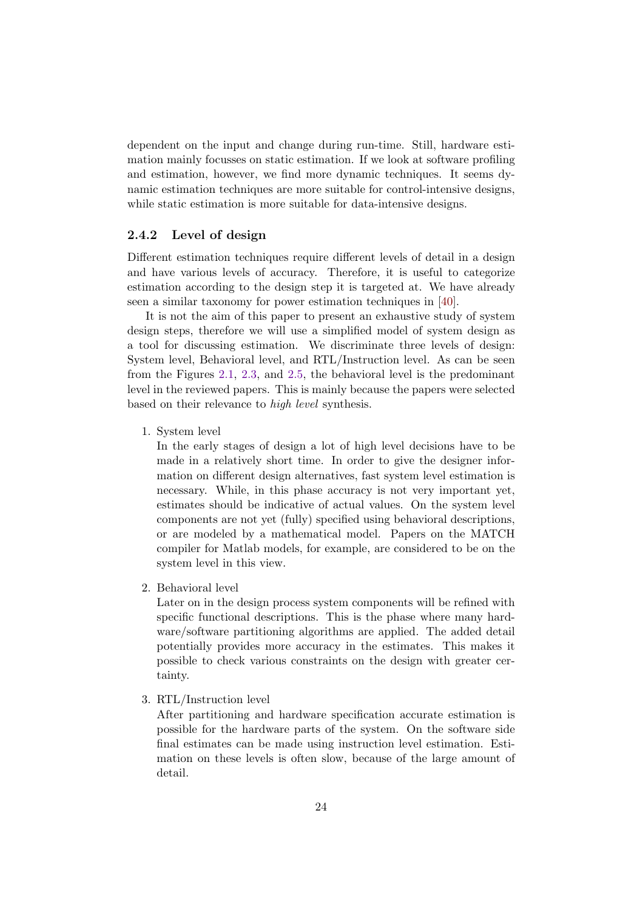dependent on the input and change during run-time. Still, hardware estimation mainly focusses on static estimation. If we look at software profiling and estimation, however, we find more dynamic techniques. It seems dynamic estimation techniques are more suitable for control-intensive designs, while static estimation is more suitable for data-intensive designs.

### 2.4.2 Level of design

Different estimation techniques require different levels of detail in a design and have various levels of accuracy. Therefore, it is useful to categorize estimation according to the design step it is targeted at. We have already seen a similar taxonomy for power estimation techniques in [40].

It is not the aim of this paper to present an exhaustive study of system design steps, therefore we will use a simplified model of system design as a tool for discussing estimation. We discriminate three levels of design: System level, Behavioral level, and RTL/Instruction level. As can be seen from the Figures 2.1, 2.3, and 2.5, the behavioral level is the predominant level in the reviewed papers. This is mainly because the papers were selected based on their relevance to *high level* synthesis.

1. System level
   In the early stages of design a lot of high level decisions have to be made in a relatively short time. In order to give the designer information on different design alternatives, fast system level estimation is necessary. While, in this phase accuracy is not very important yet, estimates should be indicative of actual values. On the system level components are not yet (fully) specified using behavioral descriptions, or are modeled by a mathematical model. Papers on the MATCH compiler for Matlab models, for example, are considered to be on the system level in this view.

2. Behavioral level
   Later on in the design process system components will be refined with specific functional descriptions. This is the phase where many hardware/software partitioning algorithms are applied. The added detail potentially provides more accuracy in the estimates. This makes it possible to check various constraints on the design with greater certainty.

3. RTL/Instruction level
   After partitioning and hardware specification accurate estimation is possible for the hardware parts of the system. On the software side final estimates can be made using instruction level estimation. Estimation on these levels is often slow, because of the large amount of detail.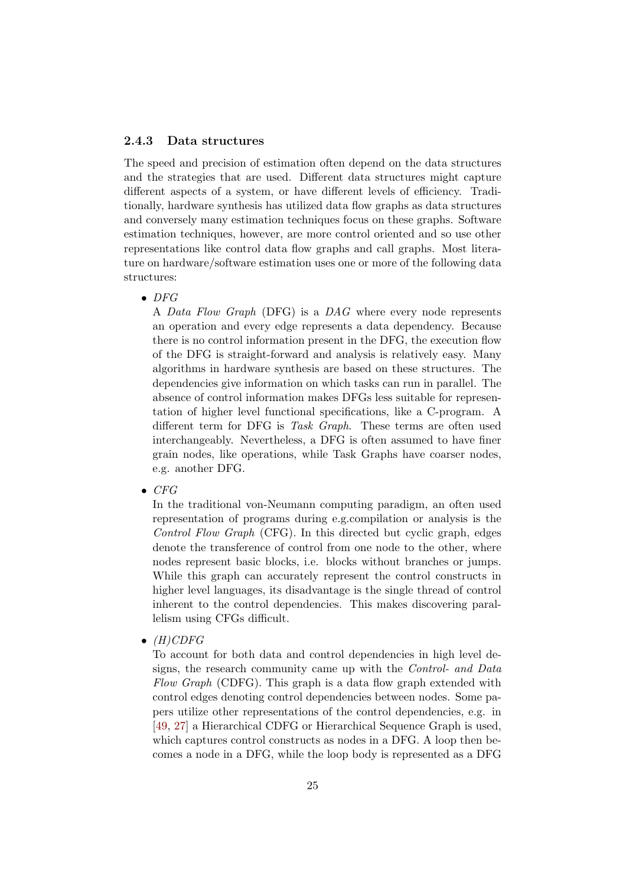### 2.4.3 Data structures

The speed and precision of estimation often depend on the data structures and the strategies that are used. Different data structures might capture different aspects of a system, or have different levels of efficiency. Traditionally, hardware synthesis has utilized data flow graphs as data structures and conversely many estimation techniques focus on these graphs. Software estimation techniques, however, are more control oriented and so use other representations like control data flow graphs and call graphs. Most literature on hardware/software estimation uses one or more of the following data structures:

- *DFG*
  A *Data Flow Graph* (DFG) is a *DAG* where every node represents an operation and every edge represents a data dependency. Because there is no control information present in the DFG, the execution flow of the DFG is straight-forward and analysis is relatively easy. Many algorithms in hardware synthesis are based on these structures. The dependencies give information on which tasks can run in parallel. The absence of control information makes DFGs less suitable for representation of higher level functional specifications, like a C-program. A different term for DFG is *Task Graph*. These terms are often used interchangeably. Nevertheless, a DFG is often assumed to have finer grain nodes, like operations, while Task Graphs have coarser nodes, e.g. another DFG.

- *CFG*
  In the traditional von-Neumann computing paradigm, an often used representation of programs during e.g.compilation or analysis is the *Control Flow Graph* (CFG). In this directed but cyclic graph, edges denote the transference of control from one node to the other, where nodes represent basic blocks, i.e. blocks without branches or jumps. While this graph can accurately represent the control constructs in higher level languages, its disadvantage is the single thread of control inherent to the control dependencies. This makes discovering parallelism using CFGs difficult.

- *(H)CDFG*
  To account for both data and control dependencies in high level designs, the research community came up with the *Control- and Data Flow Graph* (CDFG). This graph is a data flow graph extended with control edges denoting control dependencies between nodes. Some papers utilize other representations of the control dependencies, e.g. in [49, 27] a Hierarchical CDFG or Hierarchical Sequence Graph is used, which captures control constructs as nodes in a DFG. A loop then becomes a node in a DFG, while the loop body is represented as a DFG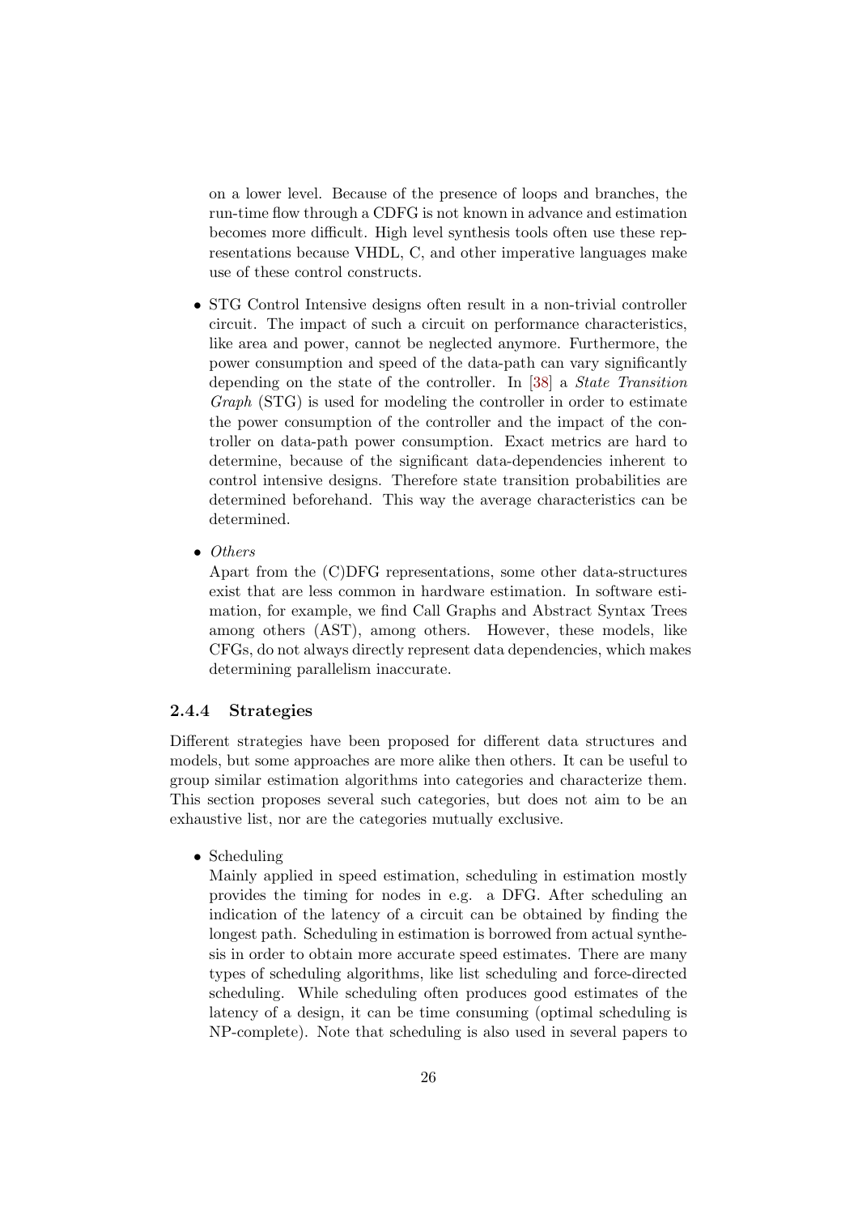on a lower level. Because of the presence of loops and branches, the run-time flow through a CDFG is not known in advance and estimation becomes more difficult. High level synthesis tools often use these representations because VHDL, C, and other imperative languages make use of these control constructs.

- STG Control Intensive designs often result in a non-trivial controller circuit. The impact of such a circuit on performance characteristics, like area and power, cannot be neglected anymore. Furthermore, the power consumption and speed of the data-path can vary significantly depending on the state of the controller. In [38] a *State Transition Graph* (STG) is used for modeling the controller in order to estimate the power consumption of the controller and the impact of the controller on data-path power consumption. Exact metrics are hard to determine, because of the significant data-dependencies inherent to control intensive designs. Therefore state transition probabilities are determined beforehand. This way the average characteristics can be determined.

- *Others*
  Apart from the (C)DFG representations, some other data-structures exist that are less common in hardware estimation. In software estimation, for example, we find Call Graphs and Abstract Syntax Trees among others (AST), among others. However, these models, like CFGs, do not always directly represent data dependencies, which makes determining parallelism inaccurate.

### 2.4.4 Strategies

Different strategies have been proposed for different data structures and models, but some approaches are more alike then others. It can be useful to group similar estimation algorithms into categories and characterize them. This section proposes several such categories, but does not aim to be an exhaustive list, nor are the categories mutually exclusive.

- Scheduling
  Mainly applied in speed estimation, scheduling in estimation mostly provides the timing for nodes in e.g. a DFG. After scheduling an indication of the latency of a circuit can be obtained by finding the longest path. Scheduling in estimation is borrowed from actual synthesis in order to obtain more accurate speed estimates. There are many types of scheduling algorithms, like list scheduling and force-directed scheduling. While scheduling often produces good estimates of the latency of a design, it can be time consuming (optimal scheduling is NP-complete). Note that scheduling is also used in several papers to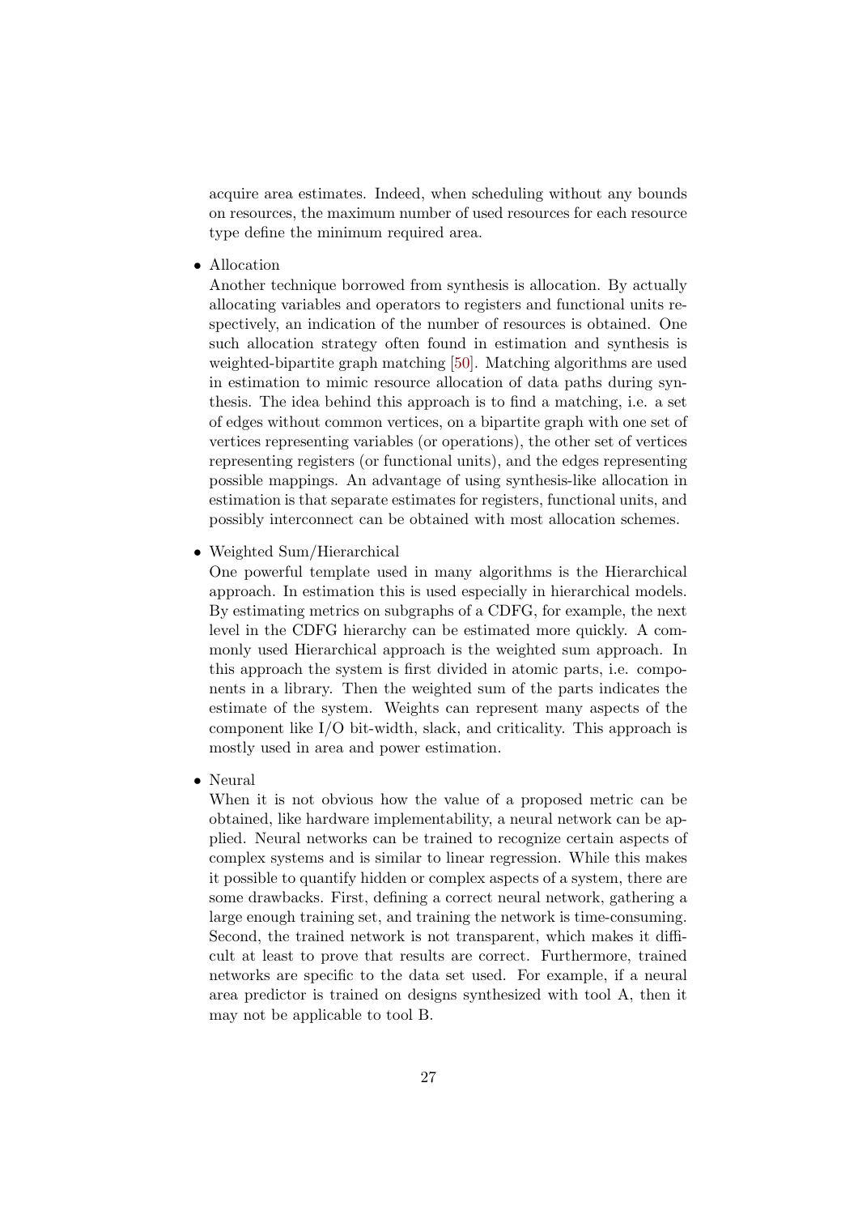acquire area estimates. Indeed, when scheduling without any bounds on resources, the maximum number of used resources for each resource type define the minimum required area.

- Allocation

  Another technique borrowed from synthesis is allocation. By actually allocating variables and operators to registers and functional units respectively, an indication of the number of resources is obtained. One such allocation strategy often found in estimation and synthesis is weighted-bipartite graph matching [50]. Matching algorithms are used in estimation to mimic resource allocation of data paths during synthesis. The idea behind this approach is to find a matching, i.e. a set of edges without common vertices, on a bipartite graph with one set of vertices representing variables (or operations), the other set of vertices representing registers (or functional units), and the edges representing possible mappings. An advantage of using synthesis-like allocation in estimation is that separate estimates for registers, functional units, and possibly interconnect can be obtained with most allocation schemes.

- Weighted Sum/Hierarchical

  One powerful template used in many algorithms is the Hierarchical approach. In estimation this is used especially in hierarchical models. By estimating metrics on subgraphs of a CDFG, for example, the next level in the CDFG hierarchy can be estimated more quickly. A commonly used Hierarchical approach is the weighted sum approach. In this approach the system is first divided in atomic parts, i.e. components in a library. Then the weighted sum of the parts indicates the estimate of the system. Weights can represent many aspects of the component like I/O bit-width, slack, and criticality. This approach is mostly used in area and power estimation.

- Neural

  When it is not obvious how the value of a proposed metric can be obtained, like hardware implementability, a neural network can be applied. Neural networks can be trained to recognize certain aspects of complex systems and is similar to linear regression. While this makes it possible to quantify hidden or complex aspects of a system, there are some drawbacks. First, defining a correct neural network, gathering a large enough training set, and training the network is time-consuming. Second, the trained network is not transparent, which makes it difficult at least to prove that results are correct. Furthermore, trained networks are specific to the data set used. For example, if a neural area predictor is trained on designs synthesized with tool A, then it may not be applicable to tool B.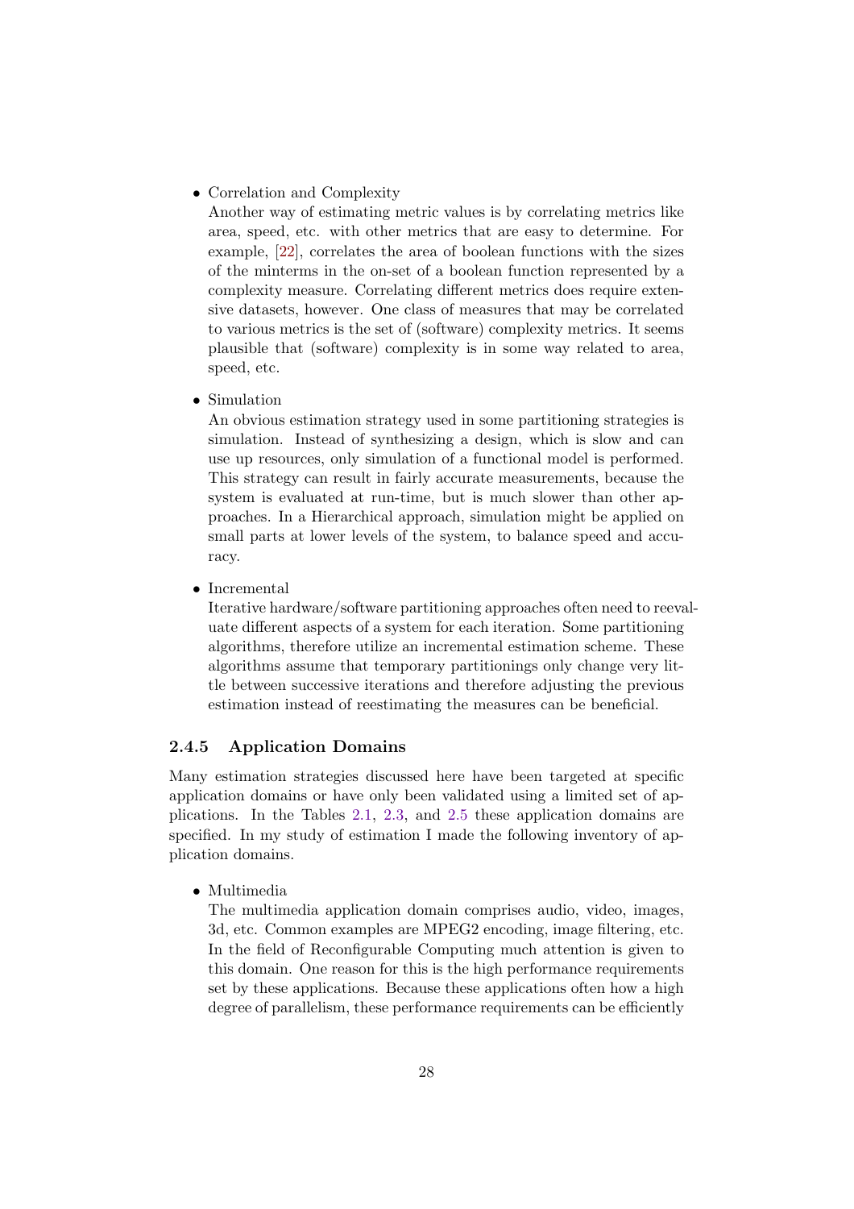- Correlation and Complexity
  Another way of estimating metric values is by correlating metrics like area, speed, etc. with other metrics that are easy to determine. For example, [22], correlates the area of boolean functions with the sizes of the minterms in the on-set of a boolean function represented by a complexity measure. Correlating different metrics does require extensive datasets, however. One class of measures that may be correlated to various metrics is the set of (software) complexity metrics. It seems plausible that (software) complexity is in some way related to area, speed, etc.

- Simulation
  An obvious estimation strategy used in some partitioning strategies is simulation. Instead of synthesizing a design, which is slow and can use up resources, only simulation of a functional model is performed. This strategy can result in fairly accurate measurements, because the system is evaluated at run-time, but is much slower than other approaches. In a Hierarchical approach, simulation might be applied on small parts at lower levels of the system, to balance speed and accuracy.

- Incremental
  Iterative hardware/software partitioning approaches often need to reevaluate different aspects of a system for each iteration. Some partitioning algorithms, therefore utilize an incremental estimation scheme. These algorithms assume that temporary partitionings only change very little between successive iterations and therefore adjusting the previous estimation instead of reestimating the measures can be beneficial.

### 2.4.5 Application Domains

Many estimation strategies discussed here have been targeted at specific application domains or have only been validated using a limited set of applications. In the Tables 2.1, 2.3, and 2.5 these application domains are specified. In my study of estimation I made the following inventory of application domains.

- Multimedia
  The multimedia application domain comprises audio, video, images, 3d, etc. Common examples are MPEG2 encoding, image filtering, etc. In the field of Reconfigurable Computing much attention is given to this domain. One reason for this is the high performance requirements set by these applications. Because these applications often how a high degree of parallelism, these performance requirements can be efficiently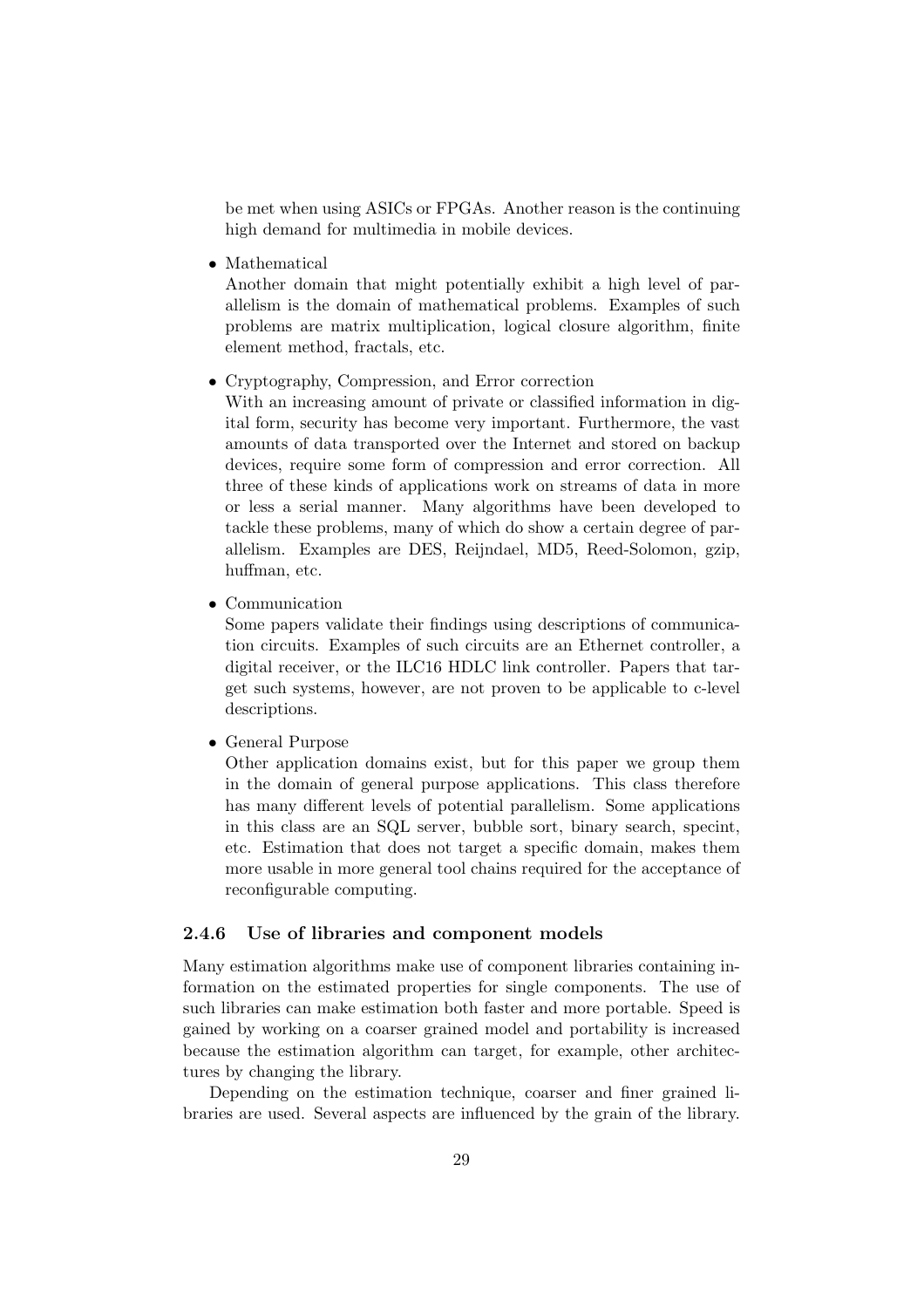be met when using ASICs or FPGAs. Another reason is the continuing high demand for multimedia in mobile devices.

- Mathematical
  Another domain that might potentially exhibit a high level of parallelism is the domain of mathematical problems. Examples of such problems are matrix multiplication, logical closure algorithm, finite element method, fractals, etc.

- Cryptography, Compression, and Error correction
  With an increasing amount of private or classified information in digital form, security has become very important. Furthermore, the vast amounts of data transported over the Internet and stored on backup devices, require some form of compression and error correction. All three of these kinds of applications work on streams of data in more or less a serial manner. Many algorithms have been developed to tackle these problems, many of which do show a certain degree of parallelism. Examples are DES, Reijndael, MD5, Reed-Solomon, gzip, huffman, etc.

- Communication
  Some papers validate their findings using descriptions of communication circuits. Examples of such circuits are an Ethernet controller, a digital receiver, or the ILC16 HDLC link controller. Papers that target such systems, however, are not proven to be applicable to c-level descriptions.

- General Purpose
  Other application domains exist, but for this paper we group them in the domain of general purpose applications. This class therefore has many different levels of potential parallelism. Some applications in this class are an SQL server, bubble sort, binary search, specint, etc. Estimation that does not target a specific domain, makes them more usable in more general tool chains required for the acceptance of reconfigurable computing.

### 2.4.6 Use of libraries and component models

Many estimation algorithms make use of component libraries containing information on the estimated properties for single components. The use of such libraries can make estimation both faster and more portable. Speed is gained by working on a coarser grained model and portability is increased because the estimation algorithm can target, for example, other architectures by changing the library.

Depending on the estimation technique, coarser and finer grained libraries are used. Several aspects are influenced by the grain of the library.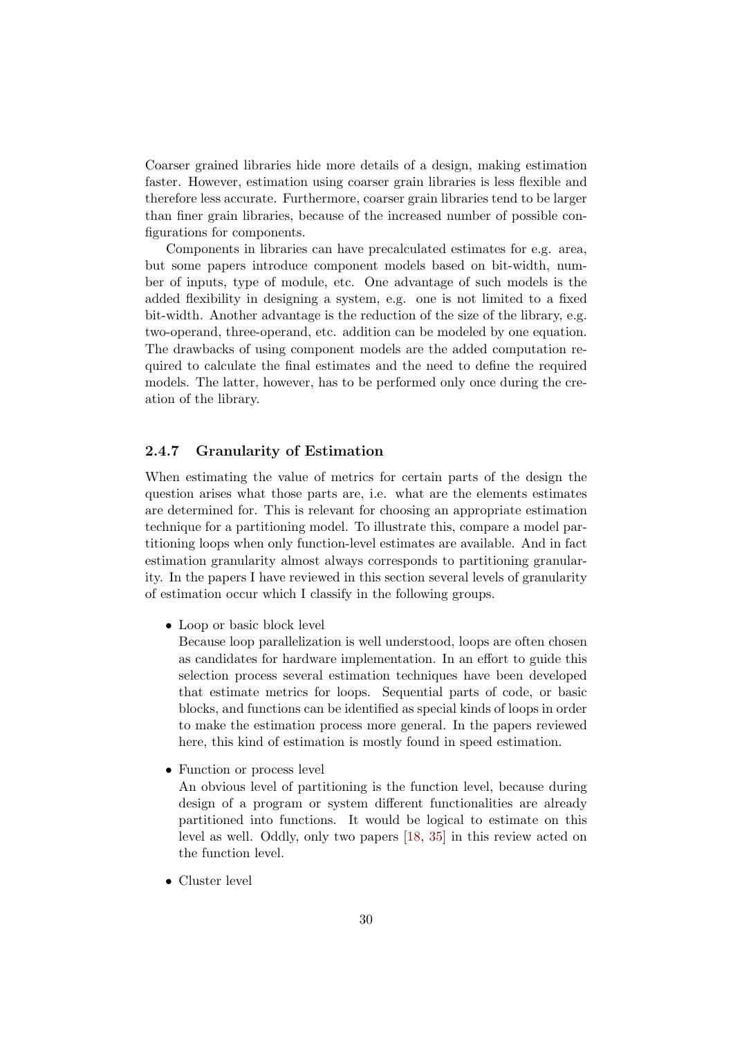Coarser grained libraries hide more details of a design, making estimation faster. However, estimation using coarser grain libraries is less flexible and therefore less accurate. Furthermore, coarser grain libraries tend to be larger than finer grain libraries, because of the increased number of possible configurations for components.

Components in libraries can have precalculated estimates for e.g. area, but some papers introduce component models based on bit-width, number of inputs, type of module, etc. One advantage of such models is the added flexibility in designing a system, e.g. one is not limited to a fixed bit-width. Another advantage is the reduction of the size of the library, e.g. two-operand, three-operand, etc. addition can be modeled by one equation. The drawbacks of using component models are the added computation required to calculate the final estimates and the need to define the required models. The latter, however, has to be performed only once during the creation of the library.

### 2.4.7 Granularity of Estimation

When estimating the value of metrics for certain parts of the design the question arises what those parts are, i.e. what are the elements estimates are determined for. This is relevant for choosing an appropriate estimation technique for a partitioning model. To illustrate this, compare a model partitioning loops when only function-level estimates are available. And in fact estimation granularity almost always corresponds to partitioning granularity. In the papers I have reviewed in this section several levels of granularity of estimation occur which I classify in the following groups.

- Loop or basic block level
  Because loop parallelization is well understood, loops are often chosen as candidates for hardware implementation. In an effort to guide this selection process several estimation techniques have been developed that estimate metrics for loops. Sequential parts of code, or basic blocks, and functions can be identified as special kinds of loops in order to make the estimation process more general. In the papers reviewed here, this kind of estimation is mostly found in speed estimation.

- Function or process level
  An obvious level of partitioning is the function level, because during design of a program or system different functionalities are already partitioned into functions. It would be logical to estimate on this level as well. Oddly, only two papers [18, 35] in this review acted on the function level.

- Cluster level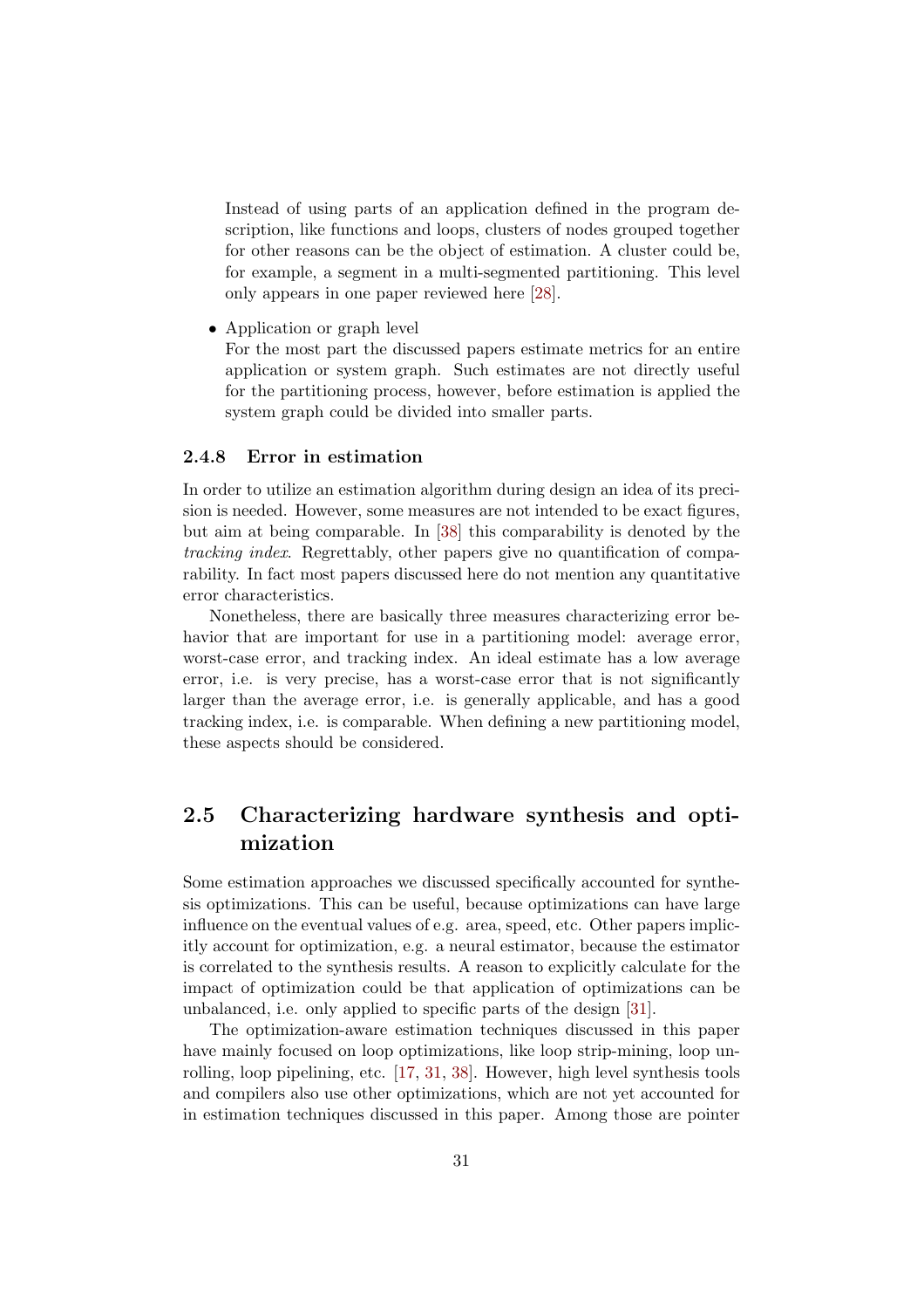Instead of using parts of an application defined in the program description, like functions and loops, clusters of nodes grouped together for other reasons can be the object of estimation. A cluster could be, for example, a segment in a multi-segmented partitioning. This level only appears in one paper reviewed here [28].

- Application or graph level
  For the most part the discussed papers estimate metrics for an entire application or system graph. Such estimates are not directly useful for the partitioning process, however, before estimation is applied the system graph could be divided into smaller parts.

### 2.4.8 Error in estimation

In order to utilize an estimation algorithm during design an idea of its precision is needed. However, some measures are not intended to be exact figures, but aim at being comparable. In [38] this comparability is denoted by the *tracking index*. Regrettably, other papers give no quantification of comparability. In fact most papers discussed here do not mention any quantitative error characteristics.

Nonetheless, there are basically three measures characterizing error behavior that are important for use in a partitioning model: average error, worst-case error, and tracking index. An ideal estimate has a low average error, i.e. is very precise, has a worst-case error that is not significantly larger than the average error, i.e. is generally applicable, and has a good tracking index, i.e. is comparable. When defining a new partitioning model, these aspects should be considered.

## 2.5 Characterizing hardware synthesis and optimization

Some estimation approaches we discussed specifically accounted for synthesis optimizations. This can be useful, because optimizations can have large influence on the eventual values of e.g. area, speed, etc. Other papers implicitly account for optimization, e.g. a neural estimator, because the estimator is correlated to the synthesis results. A reason to explicitly calculate for the impact of optimization could be that application of optimizations can be unbalanced, i.e. only applied to specific parts of the design [31].

The optimization-aware estimation techniques discussed in this paper have mainly focused on loop optimizations, like loop strip-mining, loop unrolling, loop pipelining, etc. [17, 31, 38]. However, high level synthesis tools and compilers also use other optimizations, which are not yet accounted for in estimation techniques discussed in this paper. Among those are pointer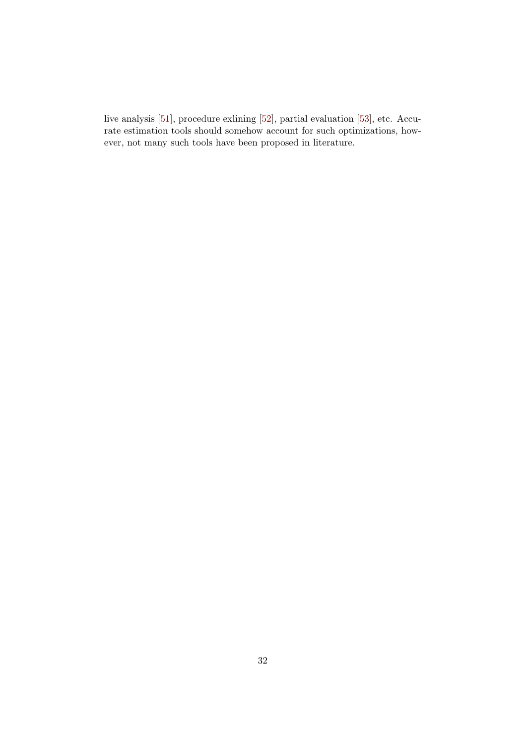live analysis [51], procedure exlining [52], partial evaluation [53], etc. Accurate estimation tools should somehow account for such optimizations, however, not many such tools have been proposed in literature.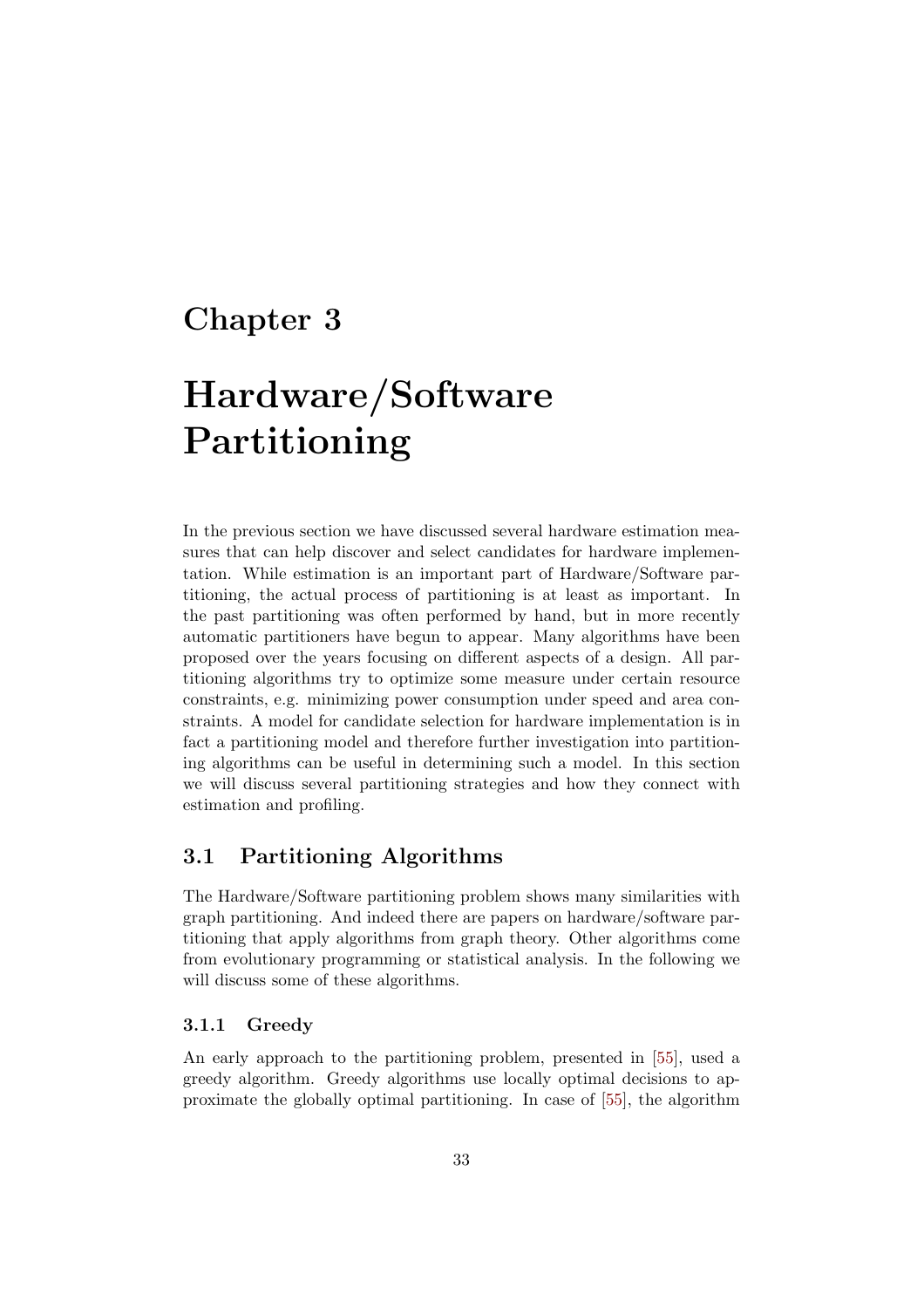# Chapter 3

# Hardware/Software Partitioning

In the previous section we have discussed several hardware estimation measures that can help discover and select candidates for hardware implementation. While estimation is an important part of Hardware/Software partitioning, the actual process of partitioning is at least as important. In the past partitioning was often performed by hand, but in more recently automatic partitioners have begun to appear. Many algorithms have been proposed over the years focusing on different aspects of a design. All partitioning algorithms try to optimize some measure under certain resource constraints, e.g. minimizing power consumption under speed and area constraints. A model for candidate selection for hardware implementation is in fact a partitioning model and therefore further investigation into partitioning algorithms can be useful in determining such a model. In this section we will discuss several partitioning strategies and how they connect with estimation and profiling.

## 3.1 Partitioning Algorithms

The Hardware/Software partitioning problem shows many similarities with graph partitioning. And indeed there are papers on hardware/software partitioning that apply algorithms from graph theory. Other algorithms come from evolutionary programming or statistical analysis. In the following we will discuss some of these algorithms.

### 3.1.1 Greedy

An early approach to the partitioning problem, presented in [55], used a greedy algorithm. Greedy algorithms use locally optimal decisions to approximate the globally optimal partitioning. In case of [55], the algorithm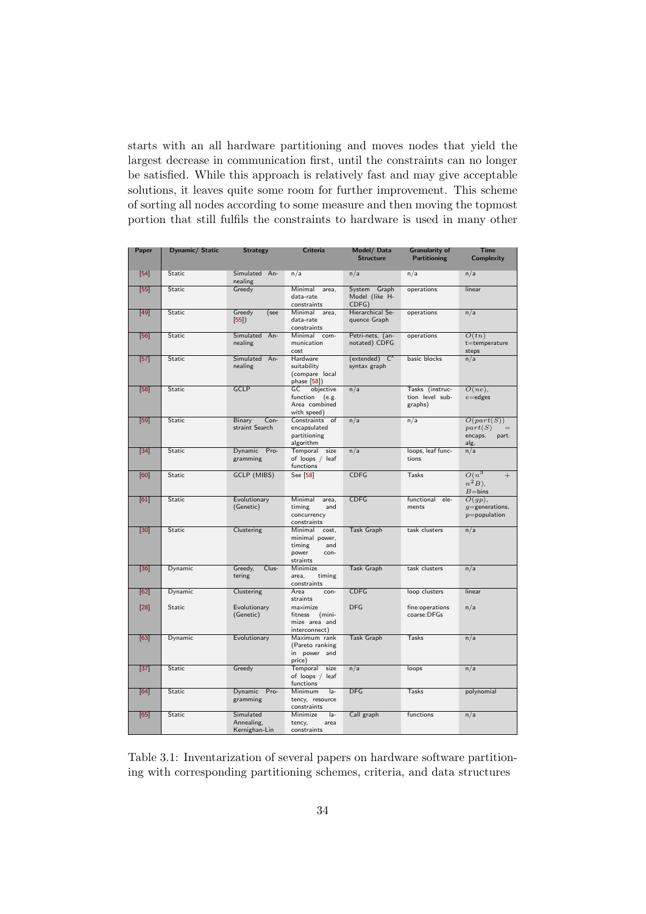starts with an all hardware partitioning and moves nodes that yield the largest decrease in communication first, until the constraints can no longer be satisfied. While this approach is relatively fast and may give acceptable solutions, it leaves quite some room for further improvement. This scheme of sorting all nodes according to some measure and then moving the topmost portion that still fulfils the constraints to hardware is used in many other

| Paper | Dynamic/ Static | Strategy | Criteria | Model/ Data Structure | Granularity of Partitioning | Time Complexity |
|---|---|---|---|---|---|---|
| [54] | Static | Simulated Annealing | n/a | n/a | n/a | n/a |
| [55] | Static | Greedy | Minimal area, data-rate constraints | System Graph Model (like H-CDFG) | operations | linear |
| [49] | Static | Greedy (see [55]) | Minimal area, data-rate constraints | Hierarchical Sequence Graph | operations | n/a |
| [56] | Static | Simulated Annealing | Minimal communication cost | Petri-nets, (annotated) CDFG | operations | $O(tn)$ t=temperature steps |
| [57] | Static | Simulated Annealing | Hardware suitability (compare local phase [58]) | (extended) $C^x$ syntax graph | basic blocks | n/a |
| [58] | Static | GCLP | GC objective function (e.g. Area combined with speed) | n/a | Tasks (instruction level subgraphs) | $O(ne)$, $e$=edges |
| [59] | Static | Binary Constraint Search | Constraints of encapsulated partitioning algorithm | n/a | n/a | $O(part(S))$ $part(S)$ = encaps. part. alg. |
| [34] | Static | Dynamic Programming | Temporal size of loops / leaf functions | n/a | loops, leaf functions | n/a |
| [60] | Static | GCLP (MIBS) | See [58] | CDFG | Tasks | $O(n^3 + n^2B)$, $B$=bins |
| [61] | Static | Evolutionary (Genetic) | Minimal area, timing and concurrency constraints | CDFG | functional elements | $O(gp)$, $g$=generations, $p$=population |
| [30] | Static | Clustering | Minimal cost, minimal power, timing and power constraints | Task Graph | task clusters | n/a |
| [36] | Dynamic | Greedy, Clustering | Minimize area, timing constraints | Task Graph | task clusters | n/a |
| [62] | Dynamic | Clustering | Area constraints | CDFG | loop clusters | linear |
| [28] | Static | Evolutionary (Genetic) | maximize fitness (minimize area and interconnect) | DFG | fine:operations coarse:DFGs | n/a |
| [63] | Dynamic | Evolutionary | Maximum rank (Pareto ranking in power and price) | Task Graph | Tasks | n/a |
| [37] | Static | Greedy | Temporal size of loops / leaf functions | n/a | loops | n/a |
| [64] | Static | Dynamic Programming | Minimum latency, resource constraints | DFG | Tasks | polynomial |
| [65] | Static | Simulated Annealing, Kernighan-Lin | Minimize latency, area constraints | Call graph | functions | n/a |

Table 3.1: Inventarization of several papers on hardware software partitioning with corresponding partitioning schemes, criteria, and data structures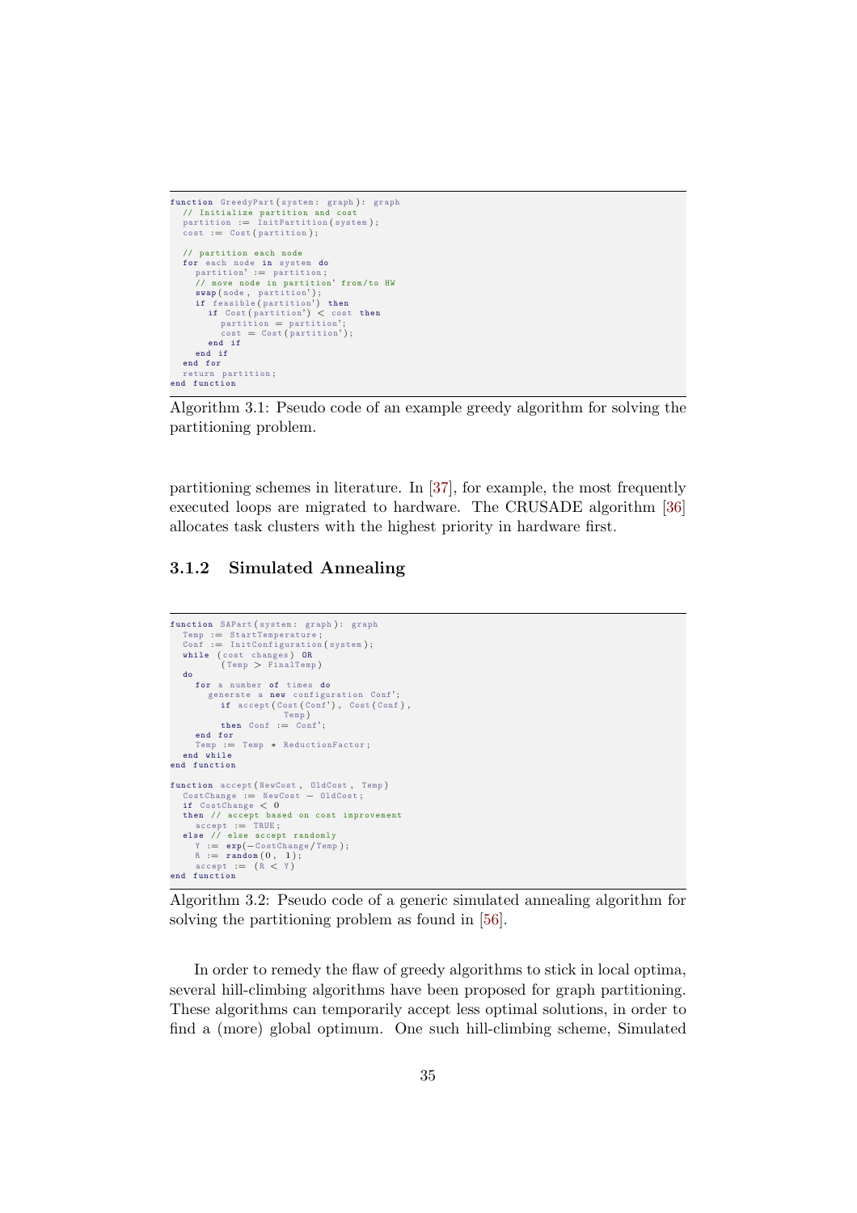```
function GreedyPart(system: graph): graph
  // Initialize partition and cost
  partition := InitPartition(system);
  cost := Cost(partition);

  // partition each node
  for each node in system do
    partition' := partition;
    // move node in partition' from/to HW
    swap(node, partition');
    if feasible(partition') then
      if Cost(partition') < cost then
        partition = partition';
        cost = Cost(partition');
      end if
    end if
  end for
  return partition;
end function
```

Algorithm 3.1: Pseudo code of an example greedy algorithm for solving the partitioning problem.

partitioning schemes in literature. In [37], for example, the most frequently executed loops are migrated to hardware. The CRUSADE algorithm [36] allocates task clusters with the highest priority in hardware first.

### 3.1.2 Simulated Annealing

```
function SAPart(system: graph): graph
  Temp := StartTemperature;
  Conf := InitConfiguration(system);
  while (cost changes) OR
        (Temp > FinalTemp)
  do
    for a number of times do
      generate a new configuration Conf';
        if accept(Cost(Conf'), Cost(Conf),
                  Temp)
        then Conf := Conf';
    end for
    Temp := Temp * ReductionFactor;
  end while
end function

function accept(NewCost, OldCost, Temp)
  CostChange := NewCost - OldCost;
  if CostChange < 0
  then // accept based on cost improvement
    accept := TRUE;
  else // else accept randomly
    Y := exp(-CostChange/Temp);
    R := random(0, 1);
    accept := (R < Y)
end function
```

Algorithm 3.2: Pseudo code of a generic simulated annealing algorithm for solving the partitioning problem as found in [56].

In order to remedy the flaw of greedy algorithms to stick in local optima, several hill-climbing algorithms have been proposed for graph partitioning. These algorithms can temporarily accept less optimal solutions, in order to find a (more) global optimum. One such hill-climbing scheme, Simulated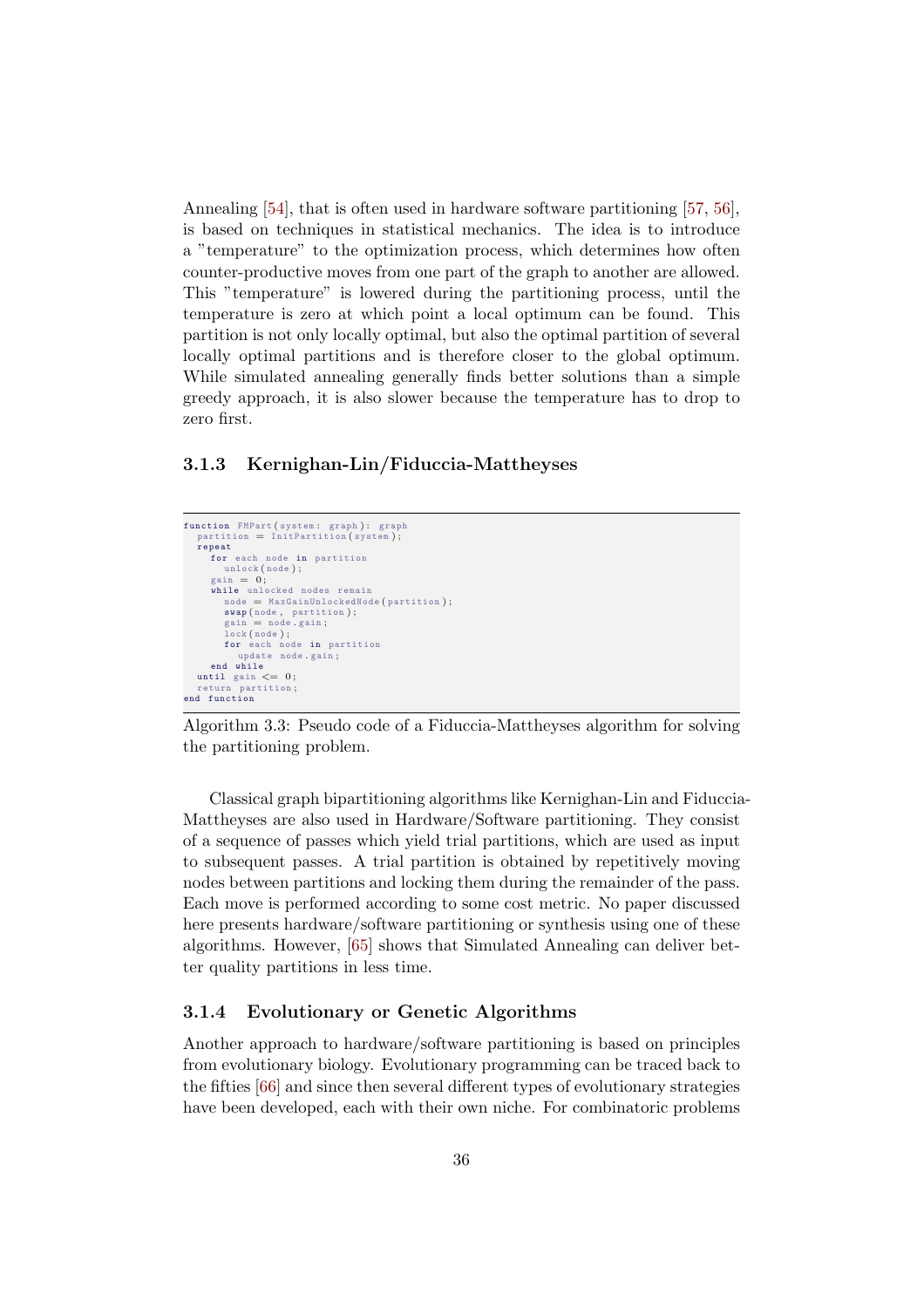Annealing [54], that is often used in hardware software partitioning [57, 56], is based on techniques in statistical mechanics. The idea is to introduce a "temperature" to the optimization process, which determines how often counter-productive moves from one part of the graph to another are allowed. This "temperature" is lowered during the partitioning process, until the temperature is zero at which point a local optimum can be found. This partition is not only locally optimal, but also the optimal partition of several locally optimal partitions and is therefore closer to the global optimum. While simulated annealing generally finds better solutions than a simple greedy approach, it is also slower because the temperature has to drop to zero first.

### 3.1.3 Kernighan-Lin/Fiduccia-Mattheyses

```
function FMPart(system: graph): graph
  partition = InitPartition(system);
  repeat
    for each node in partition
      unlock(node);
    gain = 0;
    while unlocked nodes remain
      node = MaxGainUnlockedNode(partition);
      swap(node, partition);
      gain = node.gain;
      lock(node);
      for each node in partition
        update node.gain;
    end while
  until gain <= 0;
  return partition;
end function
```

Algorithm 3.3: Pseudo code of a Fiduccia-Mattheyses algorithm for solving the partitioning problem.

Classical graph bipartitioning algorithms like Kernighan-Lin and Fiduccia-Mattheyses are also used in Hardware/Software partitioning. They consist of a sequence of passes which yield trial partitions, which are used as input to subsequent passes. A trial partition is obtained by repetitively moving nodes between partitions and locking them during the remainder of the pass. Each move is performed according to some cost metric. No paper discussed here presents hardware/software partitioning or synthesis using one of these algorithms. However, [65] shows that Simulated Annealing can deliver better quality partitions in less time.

### 3.1.4 Evolutionary or Genetic Algorithms

Another approach to hardware/software partitioning is based on principles from evolutionary biology. Evolutionary programming can be traced back to the fifties [66] and since then several different types of evolutionary strategies have been developed, each with their own niche. For combinatoric problems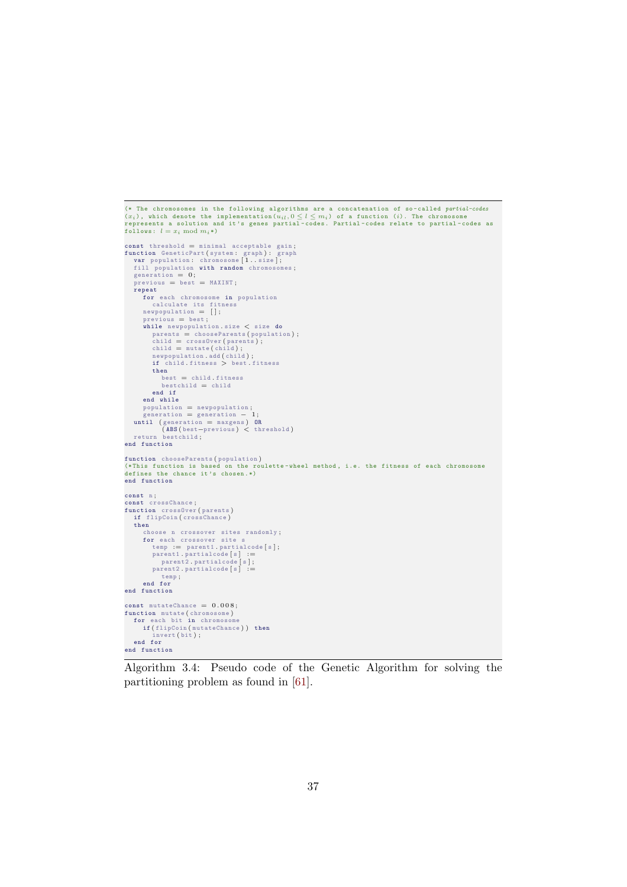```
(* The chromosomes in the following algorithms are a concatenation of so-called partial-codes
(x_i), which denote the implementation(u_il, 0 ≤ l ≤ m_i) of a function (i). The chromosome
represents a solution and it's genes partial-codes. Partial-codes relate to partial-codes as
follows: l = x_i mod m_i*)

const threshold = minimal acceptable gain;
function GeneticPart(system: graph): graph
  var population: chromosome[1..size];
  fill population with random chromosomes;
  generation = 0;
  previous = best = MAXINT;
  repeat
    for each chromosome in population
      calculate its fitness
    newpopulation = [];
    previous = best;
    while newpopulation.size < size do
      parents = chooseParents(population);
      child = crossOver(parents);
      child = mutate(child);
      newpopulation.add(child);
      if child.fitness > best.fitness
      then
        best = child.fitness
        bestchild = child
      end if
    end while
    population = newpopulation;
    generation = generation - 1;
  until (generation = maxgens) OR
        (ABS(best-previous) < threshold)
  return bestchild;
end function

function chooseParents(population)
(*This function is based on the roulette-wheel method, i.e. the fitness of each chromosome
defines the chance it's chosen.*)
end function

const n;
const crossChance;
function crossOver(parents)
  if flipCoin(crossChance)
  then
    choose n crossover sites randomly;
    for each crossover site s
      temp := parent1.partialcode[s];
      parent1.partialcode[s] :=
        parent2.partialcode[s];
      parent2.partialcode[s] :=
        temp;
    end for
end function

const mutateChance = 0.008;
function mutate(chromosome)
  for each bit in chromosome
    if(flipCoin(mutateChance)) then
      invert(bit);
  end for
end function
```

Algorithm 3.4: Pseudo code of the Genetic Algorithm for solving the partitioning problem as found in [61].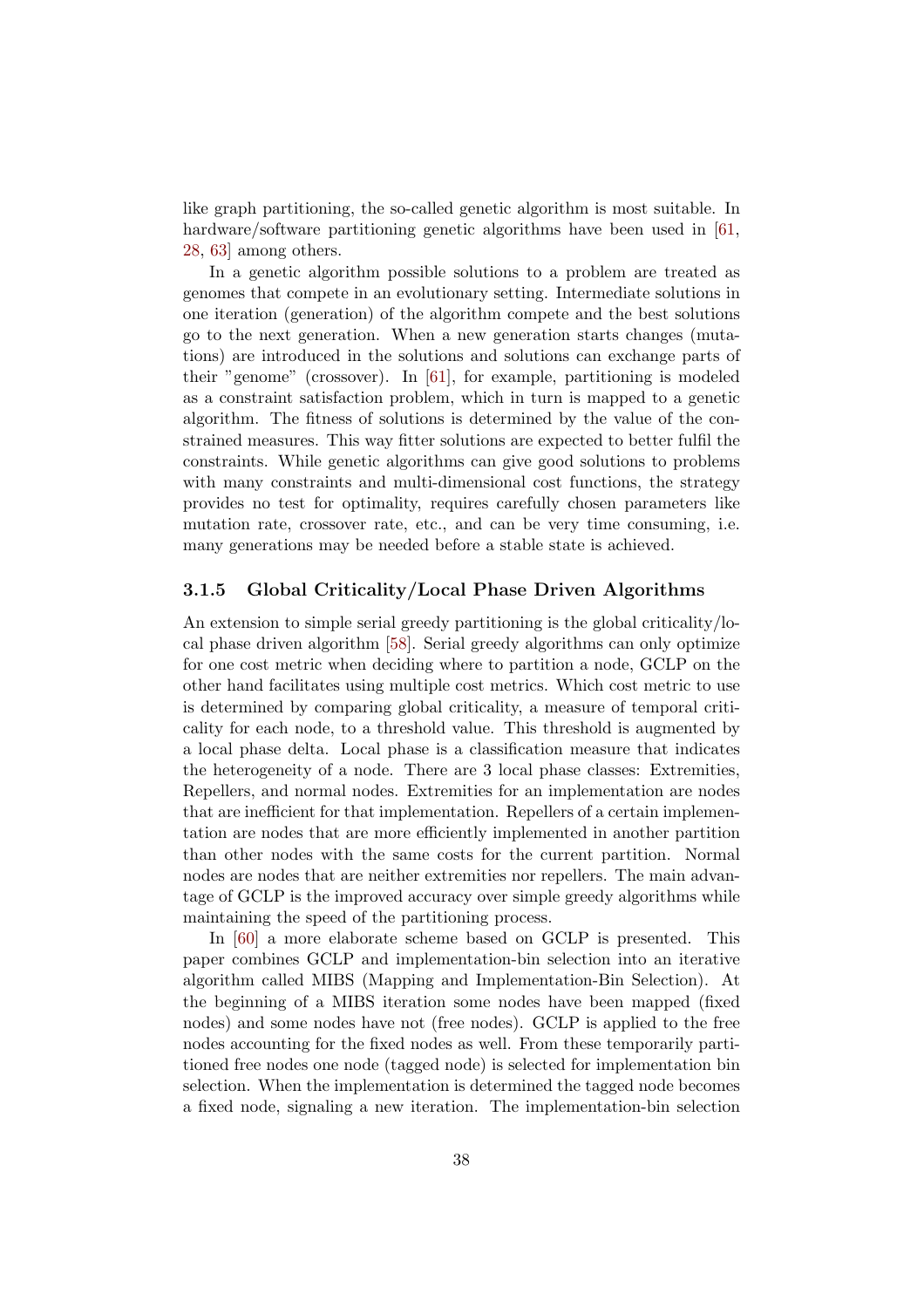like graph partitioning, the so-called genetic algorithm is most suitable. In hardware/software partitioning genetic algorithms have been used in [61, 28, 63] among others.

In a genetic algorithm possible solutions to a problem are treated as genomes that compete in an evolutionary setting. Intermediate solutions in one iteration (generation) of the algorithm compete and the best solutions go to the next generation. When a new generation starts changes (mutations) are introduced in the solutions and solutions can exchange parts of their "genome" (crossover). In [61], for example, partitioning is modeled as a constraint satisfaction problem, which in turn is mapped to a genetic algorithm. The fitness of solutions is determined by the value of the constrained measures. This way fitter solutions are expected to better fulfil the constraints. While genetic algorithms can give good solutions to problems with many constraints and multi-dimensional cost functions, the strategy provides no test for optimality, requires carefully chosen parameters like mutation rate, crossover rate, etc., and can be very time consuming, i.e. many generations may be needed before a stable state is achieved.

### 3.1.5 Global Criticality/Local Phase Driven Algorithms

An extension to simple serial greedy partitioning is the global criticality/local phase driven algorithm [58]. Serial greedy algorithms can only optimize for one cost metric when deciding where to partition a node, GCLP on the other hand facilitates using multiple cost metrics. Which cost metric to use is determined by comparing global criticality, a measure of temporal criticality for each node, to a threshold value. This threshold is augmented by a local phase delta. Local phase is a classification measure that indicates the heterogeneity of a node. There are 3 local phase classes: Extremities, Repellers, and normal nodes. Extremities for an implementation are nodes that are inefficient for that implementation. Repellers of a certain implementation are nodes that are more efficiently implemented in another partition than other nodes with the same costs for the current partition. Normal nodes are nodes that are neither extremities nor repellers. The main advantage of GCLP is the improved accuracy over simple greedy algorithms while maintaining the speed of the partitioning process.

In [60] a more elaborate scheme based on GCLP is presented. This paper combines GCLP and implementation-bin selection into an iterative algorithm called MIBS (Mapping and Implementation-Bin Selection). At the beginning of a MIBS iteration some nodes have been mapped (fixed nodes) and some nodes have not (free nodes). GCLP is applied to the free nodes accounting for the fixed nodes as well. From these temporarily partitioned free nodes one node (tagged node) is selected for implementation bin selection. When the implementation is determined the tagged node becomes a fixed node, signaling a new iteration. The implementation-bin selection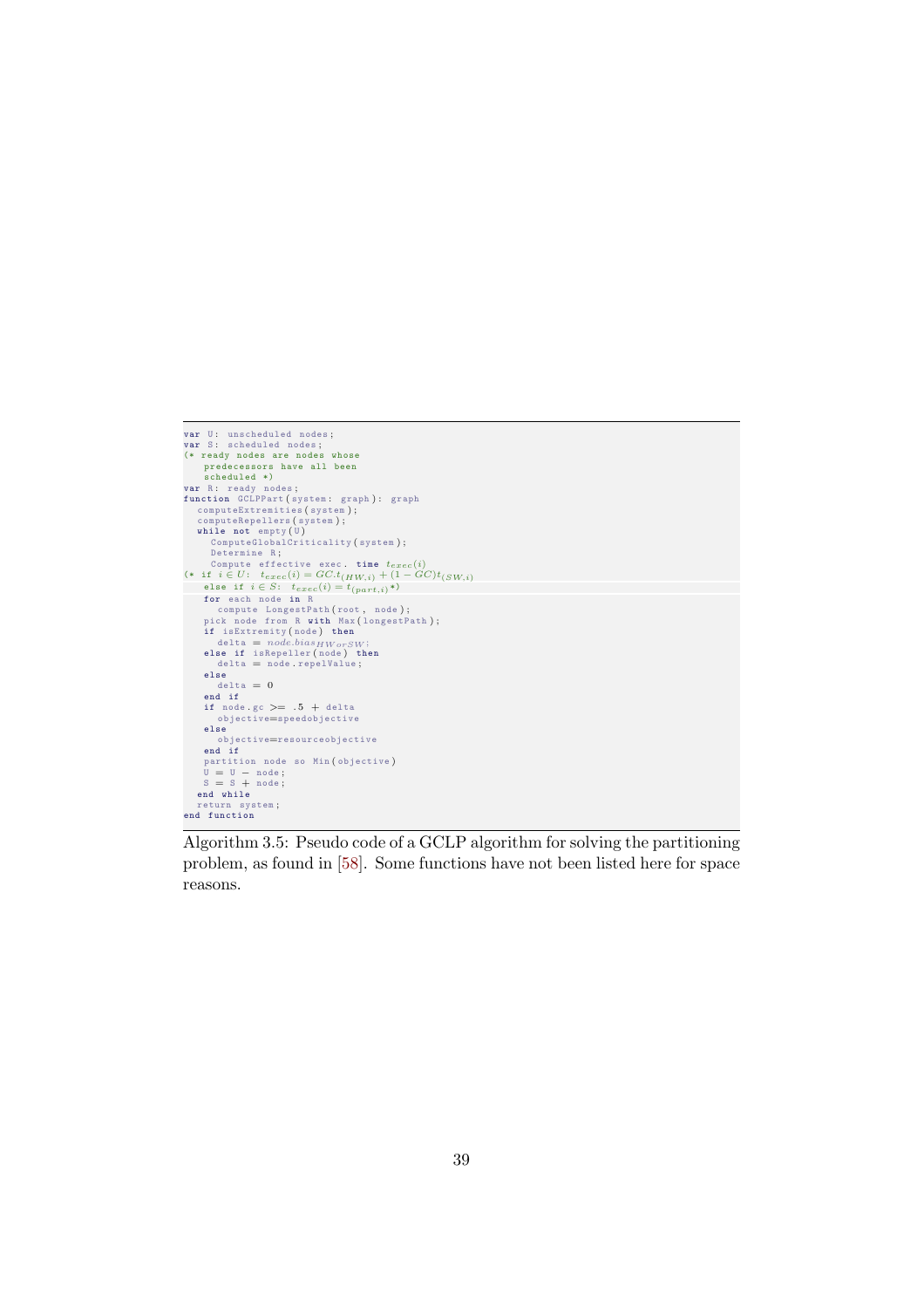```
var U: unscheduled nodes;
var S: scheduled nodes;
(* ready nodes are nodes whose
   predecessors have all been
   scheduled *)
var R: ready nodes;
function GCLPPart(system: graph): graph
  computeExtremities(system);
  computeRepellers(system);
  while not empty(U)
     ComputeGlobalCriticality(system);
     Determine R;
     Compute effective exec. time t_exec(i)
(* if i ∈ U:  t_exec(i) = GC.t_(HW,i) + (1 − GC)t_(SW,i)
    else if i ∈ S:  t_exec(i) = t_(part,i) *)
    for each node in R
      compute LongestPath(root, node);
    pick node from R with Max(longestPath);
    if isExtremity(node) then
      delta = node.bias_HWorSW;
    else if isRepeller(node) then
      delta = node.repelValue;
    else
      delta = 0
    end if
    if node.gc >= .5 + delta
      objective=speedobjective
    else
      objective=resourceobjective
    end if
    partition node so Min(objective)
    U = U − node;
    S = S + node;
  end while
  return system;
end function
```

Algorithm 3.5: Pseudo code of a GCLP algorithm for solving the partitioning problem, as found in [58]. Some functions have not been listed here for space reasons.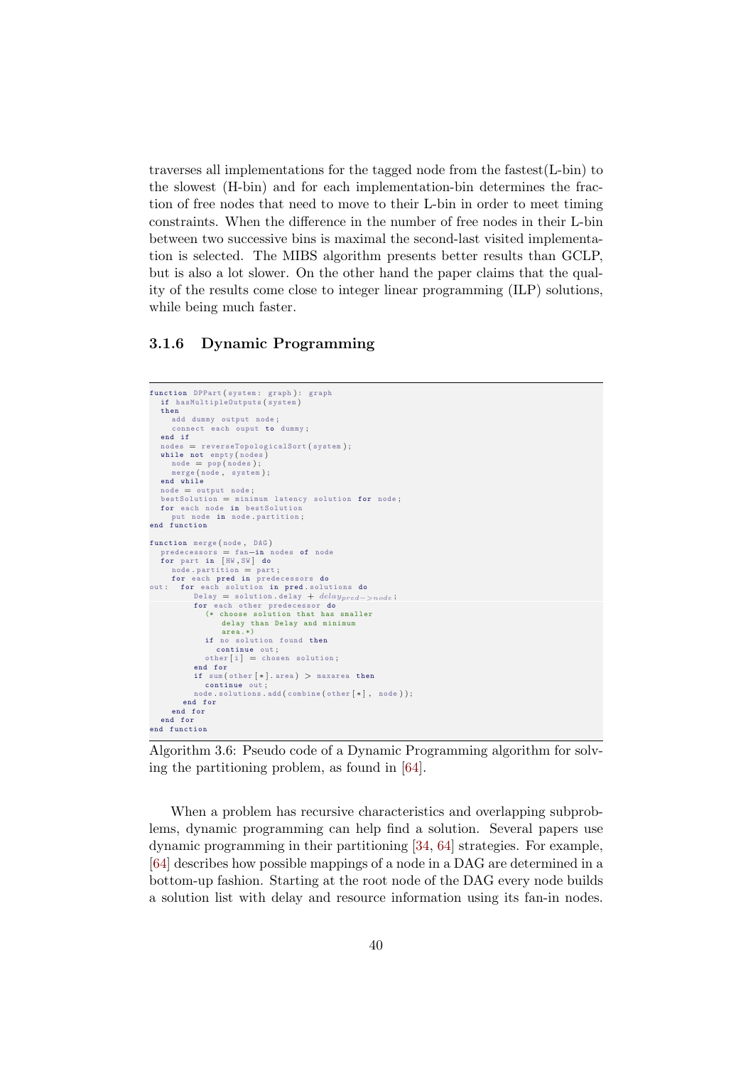traverses all implementations for the tagged node from the fastest(L-bin) to the slowest (H-bin) and for each implementation-bin determines the fraction of free nodes that need to move to their L-bin in order to meet timing constraints. When the difference in the number of free nodes in their L-bin between two successive bins is maximal the second-last visited implementation is selected. The MIBS algorithm presents better results than GCLP, but is also a lot slower. On the other hand the paper claims that the quality of the results come close to integer linear programming (ILP) solutions, while being much faster.

### 3.1.6 Dynamic Programming

```
function DPPart(system: graph): graph
  if hasMultipleOutputs(system)
  then
    add dummy output node;
    connect each ouput to dummy;
  end if
  nodes = reverseTopologicalSort(system);
  while not empty(nodes)
    node = pop(nodes);
    merge(node, system);
  end while
  node = output node;
  bestSolution = minimum latency solution for node;
  for each node in bestSolution
    put node in node.partition;
end function

function merge(node, DAG)
  predecessors = fan-in nodes of node
  for part in [HW,SW] do
    node.partition = part;
    for each pred in predecessors do
out:  for each solution in pred.solutions do
        Delay = solution.delay + delay_{pred->node};
        for each other predecessor do
          (* choose solution that has smaller
             delay than Delay and minimum
             area.*)
          if no solution found then
            continue out;
          other[i] = chosen solution;
        end for
        if sum(other[*].area) > maxarea then
          continue out;
        node.solutions.add(combine(other[*], node));
      end for
    end for
  end for
end function
```

Algorithm 3.6: Pseudo code of a Dynamic Programming algorithm for solving the partitioning problem, as found in [64].

When a problem has recursive characteristics and overlapping subproblems, dynamic programming can help find a solution. Several papers use dynamic programming in their partitioning [34, 64] strategies. For example, [64] describes how possible mappings of a node in a DAG are determined in a bottom-up fashion. Starting at the root node of the DAG every node builds a solution list with delay and resource information using its fan-in nodes.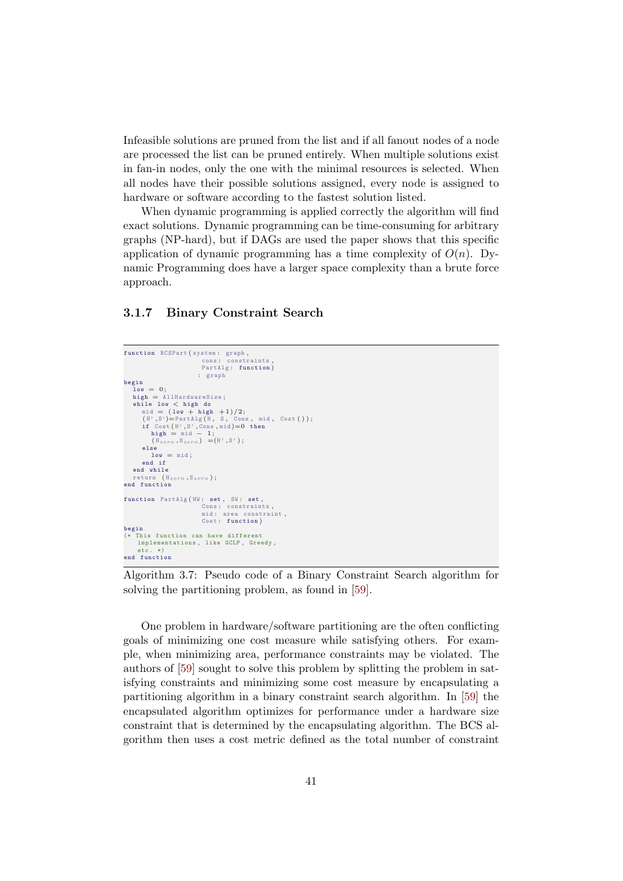Infeasible solutions are pruned from the list and if all fanout nodes of a node are processed the list can be pruned entirely. When multiple solutions exist in fan-in nodes, only the one with the minimal resources is selected. When all nodes have their possible solutions assigned, every node is assigned to hardware or software according to the fastest solution listed.

When dynamic programming is applied correctly the algorithm will find exact solutions. Dynamic programming can be time-consuming for arbitrary graphs (NP-hard), but if DAGs are used the paper shows that this specific application of dynamic programming has a time complexity of $O(n)$. Dynamic Programming does have a larger space complexity than a brute force approach.

### 3.1.7 Binary Constraint Search

```
function BCSPart(system: graph,
                 cons: constraints,
                 PartAlg: function)
                : graph
begin
  low = 0;
  high = AllHardwareSize;
  while low < high do
    mid = (low + high +1)/2;
    (H',S')=PartAlg(H, S, Cons, mid, Cost());
    if Cost(H',S',Cons,mid)=0 then
      high = mid - 1;
      (H_zero,S_zero) =(H',S');
    else
      low = mid;
    end if
  end while
  return (H_zero,S_zero);
end function

function PartAlg(HW: set, SW: set,
                 Cons: constraints,
                 mid: area constraint,
                 Cost: function)
begin
(* This function can have different
   implementations, like GCLP, Greedy,
   etc. *)
end function
```

Algorithm 3.7: Pseudo code of a Binary Constraint Search algorithm for solving the partitioning problem, as found in [59].

One problem in hardware/software partitioning are the often conflicting goals of minimizing one cost measure while satisfying others. For example, when minimizing area, performance constraints may be violated. The authors of [59] sought to solve this problem by splitting the problem in satisfying constraints and minimizing some cost measure by encapsulating a partitioning algorithm in a binary constraint search algorithm. In [59] the encapsulated algorithm optimizes for performance under a hardware size constraint that is determined by the encapsulating algorithm. The BCS algorithm then uses a cost metric defined as the total number of constraint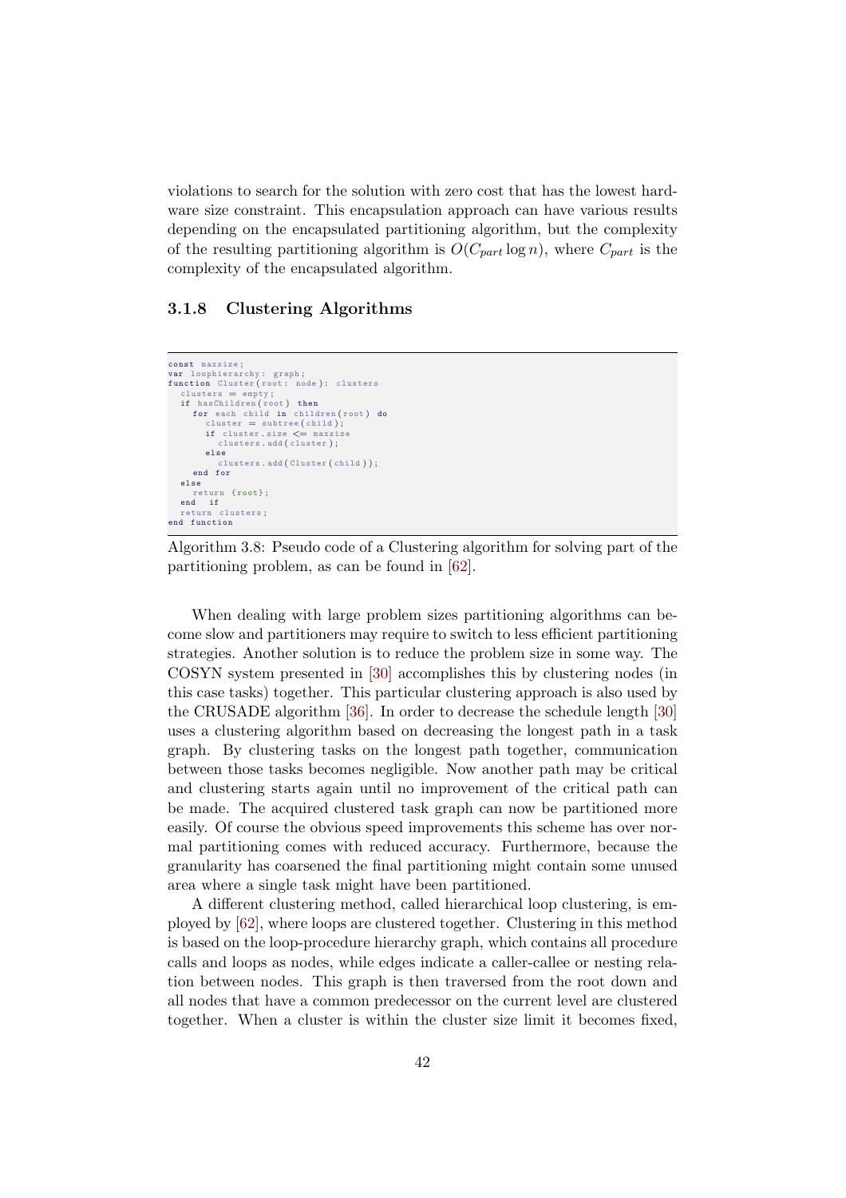violations to search for the solution with zero cost that has the lowest hardware size constraint. This encapsulation approach can have various results depending on the encapsulated partitioning algorithm, but the complexity of the resulting partitioning algorithm is $O(C_{part} \log n)$, where $C_{part}$ is the complexity of the encapsulated algorithm.

### 3.1.8 Clustering Algorithms

```
const maxsize;
var loophierarchy: graph;
function Cluster(root: node): clusters
  clusters = empty;
  if hasChildren(root) then
    for each child in children(root) do
      cluster = subtree(child);
      if cluster.size <= maxsize
        clusters.add(cluster);
      else
        clusters.add(Cluster(child));
    end for
  else
    return {root};
  end if
  return clusters;
end function
```

Algorithm 3.8: Pseudo code of a Clustering algorithm for solving part of the partitioning problem, as can be found in [62].

When dealing with large problem sizes partitioning algorithms can become slow and partitioners may require to switch to less efficient partitioning strategies. Another solution is to reduce the problem size in some way. The COSYN system presented in [30] accomplishes this by clustering nodes (in this case tasks) together. This particular clustering approach is also used by the CRUSADE algorithm [36]. In order to decrease the schedule length [30] uses a clustering algorithm based on decreasing the longest path in a task graph. By clustering tasks on the longest path together, communication between those tasks becomes negligible. Now another path may be critical and clustering starts again until no improvement of the critical path can be made. The acquired clustered task graph can now be partitioned more easily. Of course the obvious speed improvements this scheme has over normal partitioning comes with reduced accuracy. Furthermore, because the granularity has coarsened the final partitioning might contain some unused area where a single task might have been partitioned.

A different clustering method, called hierarchical loop clustering, is employed by [62], where loops are clustered together. Clustering in this method is based on the loop-procedure hierarchy graph, which contains all procedure calls and loops as nodes, while edges indicate a caller-callee or nesting relation between nodes. This graph is then traversed from the root down and all nodes that have a common predecessor on the current level are clustered together. When a cluster is within the cluster size limit it becomes fixed,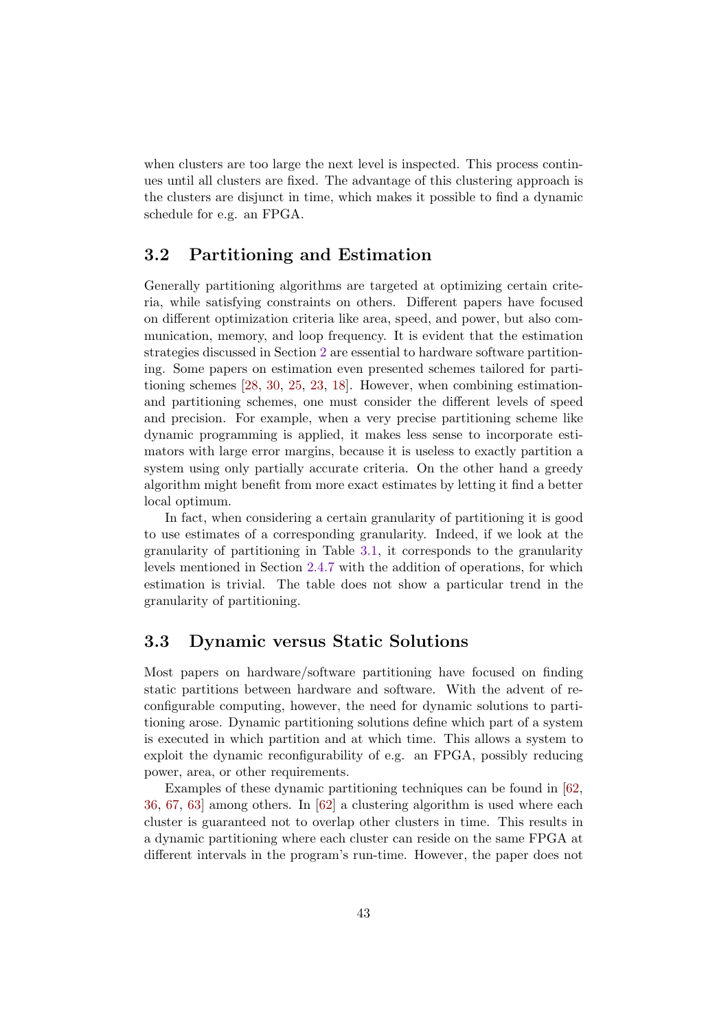when clusters are too large the next level is inspected. This process continues until all clusters are fixed. The advantage of this clustering approach is the clusters are disjunct in time, which makes it possible to find a dynamic schedule for e.g. an FPGA.

## 3.2 Partitioning and Estimation

Generally partitioning algorithms are targeted at optimizing certain criteria, while satisfying constraints on others. Different papers have focused on different optimization criteria like area, speed, and power, but also communication, memory, and loop frequency. It is evident that the estimation strategies discussed in Section 2 are essential to hardware software partitioning. Some papers on estimation even presented schemes tailored for partitioning schemes [28, 30, 25, 23, 18]. However, when combining estimation- and partitioning schemes, one must consider the different levels of speed and precision. For example, when a very precise partitioning scheme like dynamic programming is applied, it makes less sense to incorporate estimators with large error margins, because it is useless to exactly partition a system using only partially accurate criteria. On the other hand a greedy algorithm might benefit from more exact estimates by letting it find a better local optimum.

In fact, when considering a certain granularity of partitioning it is good to use estimates of a corresponding granularity. Indeed, if we look at the granularity of partitioning in Table 3.1, it corresponds to the granularity levels mentioned in Section 2.4.7 with the addition of operations, for which estimation is trivial. The table does not show a particular trend in the granularity of partitioning.

## 3.3 Dynamic versus Static Solutions

Most papers on hardware/software partitioning have focused on finding static partitions between hardware and software. With the advent of reconfigurable computing, however, the need for dynamic solutions to partitioning arose. Dynamic partitioning solutions define which part of a system is executed in which partition and at which time. This allows a system to exploit the dynamic reconfigurability of e.g. an FPGA, possibly reducing power, area, or other requirements.

Examples of these dynamic partitioning techniques can be found in [62, 36, 67, 63] among others. In [62] a clustering algorithm is used where each cluster is guaranteed not to overlap other clusters in time. This results in a dynamic partitioning where each cluster can reside on the same FPGA at different intervals in the program's run-time. However, the paper does not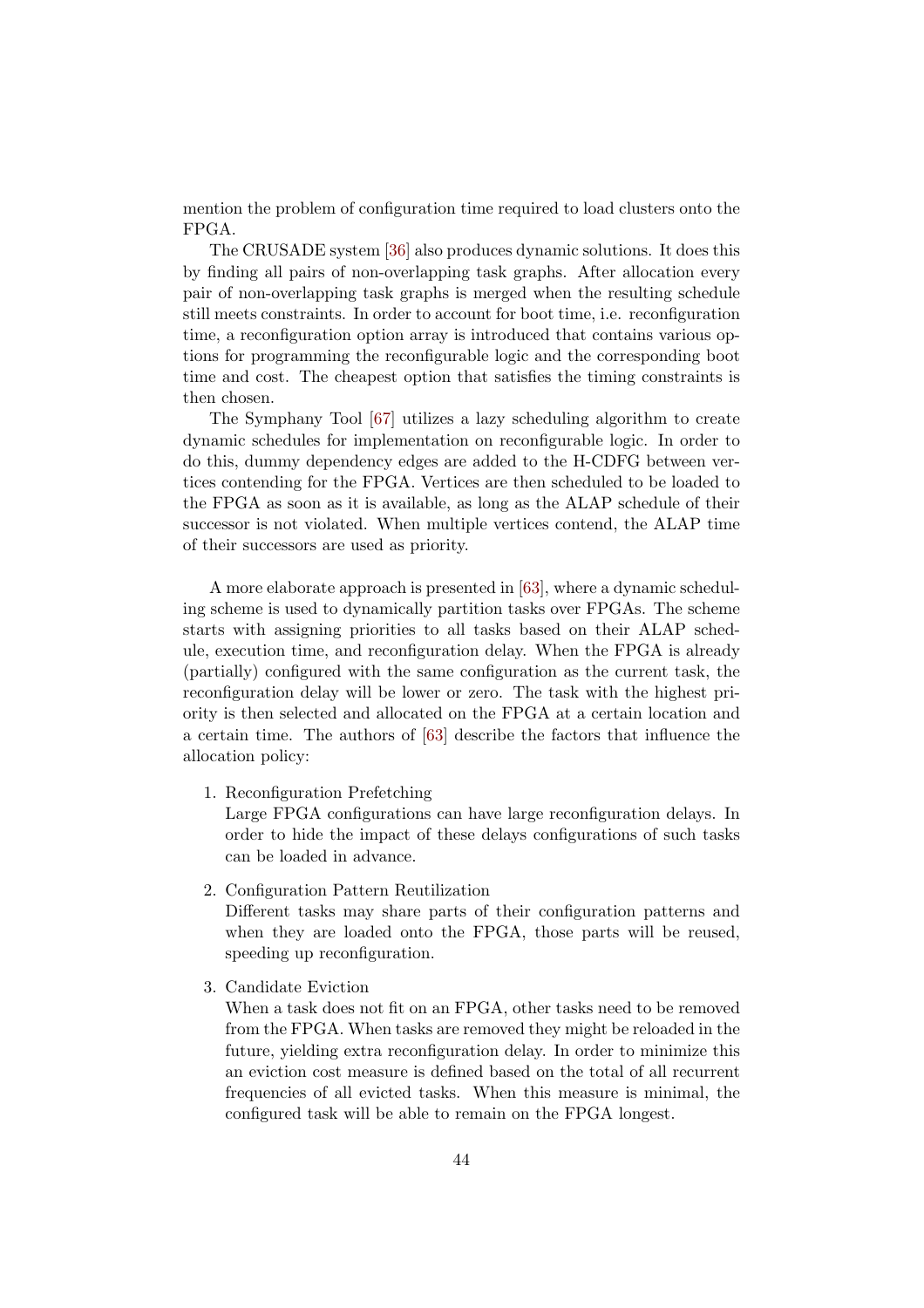mention the problem of configuration time required to load clusters onto the FPGA.

The CRUSADE system [36] also produces dynamic solutions. It does this by finding all pairs of non-overlapping task graphs. After allocation every pair of non-overlapping task graphs is merged when the resulting schedule still meets constraints. In order to account for boot time, i.e. reconfiguration time, a reconfiguration option array is introduced that contains various options for programming the reconfigurable logic and the corresponding boot time and cost. The cheapest option that satisfies the timing constraints is then chosen.

The Symphany Tool [67] utilizes a lazy scheduling algorithm to create dynamic schedules for implementation on reconfigurable logic. In order to do this, dummy dependency edges are added to the H-CDFG between vertices contending for the FPGA. Vertices are then scheduled to be loaded to the FPGA as soon as it is available, as long as the ALAP schedule of their successor is not violated. When multiple vertices contend, the ALAP time of their successors are used as priority.

A more elaborate approach is presented in [63], where a dynamic scheduling scheme is used to dynamically partition tasks over FPGAs. The scheme starts with assigning priorities to all tasks based on their ALAP schedule, execution time, and reconfiguration delay. When the FPGA is already (partially) configured with the same configuration as the current task, the reconfiguration delay will be lower or zero. The task with the highest priority is then selected and allocated on the FPGA at a certain location and a certain time. The authors of [63] describe the factors that influence the allocation policy:

1. Reconfiguration Prefetching
   Large FPGA configurations can have large reconfiguration delays. In order to hide the impact of these delays configurations of such tasks can be loaded in advance.

2. Configuration Pattern Reutilization
   Different tasks may share parts of their configuration patterns and when they are loaded onto the FPGA, those parts will be reused, speeding up reconfiguration.

3. Candidate Eviction
   When a task does not fit on an FPGA, other tasks need to be removed from the FPGA. When tasks are removed they might be reloaded in the future, yielding extra reconfiguration delay. In order to minimize this an eviction cost measure is defined based on the total of all recurrent frequencies of all evicted tasks. When this measure is minimal, the configured task will be able to remain on the FPGA longest.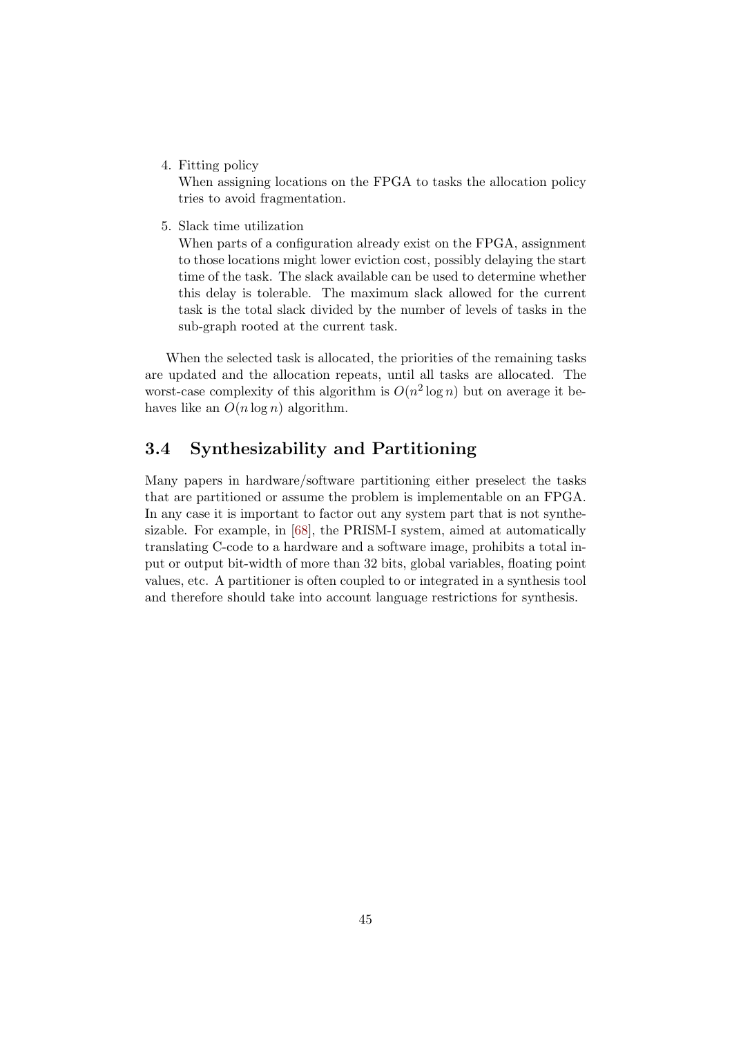4. Fitting policy
   When assigning locations on the FPGA to tasks the allocation policy tries to avoid fragmentation.

5. Slack time utilization
   When parts of a configuration already exist on the FPGA, assignment to those locations might lower eviction cost, possibly delaying the start time of the task. The slack available can be used to determine whether this delay is tolerable. The maximum slack allowed for the current task is the total slack divided by the number of levels of tasks in the sub-graph rooted at the current task.

When the selected task is allocated, the priorities of the remaining tasks are updated and the allocation repeats, until all tasks are allocated. The worst-case complexity of this algorithm is $O(n^2 \log n)$ but on average it behaves like an $O(n \log n)$ algorithm.

## 3.4 Synthesizability and Partitioning

Many papers in hardware/software partitioning either preselect the tasks that are partitioned or assume the problem is implementable on an FPGA. In any case it is important to factor out any system part that is not synthesizable. For example, in [68], the PRISM-I system, aimed at automatically translating C-code to a hardware and a software image, prohibits a total input or output bit-width of more than 32 bits, global variables, floating point values, etc. A partitioner is often coupled to or integrated in a synthesis tool and therefore should take into account language restrictions for synthesis.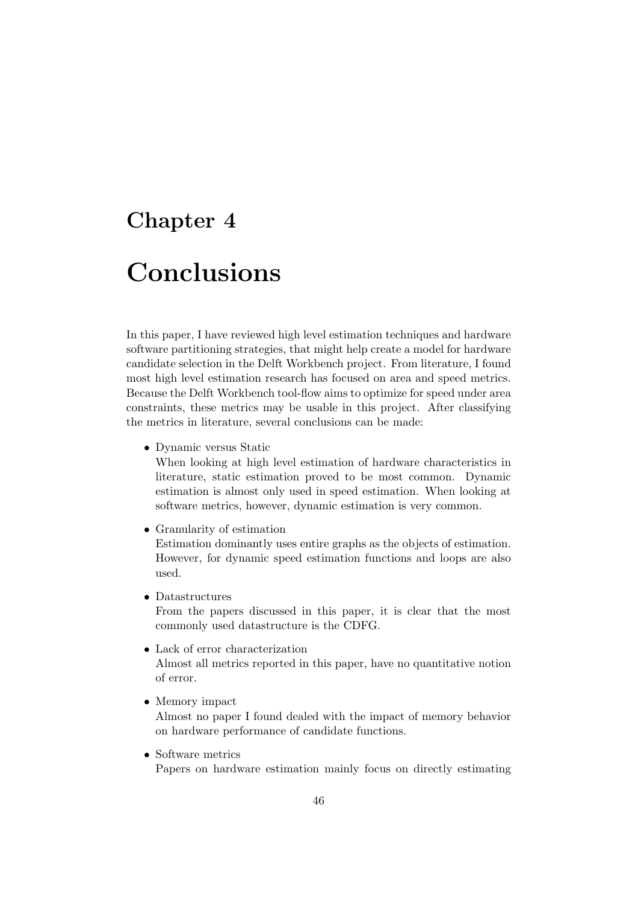# Chapter 4

# Conclusions

In this paper, I have reviewed high level estimation techniques and hardware software partitioning strategies, that might help create a model for hardware candidate selection in the Delft Workbench project. From literature, I found most high level estimation research has focused on area and speed metrics. Because the Delft Workbench tool-flow aims to optimize for speed under area constraints, these metrics may be usable in this project. After classifying the metrics in literature, several conclusions can be made:

- Dynamic versus Static
  When looking at high level estimation of hardware characteristics in literature, static estimation proved to be most common. Dynamic estimation is almost only used in speed estimation. When looking at software metrics, however, dynamic estimation is very common.

- Granularity of estimation
  Estimation dominantly uses entire graphs as the objects of estimation. However, for dynamic speed estimation functions and loops are also used.

- Datastructures
  From the papers discussed in this paper, it is clear that the most commonly used datastructure is the CDFG.

- Lack of error characterization
  Almost all metrics reported in this paper, have no quantitative notion of error.

- Memory impact
  Almost no paper I found dealed with the impact of memory behavior on hardware performance of candidate functions.

- Software metrics
  Papers on hardware estimation mainly focus on directly estimating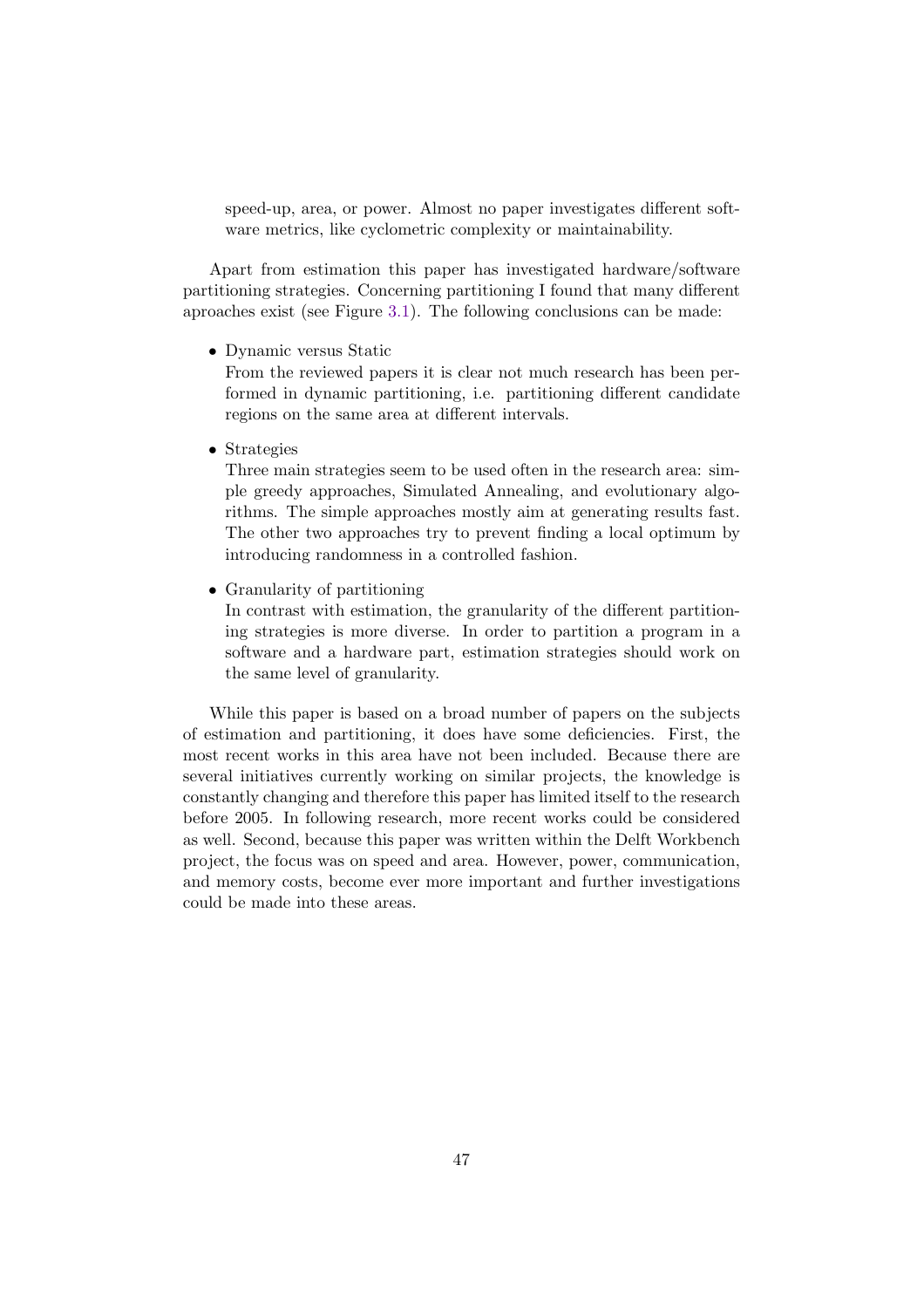speed-up, area, or power. Almost no paper investigates different software metrics, like cyclometric complexity or maintainability.

Apart from estimation this paper has investigated hardware/software partitioning strategies. Concerning partitioning I found that many different aproaches exist (see Figure 3.1). The following conclusions can be made:

- Dynamic versus Static
  From the reviewed papers it is clear not much research has been performed in dynamic partitioning, i.e. partitioning different candidate regions on the same area at different intervals.

- Strategies
  Three main strategies seem to be used often in the research area: simple greedy approaches, Simulated Annealing, and evolutionary algorithms. The simple approaches mostly aim at generating results fast. The other two approaches try to prevent finding a local optimum by introducing randomness in a controlled fashion.

- Granularity of partitioning
  In contrast with estimation, the granularity of the different partitioning strategies is more diverse. In order to partition a program in a software and a hardware part, estimation strategies should work on the same level of granularity.

While this paper is based on a broad number of papers on the subjects of estimation and partitioning, it does have some deficiencies. First, the most recent works in this area have not been included. Because there are several initiatives currently working on similar projects, the knowledge is constantly changing and therefore this paper has limited itself to the research before 2005. In following research, more recent works could be considered as well. Second, because this paper was written within the Delft Workbench project, the focus was on speed and area. However, power, communication, and memory costs, become ever more important and further investigations could be made into these areas.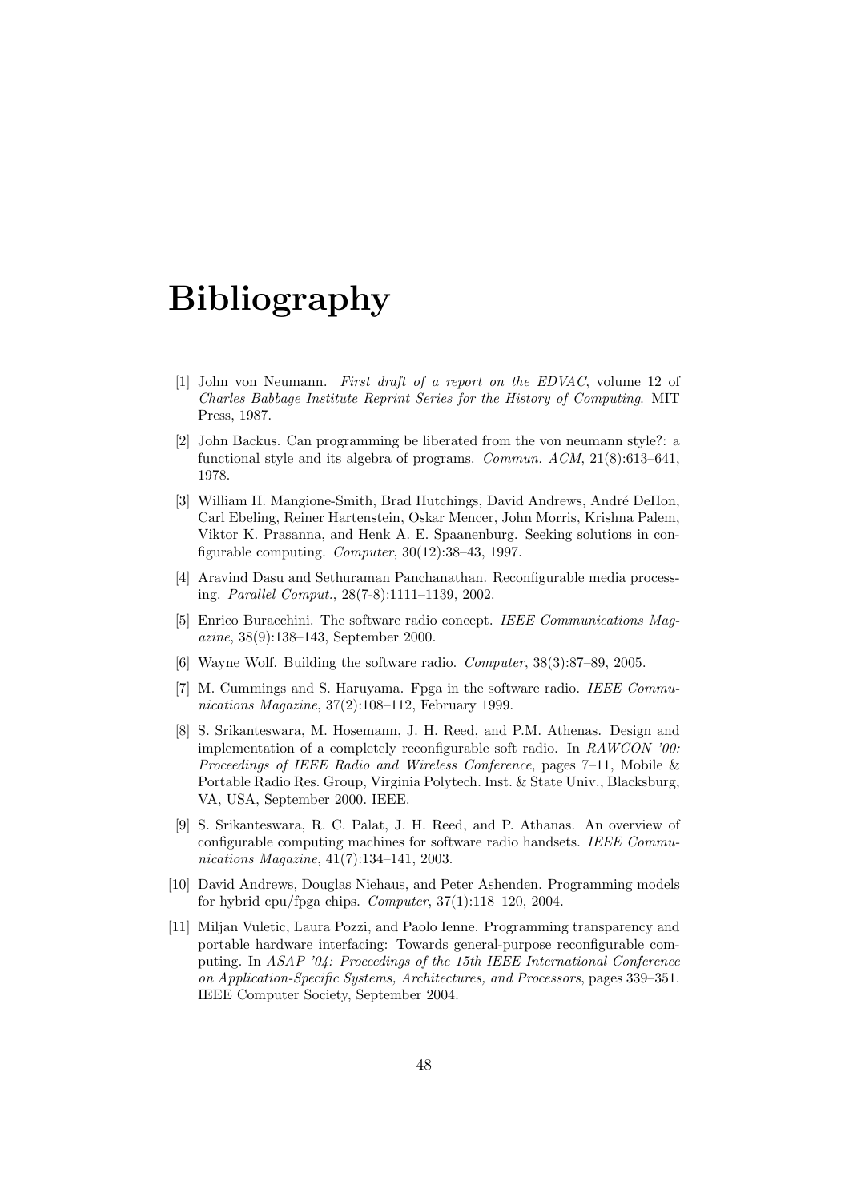# Bibliography

[1] John von Neumann. *First draft of a report on the EDVAC*, volume 12 of *Charles Babbage Institute Reprint Series for the History of Computing*. MIT Press, 1987.

[2] John Backus. Can programming be liberated from the von neumann style?: a functional style and its algebra of programs. *Commun. ACM*, 21(8):613–641, 1978.

[3] William H. Mangione-Smith, Brad Hutchings, David Andrews, André DeHon, Carl Ebeling, Reiner Hartenstein, Oskar Mencer, John Morris, Krishna Palem, Viktor K. Prasanna, and Henk A. E. Spaanenburg. Seeking solutions in configurable computing. *Computer*, 30(12):38–43, 1997.

[4] Aravind Dasu and Sethuraman Panchanathan. Reconfigurable media processing. *Parallel Comput.*, 28(7-8):1111–1139, 2002.

[5] Enrico Buracchini. The software radio concept. *IEEE Communications Magazine*, 38(9):138–143, September 2000.

[6] Wayne Wolf. Building the software radio. *Computer*, 38(3):87–89, 2005.

[7] M. Cummings and S. Haruyama. Fpga in the software radio. *IEEE Communications Magazine*, 37(2):108–112, February 1999.

[8] S. Srikanteswara, M. Hosemann, J. H. Reed, and P.M. Athenas. Design and implementation of a completely reconfigurable soft radio. In *RAWCON '00: Proceedings of IEEE Radio and Wireless Conference*, pages 7–11, Mobile & Portable Radio Res. Group, Virginia Polytech. Inst. & State Univ., Blacksburg, VA, USA, September 2000. IEEE.

[9] S. Srikanteswara, R. C. Palat, J. H. Reed, and P. Athanas. An overview of configurable computing machines for software radio handsets. *IEEE Communications Magazine*, 41(7):134–141, 2003.

[10] David Andrews, Douglas Niehaus, and Peter Ashenden. Programming models for hybrid cpu/fpga chips. *Computer*, 37(1):118–120, 2004.

[11] Miljan Vuletic, Laura Pozzi, and Paolo Ienne. Programming transparency and portable hardware interfacing: Towards general-purpose reconfigurable computing. In *ASAP '04: Proceedings of the 15th IEEE International Conference on Application-Specific Systems, Architectures, and Processors*, pages 339–351. IEEE Computer Society, September 2004.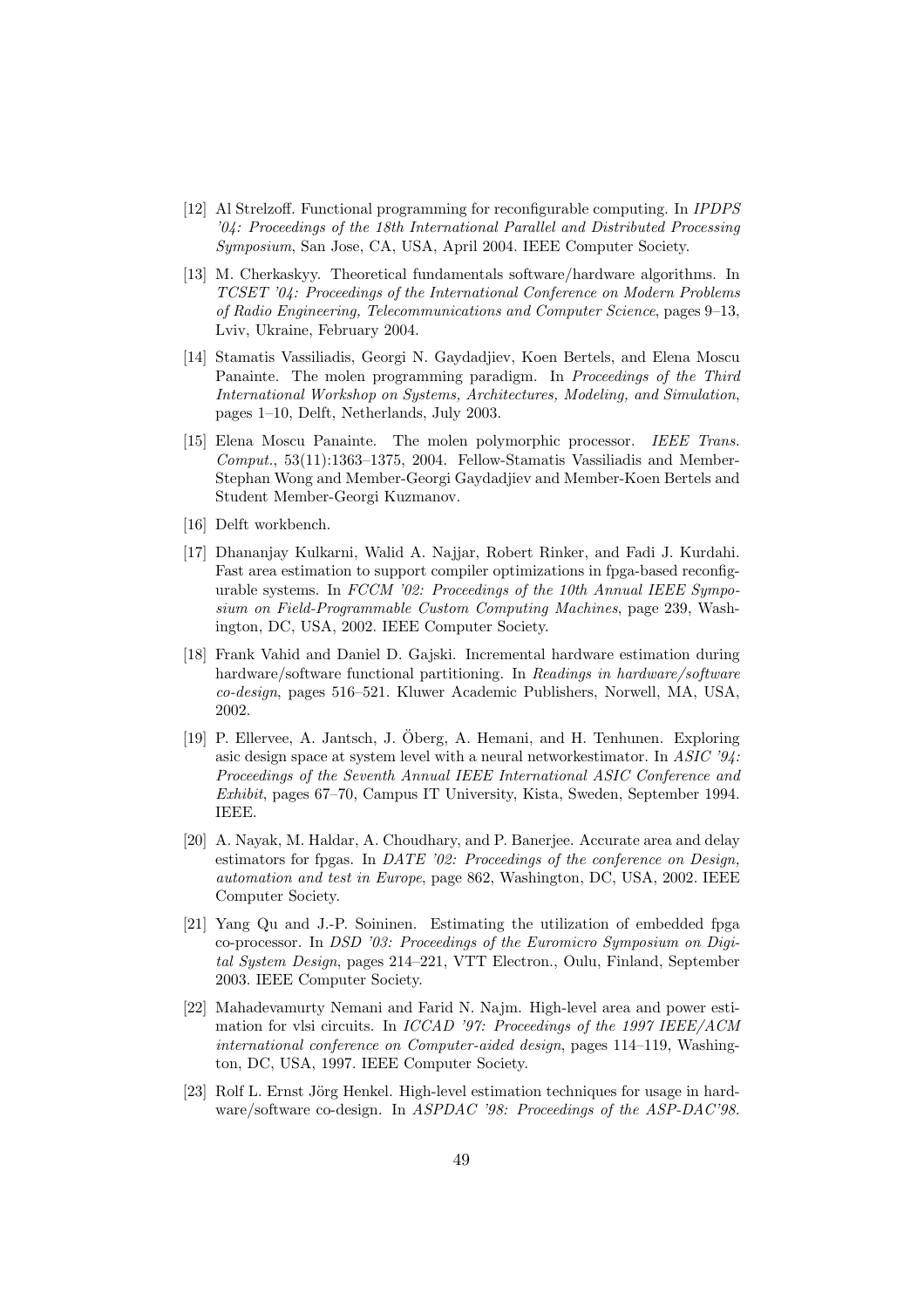[12] Al Strelzoff. Functional programming for reconfigurable computing. In *IPDPS '04: Proceedings of the 18th International Parallel and Distributed Processing Symposium*, San Jose, CA, USA, April 2004. IEEE Computer Society.

[13] M. Cherkaskyy. Theoretical fundamentals software/hardware algorithms. In *TCSET '04: Proceedings of the International Conference on Modern Problems of Radio Engineering, Telecommunications and Computer Science*, pages 9–13, Lviv, Ukraine, February 2004.

[14] Stamatis Vassiliadis, Georgi N. Gaydadjiev, Koen Bertels, and Elena Moscu Panainte. The molen programming paradigm. In *Proceedings of the Third International Workshop on Systems, Architectures, Modeling, and Simulation*, pages 1–10, Delft, Netherlands, July 2003.

[15] Elena Moscu Panainte. The molen polymorphic processor. *IEEE Trans. Comput.*, 53(11):1363–1375, 2004. Fellow-Stamatis Vassiliadis and Member-Stephan Wong and Member-Georgi Gaydadjiev and Member-Koen Bertels and Student Member-Georgi Kuzmanov.

[16] Delft workbench.

[17] Dhananjay Kulkarni, Walid A. Najjar, Robert Rinker, and Fadi J. Kurdahi. Fast area estimation to support compiler optimizations in fpga-based reconfigurable systems. In *FCCM '02: Proceedings of the 10th Annual IEEE Symposium on Field-Programmable Custom Computing Machines*, page 239, Washington, DC, USA, 2002. IEEE Computer Society.

[18] Frank Vahid and Daniel D. Gajski. Incremental hardware estimation during hardware/software functional partitioning. In *Readings in hardware/software co-design*, pages 516–521. Kluwer Academic Publishers, Norwell, MA, USA, 2002.

[19] P. Ellervee, A. Jantsch, J. Öberg, A. Hemani, and H. Tenhunen. Exploring asic design space at system level with a neural networkestimator. In *ASIC '94: Proceedings of the Seventh Annual IEEE International ASIC Conference and Exhibit*, pages 67–70, Campus IT University, Kista, Sweden, September 1994. IEEE.

[20] A. Nayak, M. Haldar, A. Choudhary, and P. Banerjee. Accurate area and delay estimators for fpgas. In *DATE '02: Proceedings of the conference on Design, automation and test in Europe*, page 862, Washington, DC, USA, 2002. IEEE Computer Society.

[21] Yang Qu and J.-P. Soininen. Estimating the utilization of embedded fpga co-processor. In *DSD '03: Proceedings of the Euromicro Symposium on Digital System Design*, pages 214–221, VTT Electron., Oulu, Finland, September 2003. IEEE Computer Society.

[22] Mahadevamurty Nemani and Farid N. Najm. High-level area and power estimation for vlsi circuits. In *ICCAD '97: Proceedings of the 1997 IEEE/ACM international conference on Computer-aided design*, pages 114–119, Washington, DC, USA, 1997. IEEE Computer Society.

[23] Rolf L. Ernst Jörg Henkel. High-level estimation techniques for usage in hardware/software co-design. In *ASPDAC '98: Proceedings of the ASP-DAC'98.*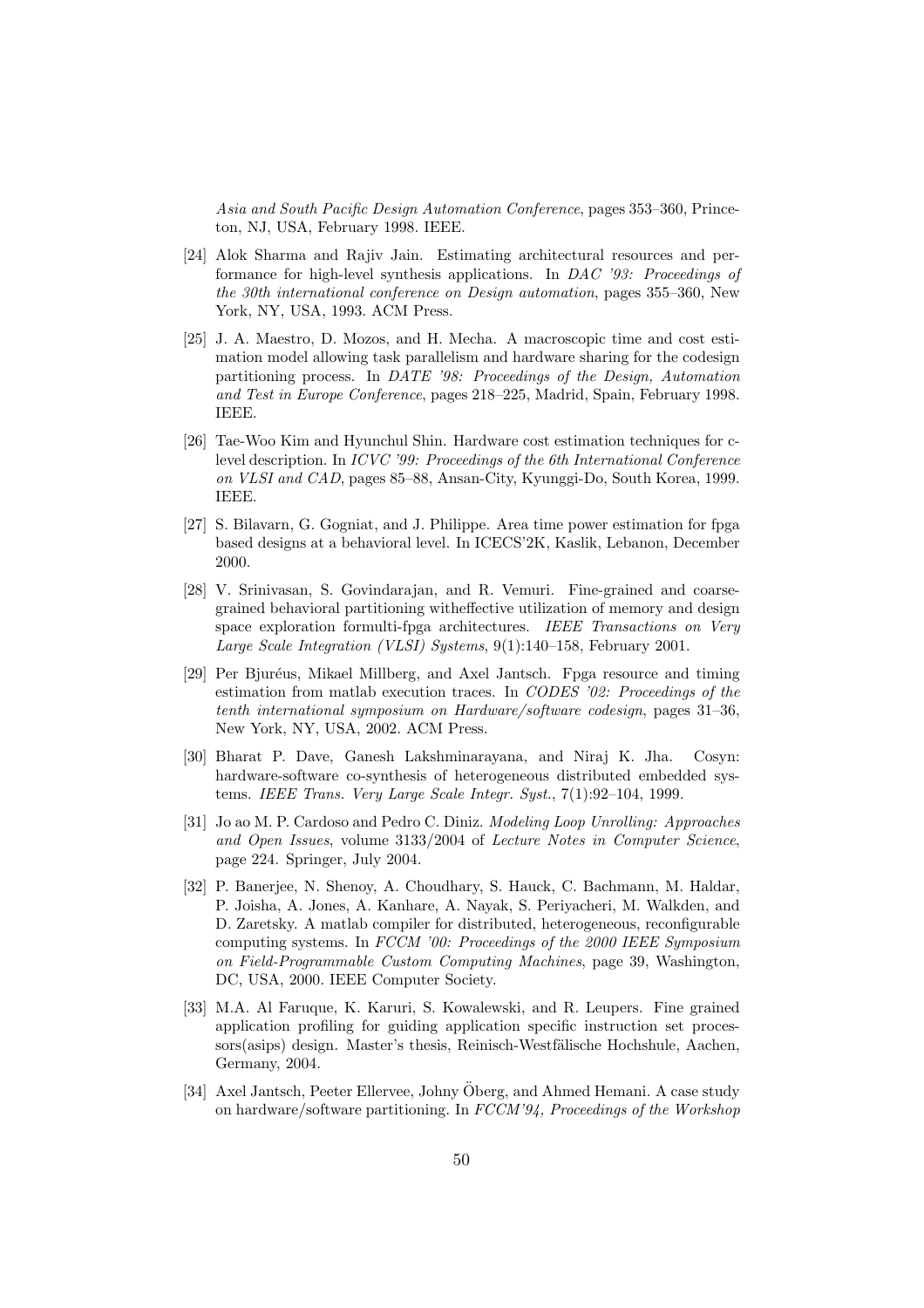*Asia and South Pacific Design Automation Conference*, pages 353–360, Princeton, NJ, USA, February 1998. IEEE.

[24] Alok Sharma and Rajiv Jain. Estimating architectural resources and performance for high-level synthesis applications. In *DAC '93: Proceedings of the 30th international conference on Design automation*, pages 355–360, New York, NY, USA, 1993. ACM Press.

[25] J. A. Maestro, D. Mozos, and H. Mecha. A macroscopic time and cost estimation model allowing task parallelism and hardware sharing for the codesign partitioning process. In *DATE '98: Proceedings of the Design, Automation and Test in Europe Conference*, pages 218–225, Madrid, Spain, February 1998. IEEE.

[26] Tae-Woo Kim and Hyunchul Shin. Hardware cost estimation techniques for c-level description. In *ICVC '99: Proceedings of the 6th International Conference on VLSI and CAD*, pages 85–88, Ansan-City, Kyunggi-Do, South Korea, 1999. IEEE.

[27] S. Bilavarn, G. Gogniat, and J. Philippe. Area time power estimation for fpga based designs at a behavioral level. In ICECS'2K, Kaslik, Lebanon, December 2000.

[28] V. Srinivasan, S. Govindarajan, and R. Vemuri. Fine-grained and coarse-grained behavioral partitioning witheffective utilization of memory and design space exploration formulti-fpga architectures. *IEEE Transactions on Very Large Scale Integration (VLSI) Systems*, 9(1):140–158, February 2001.

[29] Per Bjuréus, Mikael Millberg, and Axel Jantsch. Fpga resource and timing estimation from matlab execution traces. In *CODES '02: Proceedings of the tenth international symposium on Hardware/software codesign*, pages 31–36, New York, NY, USA, 2002. ACM Press.

[30] Bharat P. Dave, Ganesh Lakshminarayana, and Niraj K. Jha. Cosyn: hardware-software co-synthesis of heterogeneous distributed embedded systems. *IEEE Trans. Very Large Scale Integr. Syst.*, 7(1):92–104, 1999.

[31] Jo ao M. P. Cardoso and Pedro C. Diniz. *Modeling Loop Unrolling: Approaches and Open Issues*, volume 3133/2004 of *Lecture Notes in Computer Science*, page 224. Springer, July 2004.

[32] P. Banerjee, N. Shenoy, A. Choudhary, S. Hauck, C. Bachmann, M. Haldar, P. Joisha, A. Jones, A. Kanhare, A. Nayak, S. Periyacheri, M. Walkden, and D. Zaretsky. A matlab compiler for distributed, heterogeneous, reconfigurable computing systems. In *FCCM '00: Proceedings of the 2000 IEEE Symposium on Field-Programmable Custom Computing Machines*, page 39, Washington, DC, USA, 2000. IEEE Computer Society.

[33] M.A. Al Faruque, K. Karuri, S. Kowalewski, and R. Leupers. Fine grained application profiling for guiding application specific instruction set processors(asips) design. Master's thesis, Reinisch-Westfälische Hochshule, Aachen, Germany, 2004.

[34] Axel Jantsch, Peeter Ellervee, Johny Öberg, and Ahmed Hemani. A case study on hardware/software partitioning. In *FCCM'94, Proceedings of the Workshop*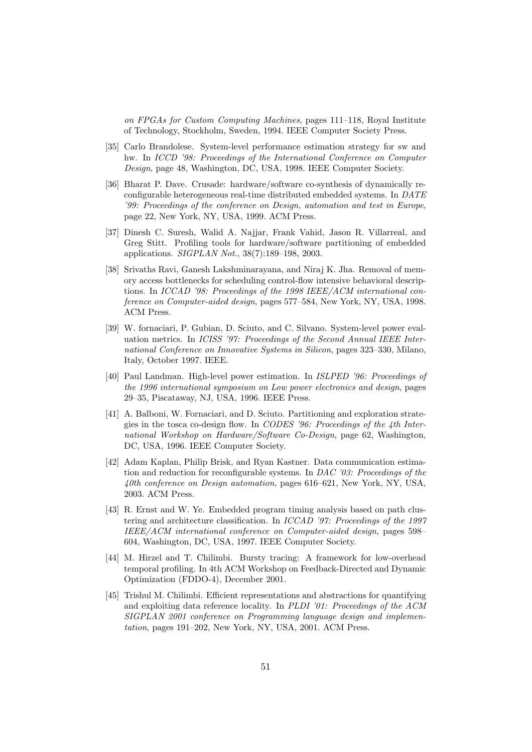*on FPGAs for Custom Computing Machines*, pages 111–118, Royal Institute of Technology, Stockholm, Sweden, 1994. IEEE Computer Society Press.

[35] Carlo Brandolese. System-level performance estimation strategy for sw and hw. In *ICCD '98: Proceedings of the International Conference on Computer Design*, page 48, Washington, DC, USA, 1998. IEEE Computer Society.

[36] Bharat P. Dave. Crusade: hardware/software co-synthesis of dynamically reconfigurable heterogeneous real-time distributed embedded systems. In *DATE '99: Proceedings of the conference on Design, automation and test in Europe*, page 22, New York, NY, USA, 1999. ACM Press.

[37] Dinesh C. Suresh, Walid A. Najjar, Frank Vahid, Jason R. Villarreal, and Greg Stitt. Profiling tools for hardware/software partitioning of embedded applications. *SIGPLAN Not.*, 38(7):189–198, 2003.

[38] Srivaths Ravi, Ganesh Lakshminarayana, and Niraj K. Jha. Removal of memory access bottlenecks for scheduling control-flow intensive behavioral descriptions. In *ICCAD '98: Proceedings of the 1998 IEEE/ACM international conference on Computer-aided design*, pages 577–584, New York, NY, USA, 1998. ACM Press.

[39] W. fornaciari, P. Gubian, D. Sciuto, and C. Silvano. System-level power evaluation metrics. In *ICISS '97: Proceedings of the Second Annual IEEE International Conference on Innovative Systems in Silicon*, pages 323–330, Milano, Italy, October 1997. IEEE.

[40] Paul Landman. High-level power estimation. In *ISLPED '96: Proceedings of the 1996 international symposium on Low power electronics and design*, pages 29–35, Piscataway, NJ, USA, 1996. IEEE Press.

[41] A. Balboni, W. Fornaciari, and D. Sciuto. Partitioning and exploration strategies in the tosca co-design flow. In *CODES '96: Proceedings of the 4th International Workshop on Hardware/Software Co-Design*, page 62, Washington, DC, USA, 1996. IEEE Computer Society.

[42] Adam Kaplan, Philip Brisk, and Ryan Kastner. Data communication estimation and reduction for reconfigurable systems. In *DAC '03: Proceedings of the 40th conference on Design automation*, pages 616–621, New York, NY, USA, 2003. ACM Press.

[43] R. Ernst and W. Ye. Embedded program timing analysis based on path clustering and architecture classification. In *ICCAD '97: Proceedings of the 1997 IEEE/ACM international conference on Computer-aided design*, pages 598–604, Washington, DC, USA, 1997. IEEE Computer Society.

[44] M. Hirzel and T. Chilimbi. Bursty tracing: A framework for low-overhead temporal profiling. In 4th ACM Workshop on Feedback-Directed and Dynamic Optimization (FDDO-4), December 2001.

[45] Trishul M. Chilimbi. Efficient representations and abstractions for quantifying and exploiting data reference locality. In *PLDI '01: Proceedings of the ACM SIGPLAN 2001 conference on Programming language design and implementation*, pages 191–202, New York, NY, USA, 2001. ACM Press.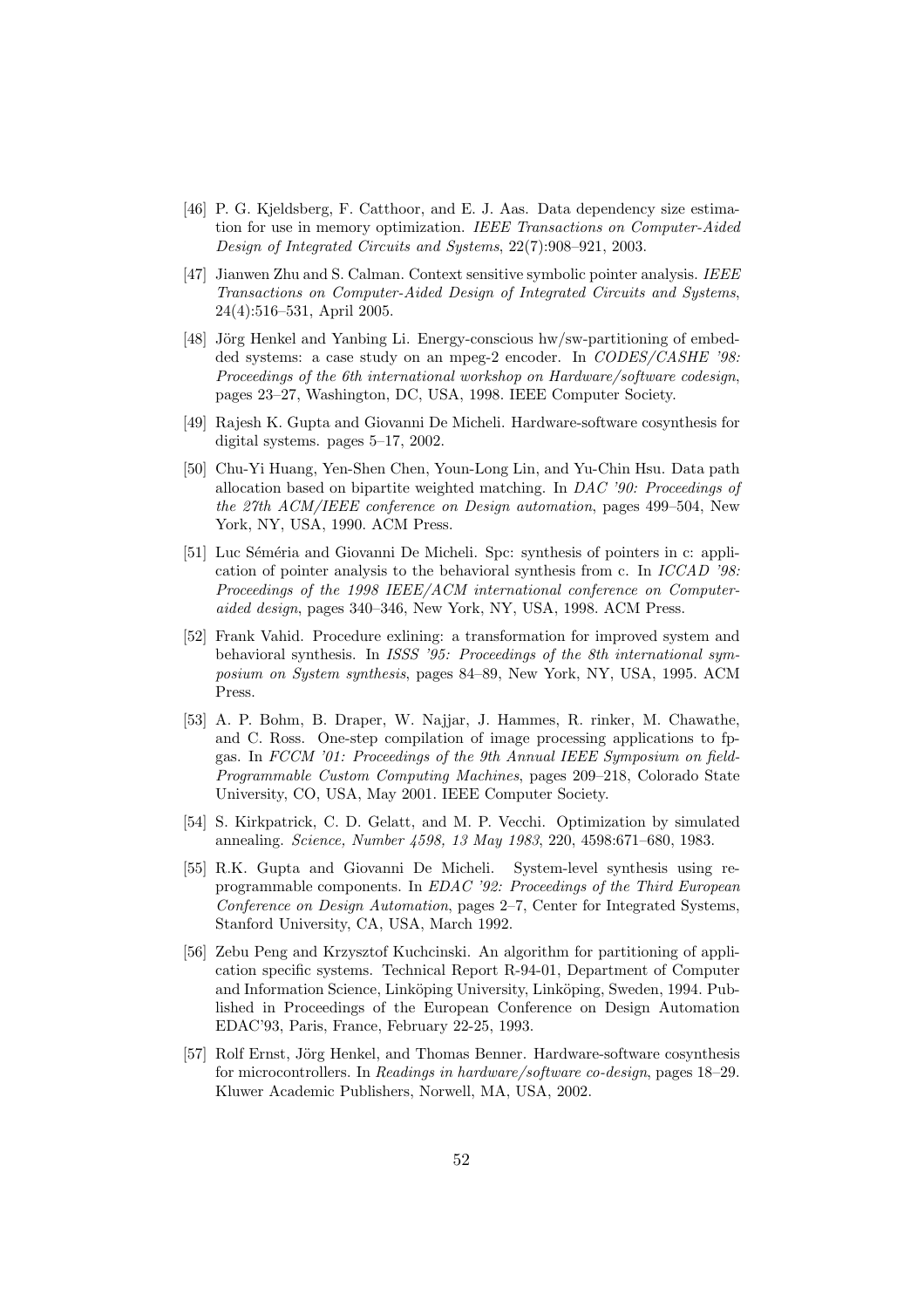[46] P. G. Kjeldsberg, F. Catthoor, and E. J. Aas. Data dependency size estimation for use in memory optimization. *IEEE Transactions on Computer-Aided Design of Integrated Circuits and Systems*, 22(7):908–921, 2003.

[47] Jianwen Zhu and S. Calman. Context sensitive symbolic pointer analysis. *IEEE Transactions on Computer-Aided Design of Integrated Circuits and Systems*, 24(4):516–531, April 2005.

[48] Jörg Henkel and Yanbing Li. Energy-conscious hw/sw-partitioning of embedded systems: a case study on an mpeg-2 encoder. In *CODES/CASHE '98: Proceedings of the 6th international workshop on Hardware/software codesign*, pages 23–27, Washington, DC, USA, 1998. IEEE Computer Society.

[49] Rajesh K. Gupta and Giovanni De Micheli. Hardware-software cosynthesis for digital systems. pages 5–17, 2002.

[50] Chu-Yi Huang, Yen-Shen Chen, Youn-Long Lin, and Yu-Chin Hsu. Data path allocation based on bipartite weighted matching. In *DAC '90: Proceedings of the 27th ACM/IEEE conference on Design automation*, pages 499–504, New York, NY, USA, 1990. ACM Press.

[51] Luc Séméria and Giovanni De Micheli. Spc: synthesis of pointers in c: application of pointer analysis to the behavioral synthesis from c. In *ICCAD '98: Proceedings of the 1998 IEEE/ACM international conference on Computer-aided design*, pages 340–346, New York, NY, USA, 1998. ACM Press.

[52] Frank Vahid. Procedure exlining: a transformation for improved system and behavioral synthesis. In *ISSS '95: Proceedings of the 8th international symposium on System synthesis*, pages 84–89, New York, NY, USA, 1995. ACM Press.

[53] A. P. Bohm, B. Draper, W. Najjar, J. Hammes, R. rinker, M. Chawathe, and C. Ross. One-step compilation of image processing applications to fpgas. In *FCCM '01: Proceedings of the 9th Annual IEEE Symposium on field-Programmable Custom Computing Machines*, pages 209–218, Colorado State University, CO, USA, May 2001. IEEE Computer Society.

[54] S. Kirkpatrick, C. D. Gelatt, and M. P. Vecchi. Optimization by simulated annealing. *Science, Number 4598, 13 May 1983*, 220, 4598:671–680, 1983.

[55] R.K. Gupta and Giovanni De Micheli. System-level synthesis using re-programmable components. In *EDAC '92: Proceedings of the Third European Conference on Design Automation*, pages 2–7, Center for Integrated Systems, Stanford University, CA, USA, March 1992.

[56] Zebu Peng and Krzysztof Kuchcinski. An algorithm for partitioning of application specific systems. Technical Report R-94-01, Department of Computer and Information Science, Linköping University, Linköping, Sweden, 1994. Published in Proceedings of the European Conference on Design Automation EDAC'93, Paris, France, February 22-25, 1993.

[57] Rolf Ernst, Jörg Henkel, and Thomas Benner. Hardware-software cosynthesis for microcontrollers. In *Readings in hardware/software co-design*, pages 18–29. Kluwer Academic Publishers, Norwell, MA, USA, 2002.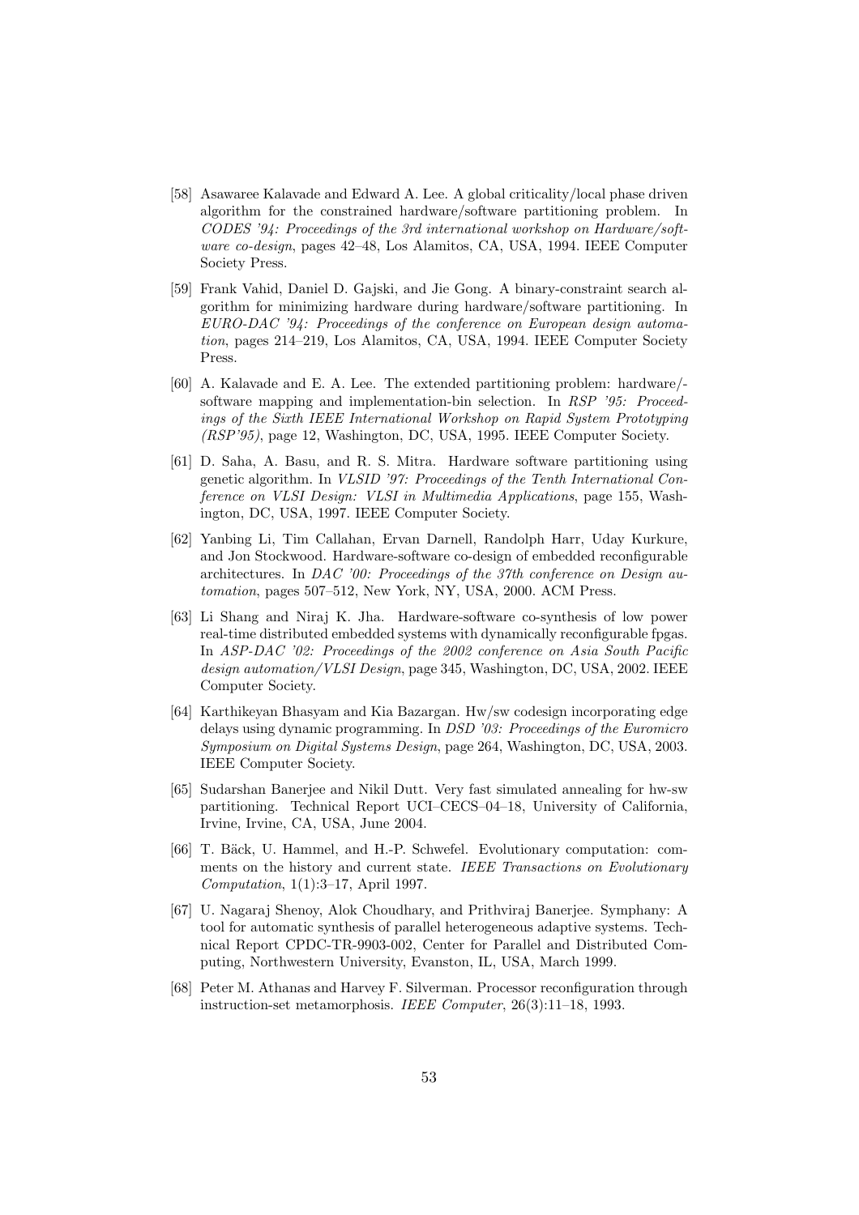[58] Asawaree Kalavade and Edward A. Lee. A global criticality/local phase driven algorithm for the constrained hardware/software partitioning problem. In *CODES '94: Proceedings of the 3rd international workshop on Hardware/software co-design*, pages 42–48, Los Alamitos, CA, USA, 1994. IEEE Computer Society Press.

[59] Frank Vahid, Daniel D. Gajski, and Jie Gong. A binary-constraint search algorithm for minimizing hardware during hardware/software partitioning. In *EURO-DAC '94: Proceedings of the conference on European design automation*, pages 214–219, Los Alamitos, CA, USA, 1994. IEEE Computer Society Press.

[60] A. Kalavade and E. A. Lee. The extended partitioning problem: hardware/-software mapping and implementation-bin selection. In *RSP '95: Proceedings of the Sixth IEEE International Workshop on Rapid System Prototyping (RSP'95)*, page 12, Washington, DC, USA, 1995. IEEE Computer Society.

[61] D. Saha, A. Basu, and R. S. Mitra. Hardware software partitioning using genetic algorithm. In *VLSID '97: Proceedings of the Tenth International Conference on VLSI Design: VLSI in Multimedia Applications*, page 155, Washington, DC, USA, 1997. IEEE Computer Society.

[62] Yanbing Li, Tim Callahan, Ervan Darnell, Randolph Harr, Uday Kurkure, and Jon Stockwood. Hardware-software co-design of embedded reconfigurable architectures. In *DAC '00: Proceedings of the 37th conference on Design automation*, pages 507–512, New York, NY, USA, 2000. ACM Press.

[63] Li Shang and Niraj K. Jha. Hardware-software co-synthesis of low power real-time distributed embedded systems with dynamically reconfigurable fpgas. In *ASP-DAC '02: Proceedings of the 2002 conference on Asia South Pacific design automation/VLSI Design*, page 345, Washington, DC, USA, 2002. IEEE Computer Society.

[64] Karthikeyan Bhasyam and Kia Bazargan. Hw/sw codesign incorporating edge delays using dynamic programming. In *DSD '03: Proceedings of the Euromicro Symposium on Digital Systems Design*, page 264, Washington, DC, USA, 2003. IEEE Computer Society.

[65] Sudarshan Banerjee and Nikil Dutt. Very fast simulated annealing for hw-sw partitioning. Technical Report UCI–CECS–04–18, University of California, Irvine, Irvine, CA, USA, June 2004.

[66] T. Bäck, U. Hammel, and H.-P. Schwefel. Evolutionary computation: comments on the history and current state. *IEEE Transactions on Evolutionary Computation*, 1(1):3–17, April 1997.

[67] U. Nagaraj Shenoy, Alok Choudhary, and Prithviraj Banerjee. Symphany: A tool for automatic synthesis of parallel heterogeneous adaptive systems. Technical Report CPDC-TR-9903-002, Center for Parallel and Distributed Computing, Northwestern University, Evanston, IL, USA, March 1999.

[68] Peter M. Athanas and Harvey F. Silverman. Processor reconfiguration through instruction-set metamorphosis. *IEEE Computer*, 26(3):11–18, 1993.